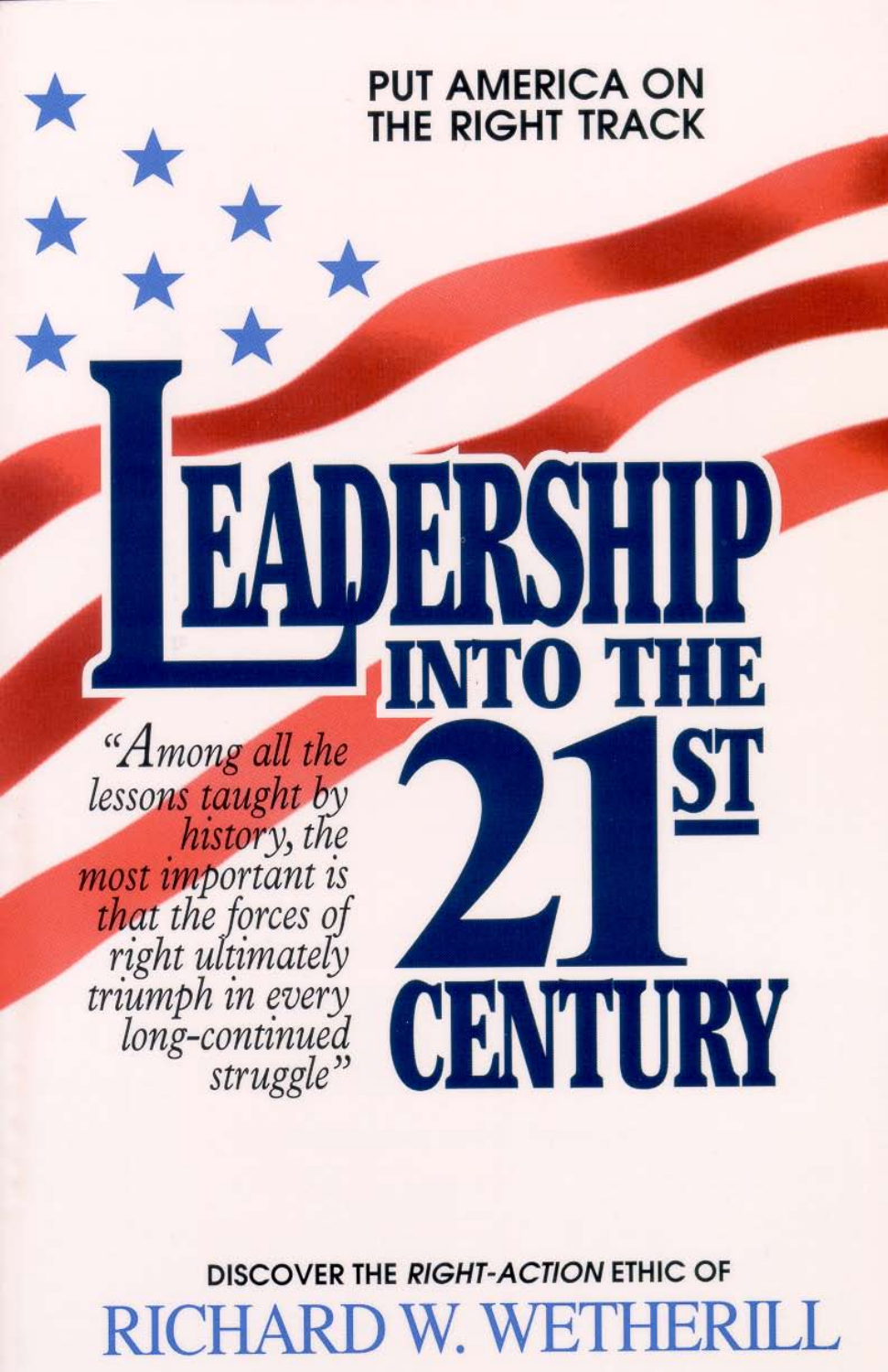PUT AMERICA ON THE RIGHT TRACK

# LEADERSHIP INTO THE 21ST CENTURY

*"Among all the lessons taught by history, the most important is that the forces of right ultimately triumph in every long-continued struggle"*

DISCOVER THE *RIGHT-ACTION* ETHIC OF

## RICHARD W. WETHERILL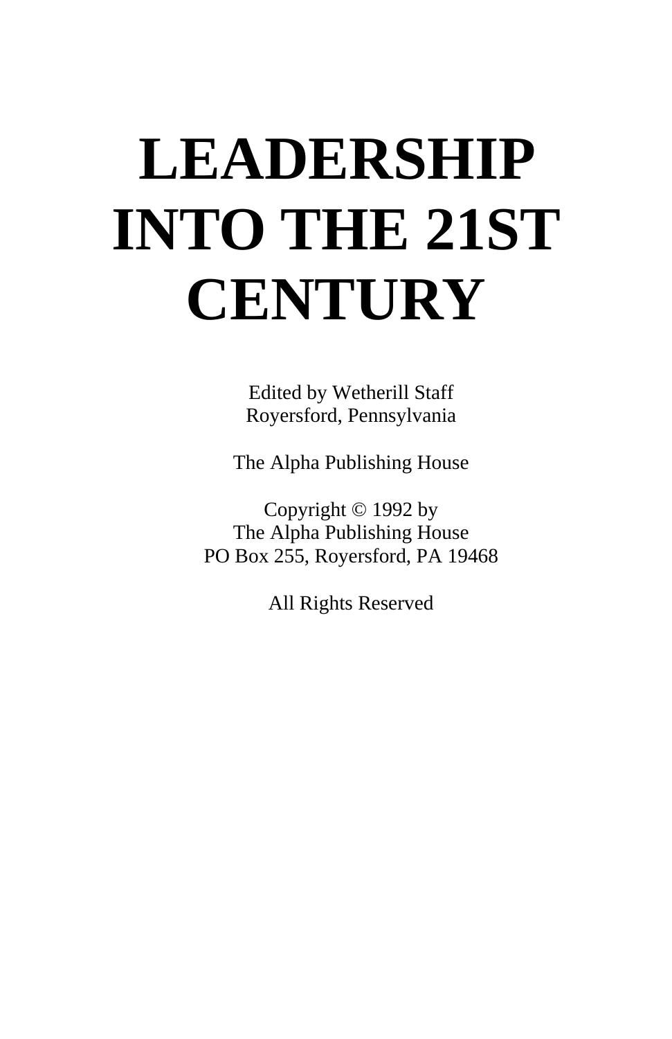# LEADERSHIP INTO THE 21ST CENTURY

Edited by Wetherill Staff
Royersford, Pennsylvania

The Alpha Publishing House

Copyright © 1992 by
The Alpha Publishing House
PO Box 255, Royersford, PA 19468

All Rights Reserved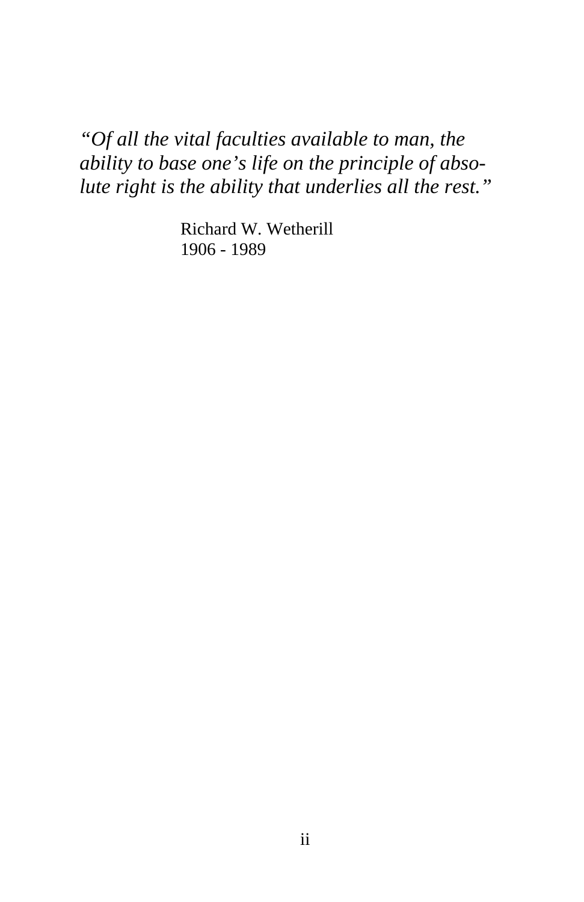*"Of all the vital faculties available to man, the ability to base one's life on the principle of absolute right is the ability that underlies all the rest."*

Richard W. Wetherill
1906 - 1989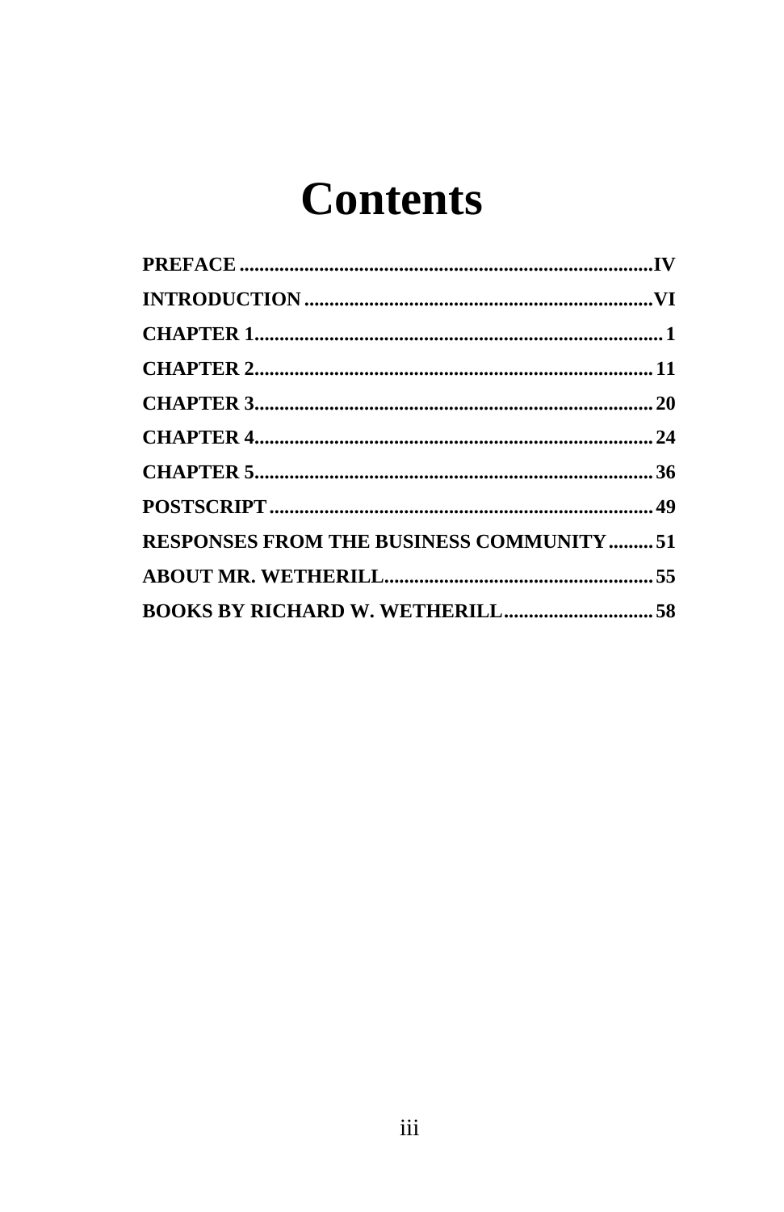# Contents

**PREFACE** .......... **IV**

**INTRODUCTION** .......... **VI**

**CHAPTER 1** .......... **1**

**CHAPTER 2** .......... **11**

**CHAPTER 3** .......... **20**

**CHAPTER 4** .......... **24**

**CHAPTER 5** .......... **36**

**POSTSCRIPT** .......... **49**

**RESPONSES FROM THE BUSINESS COMMUNITY** .......... **51**

**ABOUT MR. WETHERILL** .......... **55**

**BOOKS BY RICHARD W. WETHERILL** .......... **58**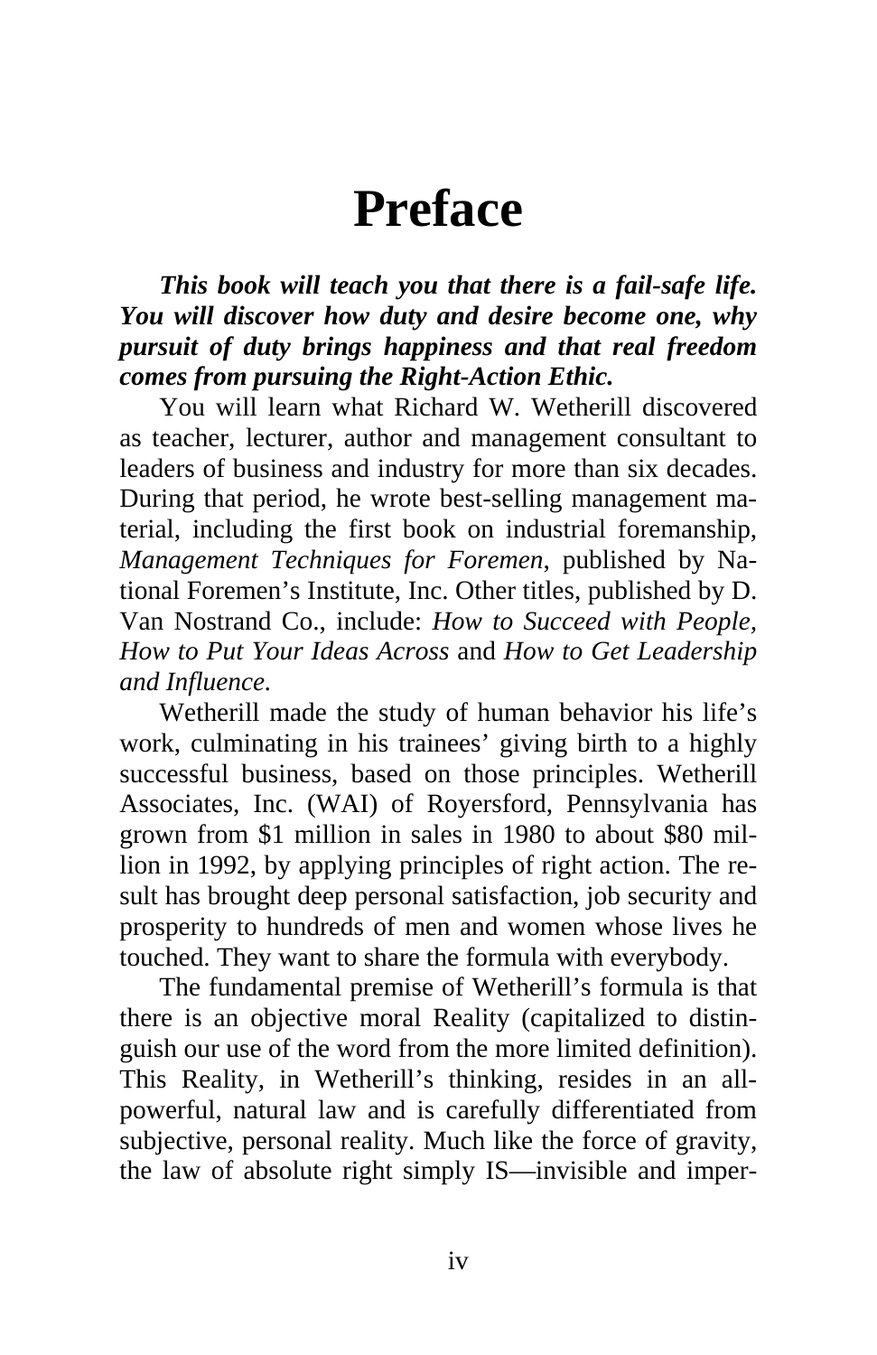# Preface

***This book will teach you that there is a fail-safe life. You will discover how duty and desire become one, why pursuit of duty brings happiness and that real freedom comes from pursuing the Right-Action Ethic.***

You will learn what Richard W. Wetherill discovered as teacher, lecturer, author and management consultant to leaders of business and industry for more than six decades. During that period, he wrote best-selling management material, including the first book on industrial foremanship, *Management Techniques for Foremen*, published by National Foremen's Institute, Inc. Other titles, published by D. Van Nostrand Co., include: *How to Succeed with People*, *How to Put Your Ideas Across* and *How to Get Leadership and Influence*.

Wetherill made the study of human behavior his life's work, culminating in his trainees' giving birth to a highly successful business, based on those principles. Wetherill Associates, Inc. (WAI) of Royersford, Pennsylvania has grown from $1 million in sales in 1980 to about $80 million in 1992, by applying principles of right action. The result has brought deep personal satisfaction, job security and prosperity to hundreds of men and women whose lives he touched. They want to share the formula with everybody.

The fundamental premise of Wetherill's formula is that there is an objective moral Reality (capitalized to distinguish our use of the word from the more limited definition). This Reality, in Wetherill's thinking, resides in an all-powerful, natural law and is carefully differentiated from subjective, personal reality. Much like the force of gravity, the law of absolute right simply IS—invisible and imper-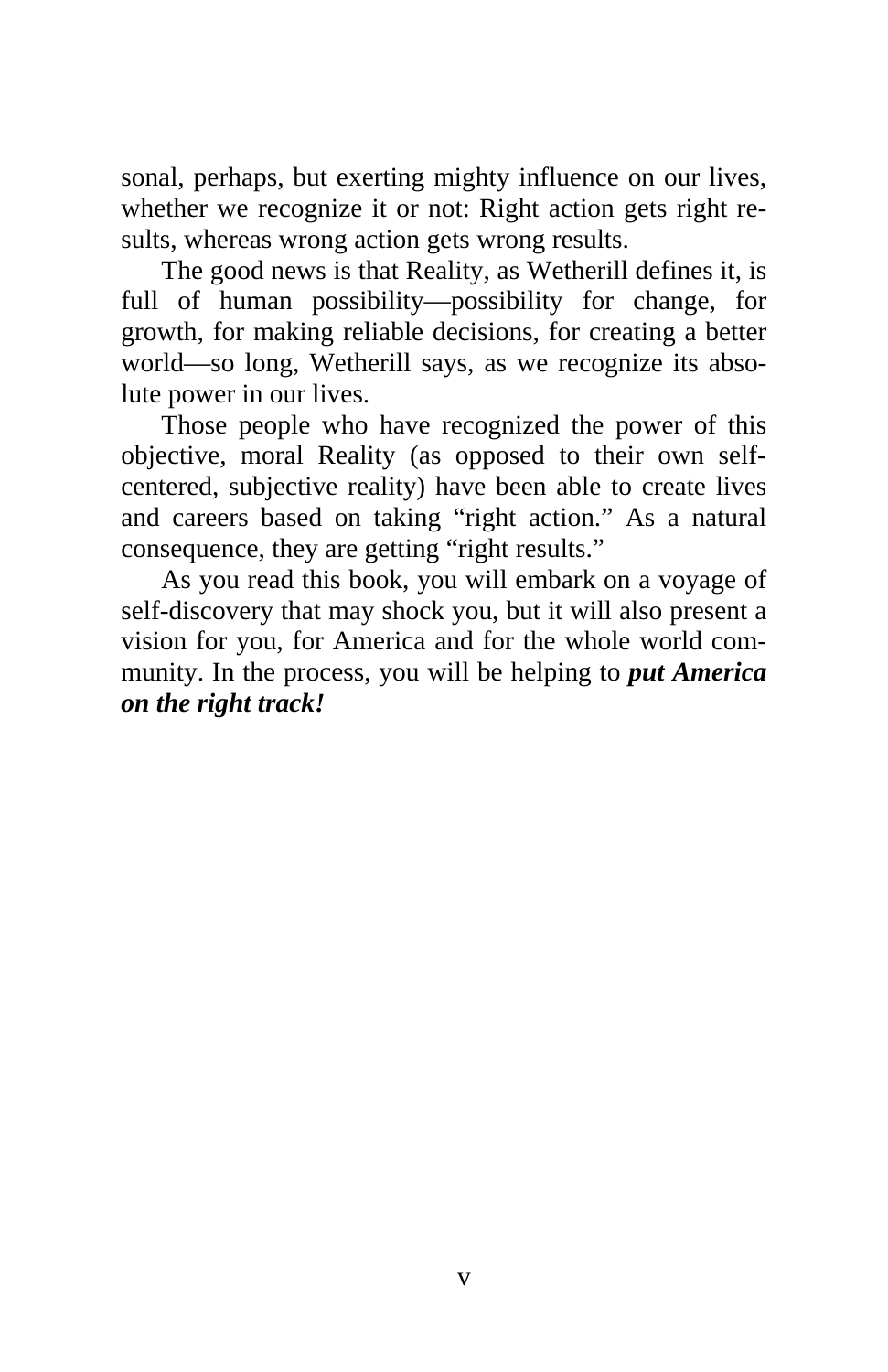sonal, perhaps, but exerting mighty influence on our lives, whether we recognize it or not: Right action gets right results, whereas wrong action gets wrong results.

The good news is that Reality, as Wetherill defines it, is full of human possibility—possibility for change, for growth, for making reliable decisions, for creating a better world—so long, Wetherill says, as we recognize its absolute power in our lives.

Those people who have recognized the power of this objective, moral Reality (as opposed to their own self-centered, subjective reality) have been able to create lives and careers based on taking "right action." As a natural consequence, they are getting "right results."

As you read this book, you will embark on a voyage of self-discovery that may shock you, but it will also present a vision for you, for America and for the whole world community. In the process, you will be helping to ***put America on the right track!***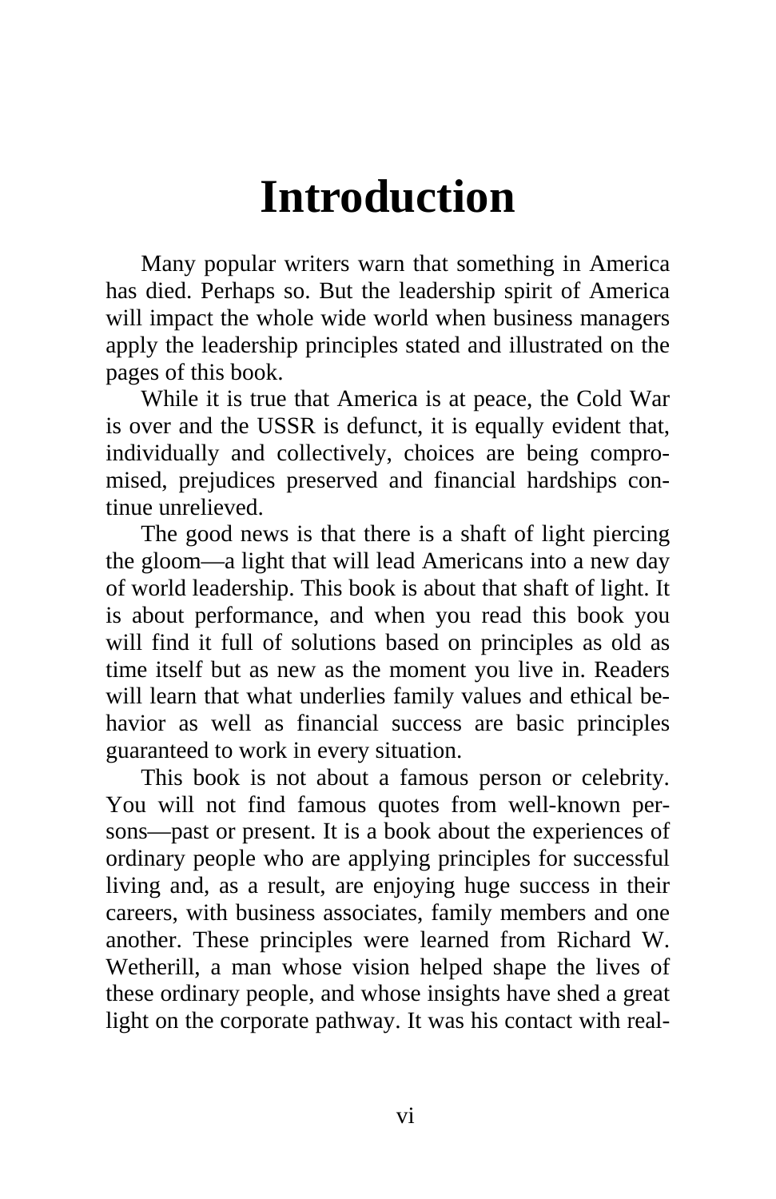# Introduction

Many popular writers warn that something in America has died. Perhaps so. But the leadership spirit of America will impact the whole wide world when business managers apply the leadership principles stated and illustrated on the pages of this book.

While it is true that America is at peace, the Cold War is over and the USSR is defunct, it is equally evident that, individually and collectively, choices are being compromised, prejudices preserved and financial hardships continue unrelieved.

The good news is that there is a shaft of light piercing the gloom—a light that will lead Americans into a new day of world leadership. This book is about that shaft of light. It is about performance, and when you read this book you will find it full of solutions based on principles as old as time itself but as new as the moment you live in. Readers will learn that what underlies family values and ethical behavior as well as financial success are basic principles guaranteed to work in every situation.

This book is not about a famous person or celebrity. You will not find famous quotes from well-known persons—past or present. It is a book about the experiences of ordinary people who are applying principles for successful living and, as a result, are enjoying huge success in their careers, with business associates, family members and one another. These principles were learned from Richard W. Wetherill, a man whose vision helped shape the lives of these ordinary people, and whose insights have shed a great light on the corporate pathway. It was his contact with real-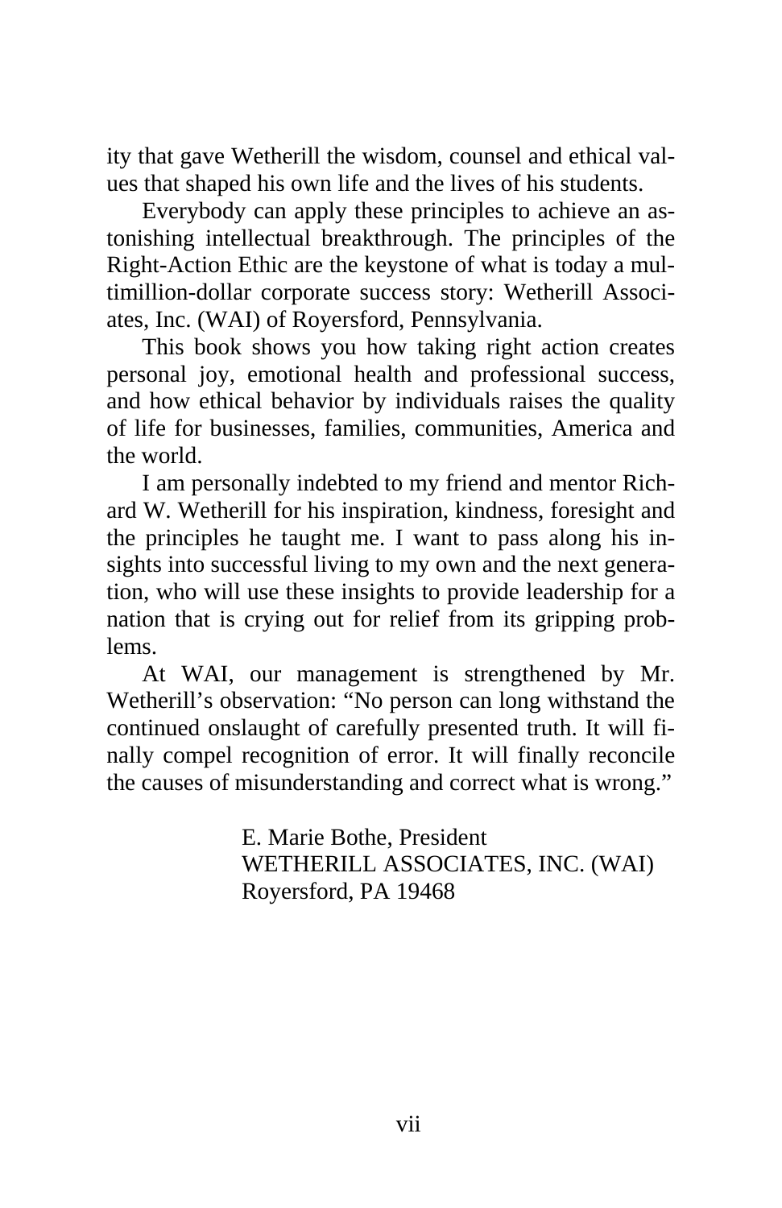ity that gave Wetherill the wisdom, counsel and ethical values that shaped his own life and the lives of his students.

Everybody can apply these principles to achieve an astonishing intellectual breakthrough. The principles of the Right-Action Ethic are the keystone of what is today a multimillion-dollar corporate success story: Wetherill Associates, Inc. (WAI) of Royersford, Pennsylvania.

This book shows you how taking right action creates personal joy, emotional health and professional success, and how ethical behavior by individuals raises the quality of life for businesses, families, communities, America and the world.

I am personally indebted to my friend and mentor Richard W. Wetherill for his inspiration, kindness, foresight and the principles he taught me. I want to pass along his insights into successful living to my own and the next generation, who will use these insights to provide leadership for a nation that is crying out for relief from its gripping problems.

At WAI, our management is strengthened by Mr. Wetherill's observation: "No person can long withstand the continued onslaught of carefully presented truth. It will finally compel recognition of error. It will finally reconcile the causes of misunderstanding and correct what is wrong."

E. Marie Bothe, President
WETHERILL ASSOCIATES, INC. (WAI)
Royersford, PA 19468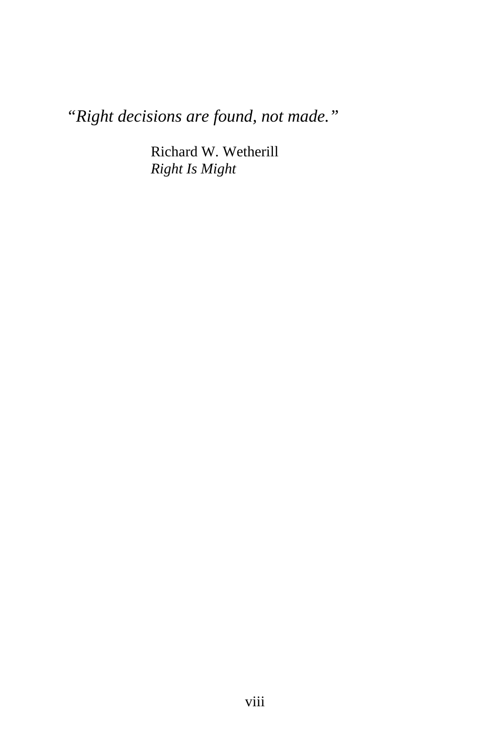*"Right decisions are found, not made."*

Richard W. Wetherill
*Right Is Might*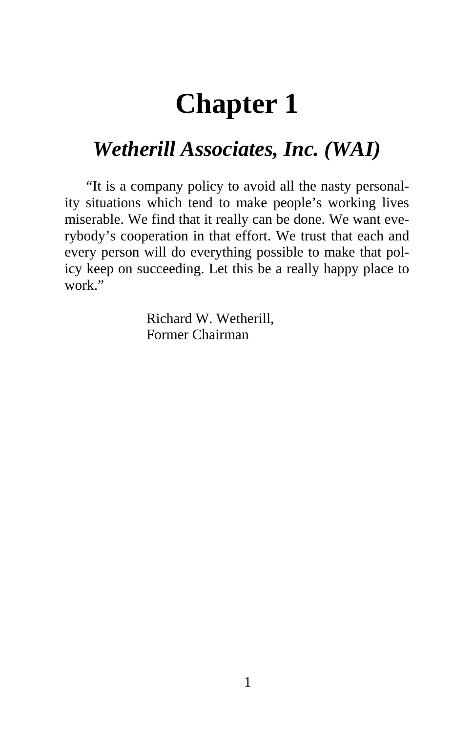# Chapter 1

## *Wetherill Associates, Inc. (WAI)*

"It is a company policy to avoid all the nasty personality situations which tend to make people's working lives miserable. We find that it really can be done. We want everybody's cooperation in that effort. We trust that each and every person will do everything possible to make that policy keep on succeeding. Let this be a really happy place to work."

Richard W. Wetherill,
Former Chairman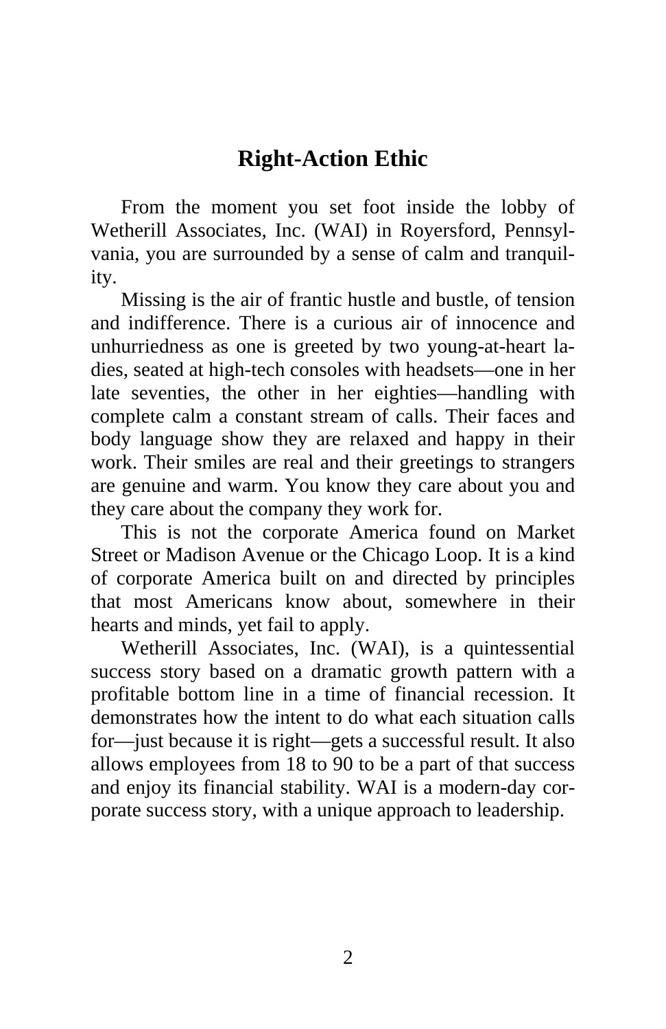## Right-Action Ethic

From the moment you set foot inside the lobby of Wetherill Associates, Inc. (WAI) in Royersford, Pennsylvania, you are surrounded by a sense of calm and tranquility.

Missing is the air of frantic hustle and bustle, of tension and indifference. There is a curious air of innocence and unhurriedness as one is greeted by two young-at-heart ladies, seated at high-tech consoles with headsets—one in her late seventies, the other in her eighties—handling with complete calm a constant stream of calls. Their faces and body language show they are relaxed and happy in their work. Their smiles are real and their greetings to strangers are genuine and warm. You know they care about you and they care about the company they work for.

This is not the corporate America found on Market Street or Madison Avenue or the Chicago Loop. It is a kind of corporate America built on and directed by principles that most Americans know about, somewhere in their hearts and minds, yet fail to apply.

Wetherill Associates, Inc. (WAI), is a quintessential success story based on a dramatic growth pattern with a profitable bottom line in a time of financial recession. It demonstrates how the intent to do what each situation calls for—just because it is right—gets a successful result. It also allows employees from 18 to 90 to be a part of that success and enjoy its financial stability. WAI is a modern-day corporate success story, with a unique approach to leadership.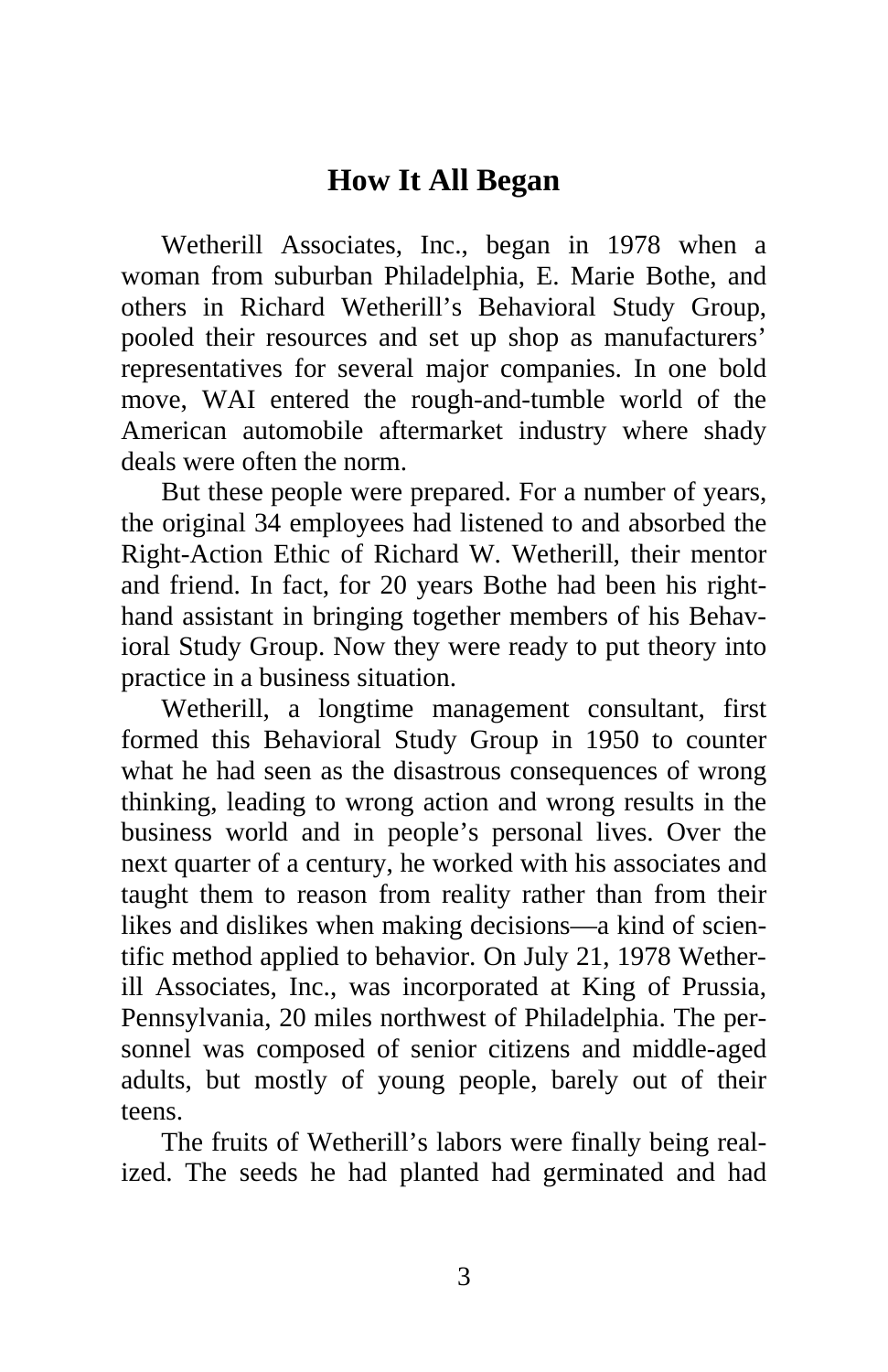## How It All Began

Wetherill Associates, Inc., began in 1978 when a woman from suburban Philadelphia, E. Marie Bothe, and others in Richard Wetherill's Behavioral Study Group, pooled their resources and set up shop as manufacturers' representatives for several major companies. In one bold move, WAI entered the rough-and-tumble world of the American automobile aftermarket industry where shady deals were often the norm.

But these people were prepared. For a number of years, the original 34 employees had listened to and absorbed the Right-Action Ethic of Richard W. Wetherill, their mentor and friend. In fact, for 20 years Bothe had been his right-hand assistant in bringing together members of his Behavioral Study Group. Now they were ready to put theory into practice in a business situation.

Wetherill, a longtime management consultant, first formed this Behavioral Study Group in 1950 to counter what he had seen as the disastrous consequences of wrong thinking, leading to wrong action and wrong results in the business world and in people's personal lives. Over the next quarter of a century, he worked with his associates and taught them to reason from reality rather than from their likes and dislikes when making decisions—a kind of scientific method applied to behavior. On July 21, 1978 Wetherill Associates, Inc., was incorporated at King of Prussia, Pennsylvania, 20 miles northwest of Philadelphia. The personnel was composed of senior citizens and middle-aged adults, but mostly of young people, barely out of their teens.

The fruits of Wetherill's labors were finally being realized. The seeds he had planted had germinated and had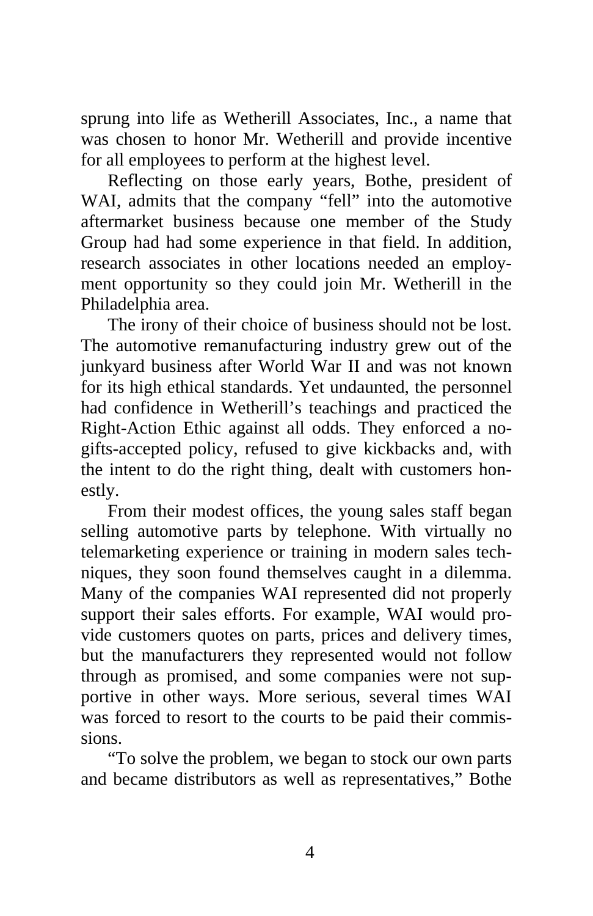sprung into life as Wetherill Associates, Inc., a name that was chosen to honor Mr. Wetherill and provide incentive for all employees to perform at the highest level.

Reflecting on those early years, Bothe, president of WAI, admits that the company "fell" into the automotive aftermarket business because one member of the Study Group had had some experience in that field. In addition, research associates in other locations needed an employment opportunity so they could join Mr. Wetherill in the Philadelphia area.

The irony of their choice of business should not be lost. The automotive remanufacturing industry grew out of the junkyard business after World War II and was not known for its high ethical standards. Yet undaunted, the personnel had confidence in Wetherill's teachings and practiced the Right-Action Ethic against all odds. They enforced a no-gifts-accepted policy, refused to give kickbacks and, with the intent to do the right thing, dealt with customers honestly.

From their modest offices, the young sales staff began selling automotive parts by telephone. With virtually no telemarketing experience or training in modern sales techniques, they soon found themselves caught in a dilemma. Many of the companies WAI represented did not properly support their sales efforts. For example, WAI would provide customers quotes on parts, prices and delivery times, but the manufacturers they represented would not follow through as promised, and some companies were not supportive in other ways. More serious, several times WAI was forced to resort to the courts to be paid their commissions.

"To solve the problem, we began to stock our own parts and became distributors as well as representatives," Bothe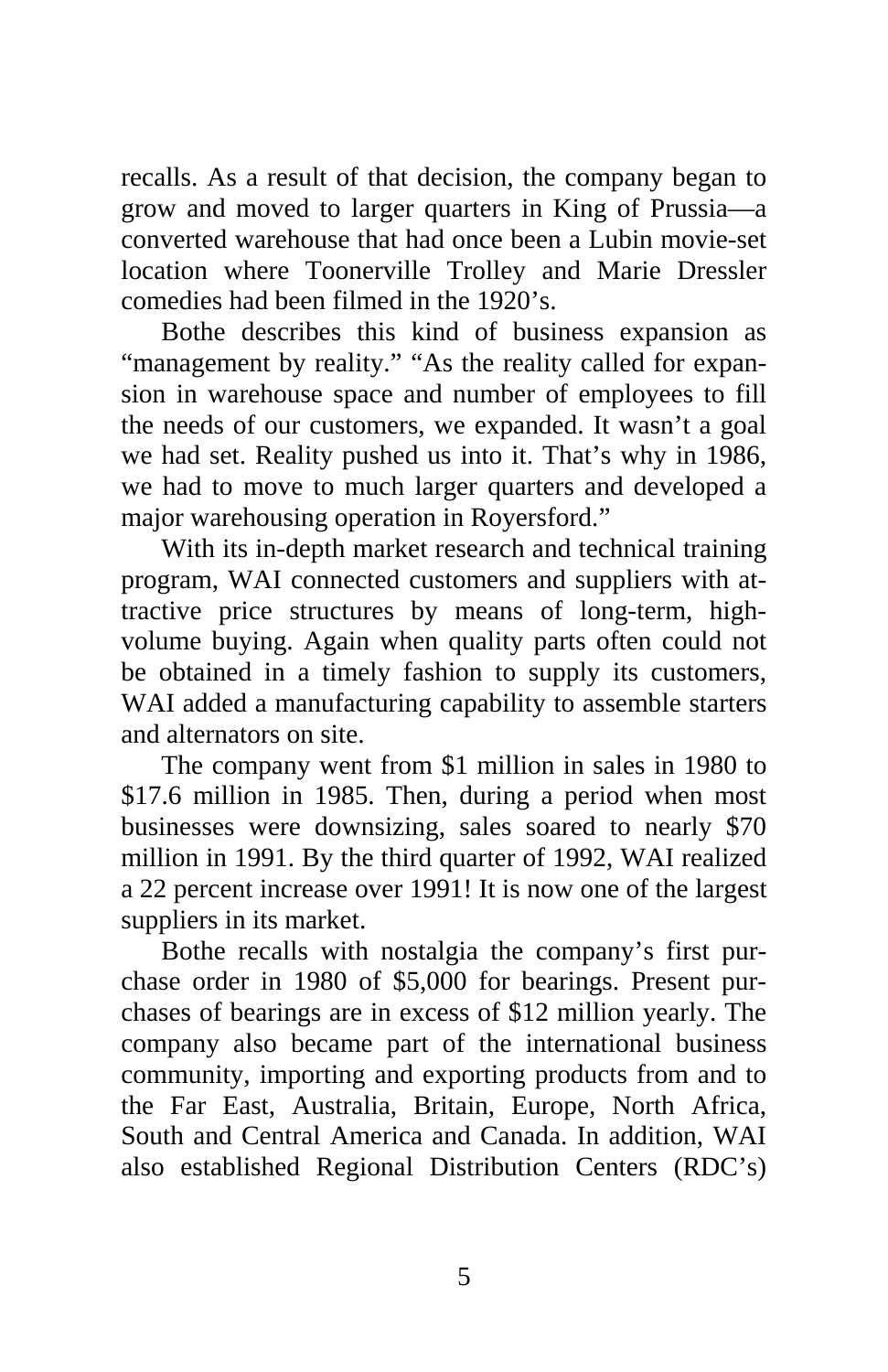recalls. As a result of that decision, the company began to grow and moved to larger quarters in King of Prussia—a converted warehouse that had once been a Lubin movie-set location where Toonerville Trolley and Marie Dressler comedies had been filmed in the 1920's.

Bothe describes this kind of business expansion as "management by reality." "As the reality called for expansion in warehouse space and number of employees to fill the needs of our customers, we expanded. It wasn't a goal we had set. Reality pushed us into it. That's why in 1986, we had to move to much larger quarters and developed a major warehousing operation in Royersford."

With its in-depth market research and technical training program, WAI connected customers and suppliers with attractive price structures by means of long-term, high-volume buying. Again when quality parts often could not be obtained in a timely fashion to supply its customers, WAI added a manufacturing capability to assemble starters and alternators on site.

The company went from $1 million in sales in 1980 to $17.6 million in 1985. Then, during a period when most businesses were downsizing, sales soared to nearly $70 million in 1991. By the third quarter of 1992, WAI realized a 22 percent increase over 1991! It is now one of the largest suppliers in its market.

Bothe recalls with nostalgia the company's first purchase order in 1980 of $5,000 for bearings. Present purchases of bearings are in excess of $12 million yearly. The company also became part of the international business community, importing and exporting products from and to the Far East, Australia, Britain, Europe, North Africa, South and Central America and Canada. In addition, WAI also established Regional Distribution Centers (RDC's)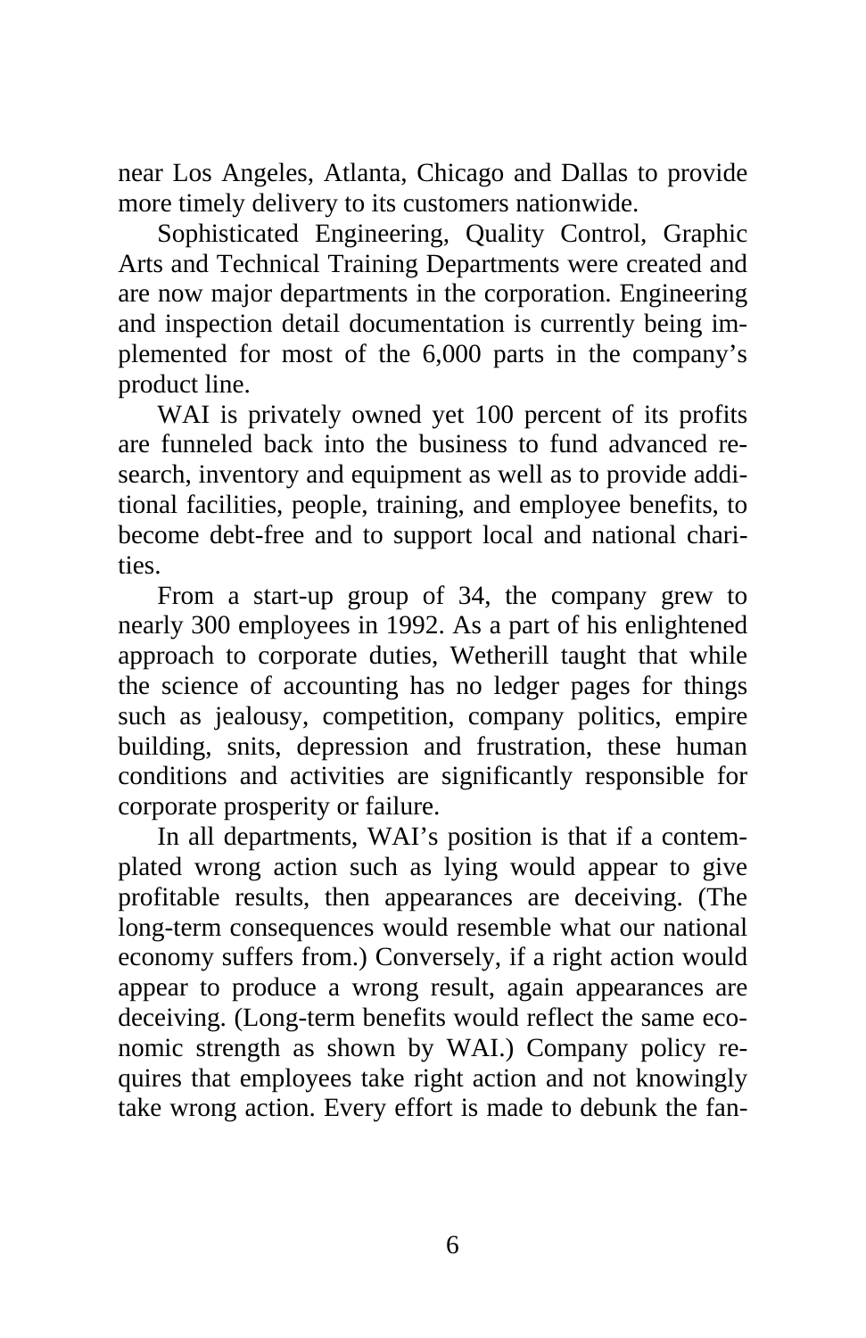near Los Angeles, Atlanta, Chicago and Dallas to provide more timely delivery to its customers nationwide.

Sophisticated Engineering, Quality Control, Graphic Arts and Technical Training Departments were created and are now major departments in the corporation. Engineering and inspection detail documentation is currently being implemented for most of the 6,000 parts in the company's product line.

WAI is privately owned yet 100 percent of its profits are funneled back into the business to fund advanced research, inventory and equipment as well as to provide additional facilities, people, training, and employee benefits, to become debt-free and to support local and national charities.

From a start-up group of 34, the company grew to nearly 300 employees in 1992. As a part of his enlightened approach to corporate duties, Wetherill taught that while the science of accounting has no ledger pages for things such as jealousy, competition, company politics, empire building, snits, depression and frustration, these human conditions and activities are significantly responsible for corporate prosperity or failure.

In all departments, WAI's position is that if a contemplated wrong action such as lying would appear to give profitable results, then appearances are deceiving. (The long-term consequences would resemble what our national economy suffers from.) Conversely, if a right action would appear to produce a wrong result, again appearances are deceiving. (Long-term benefits would reflect the same economic strength as shown by WAI.) Company policy requires that employees take right action and not knowingly take wrong action. Every effort is made to debunk the fan-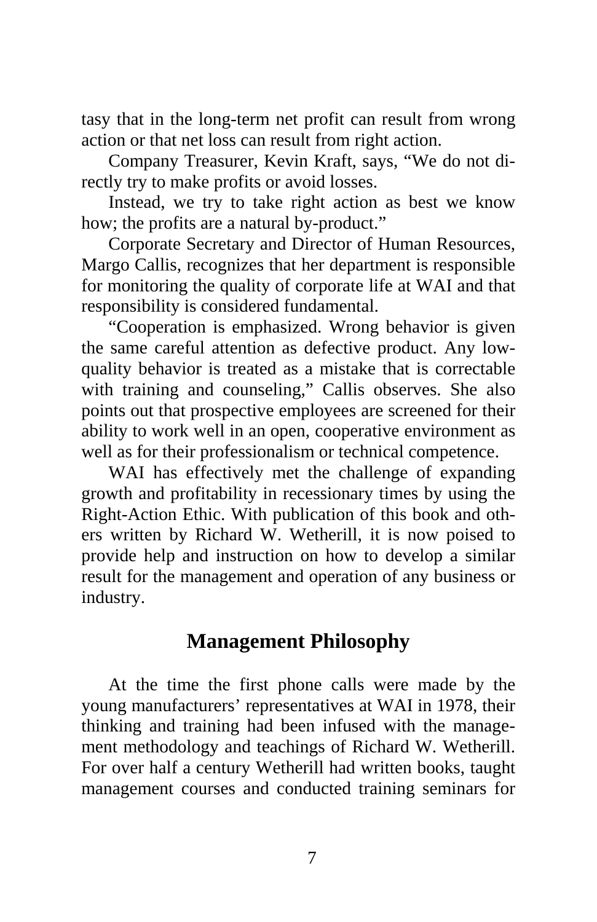tasy that in the long-term net profit can result from wrong action or that net loss can result from right action.

Company Treasurer, Kevin Kraft, says, “We do not directly try to make profits or avoid losses.

Instead, we try to take right action as best we know how; the profits are a natural by-product.”

Corporate Secretary and Director of Human Resources, Margo Callis, recognizes that her department is responsible for monitoring the quality of corporate life at WAI and that responsibility is considered fundamental.

“Cooperation is emphasized. Wrong behavior is given the same careful attention as defective product. Any low-quality behavior is treated as a mistake that is correctable with training and counseling,” Callis observes. She also points out that prospective employees are screened for their ability to work well in an open, cooperative environment as well as for their professionalism or technical competence.

WAI has effectively met the challenge of expanding growth and profitability in recessionary times by using the Right-Action Ethic. With publication of this book and others written by Richard W. Wetherill, it is now poised to provide help and instruction on how to develop a similar result for the management and operation of any business or industry.

## Management Philosophy

At the time the first phone calls were made by the young manufacturers’ representatives at WAI in 1978, their thinking and training had been infused with the management methodology and teachings of Richard W. Wetherill. For over half a century Wetherill had written books, taught management courses and conducted training seminars for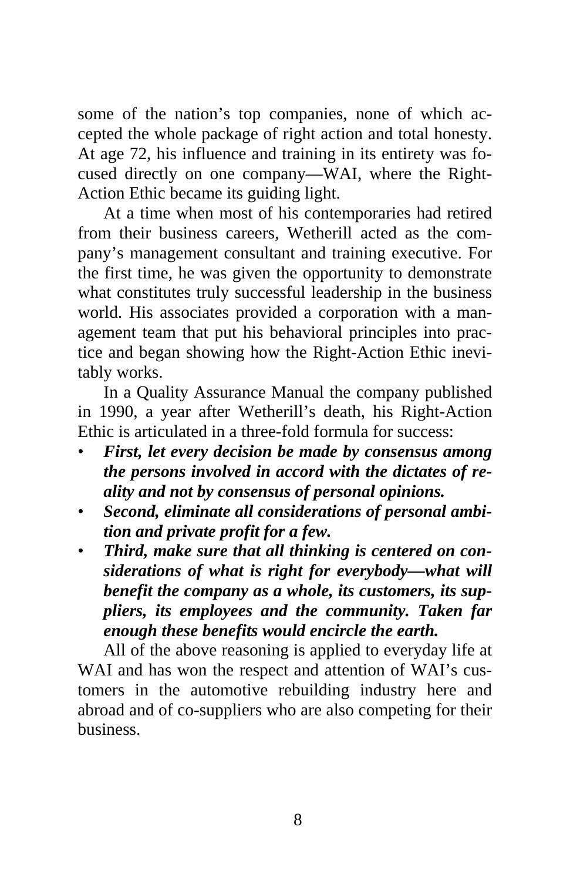some of the nation's top companies, none of which accepted the whole package of right action and total honesty. At age 72, his influence and training in its entirety was focused directly on one company—WAI, where the Right-Action Ethic became its guiding light.

At a time when most of his contemporaries had retired from their business careers, Wetherill acted as the company's management consultant and training executive. For the first time, he was given the opportunity to demonstrate what constitutes truly successful leadership in the business world. His associates provided a corporation with a management team that put his behavioral principles into practice and began showing how the Right-Action Ethic inevitably works.

In a Quality Assurance Manual the company published in 1990, a year after Wetherill's death, his Right-Action Ethic is articulated in a three-fold formula for success:

- ***First, let every decision be made by consensus among the persons involved in accord with the dictates of reality and not by consensus of personal opinions.***
- ***Second, eliminate all considerations of personal ambition and private profit for a few.***
- ***Third, make sure that all thinking is centered on considerations of what is right for everybody—what will benefit the company as a whole, its customers, its suppliers, its employees and the community. Taken far enough these benefits would encircle the earth.***

All of the above reasoning is applied to everyday life at WAI and has won the respect and attention of WAI's customers in the automotive rebuilding industry here and abroad and of co-suppliers who are also competing for their business.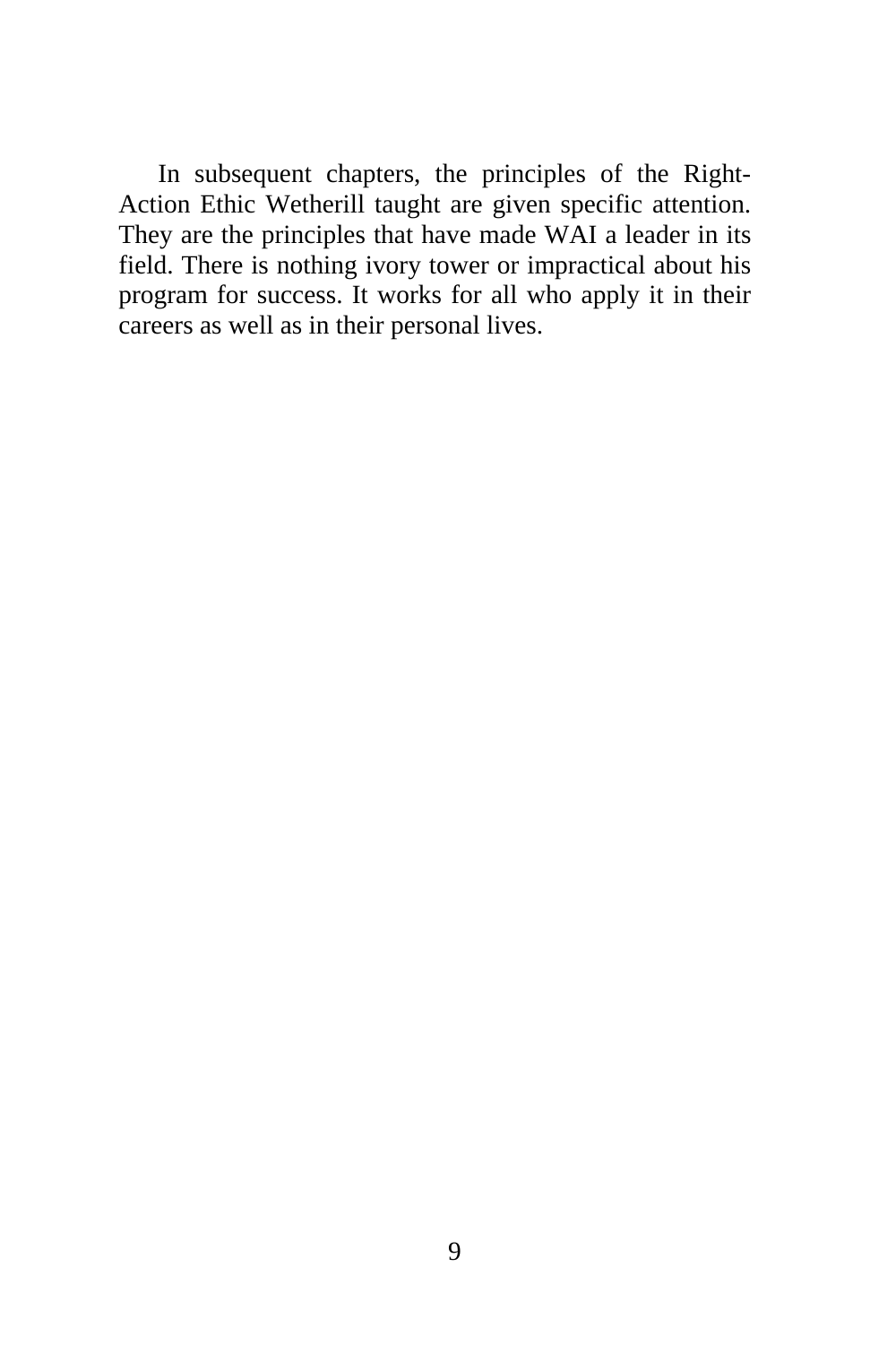In subsequent chapters, the principles of the Right-Action Ethic Wetherill taught are given specific attention. They are the principles that have made WAI a leader in its field. There is nothing ivory tower or impractical about his program for success. It works for all who apply it in their careers as well as in their personal lives.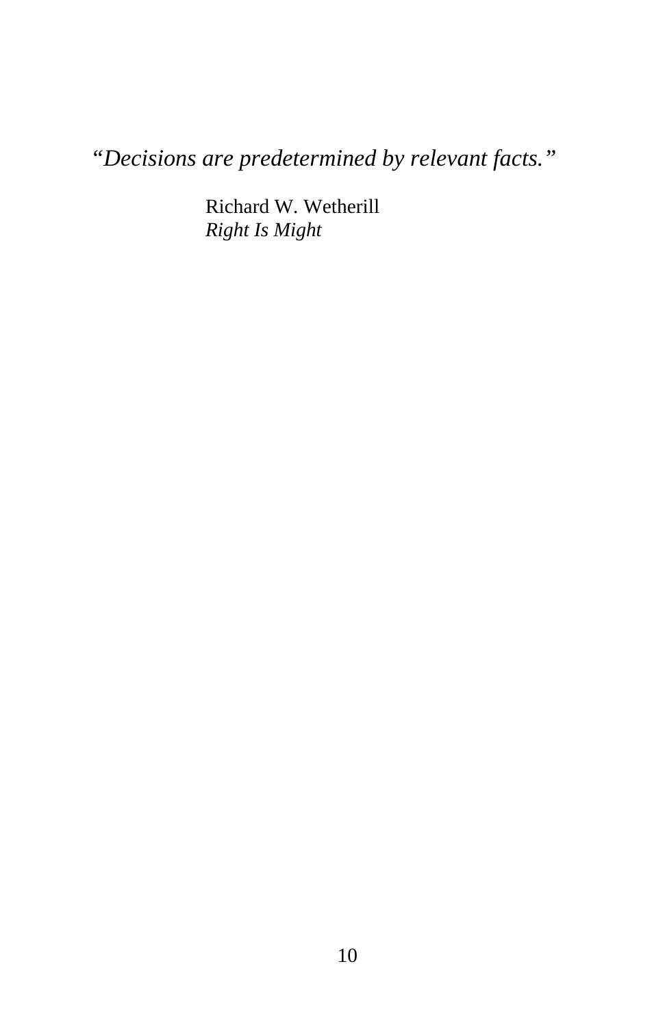*"Decisions are predetermined by relevant facts."*

Richard W. Wetherill
*Right Is Might*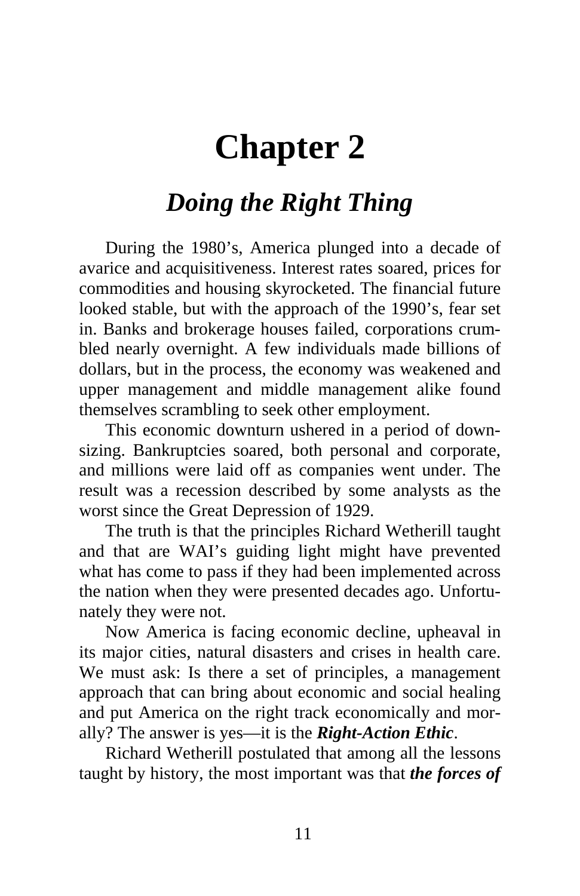# Chapter 2

## *Doing the Right Thing*

During the 1980's, America plunged into a decade of avarice and acquisitiveness. Interest rates soared, prices for commodities and housing skyrocketed. The financial future looked stable, but with the approach of the 1990's, fear set in. Banks and brokerage houses failed, corporations crumbled nearly overnight. A few individuals made billions of dollars, but in the process, the economy was weakened and upper management and middle management alike found themselves scrambling to seek other employment.

This economic downturn ushered in a period of downsizing. Bankruptcies soared, both personal and corporate, and millions were laid off as companies went under. The result was a recession described by some analysts as the worst since the Great Depression of 1929.

The truth is that the principles Richard Wetherill taught and that are WAI's guiding light might have prevented what has come to pass if they had been implemented across the nation when they were presented decades ago. Unfortunately they were not.

Now America is facing economic decline, upheaval in its major cities, natural disasters and crises in health care. We must ask: Is there a set of principles, a management approach that can bring about economic and social healing and put America on the right track economically and morally? The answer is yes—it is the ***Right-Action Ethic***.

Richard Wetherill postulated that among all the lessons taught by history, the most important was that ***the forces of***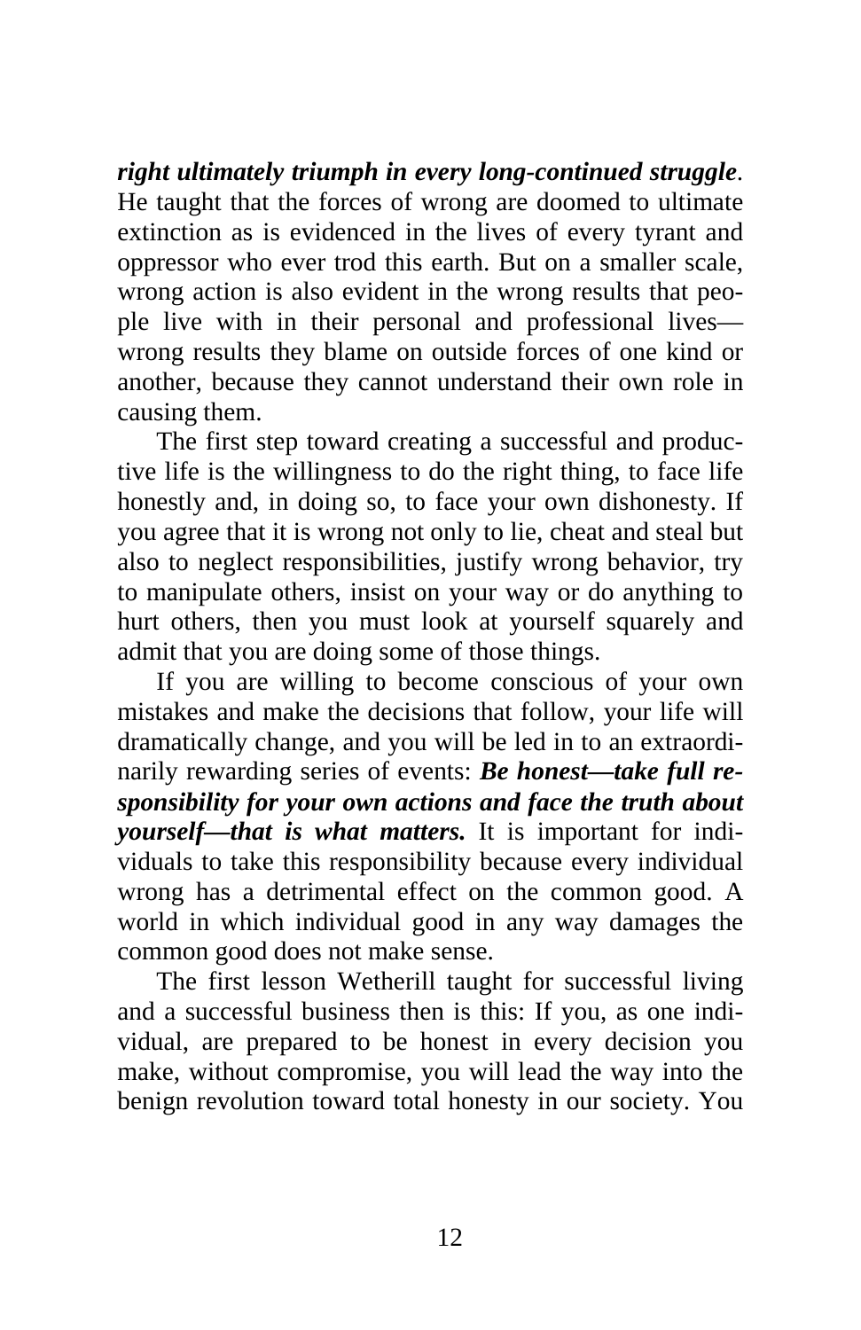***right ultimately triumph in every long-continued struggle***. He taught that the forces of wrong are doomed to ultimate extinction as is evidenced in the lives of every tyrant and oppressor who ever trod this earth. But on a smaller scale, wrong action is also evident in the wrong results that people live with in their personal and professional lives—wrong results they blame on outside forces of one kind or another, because they cannot understand their own role in causing them.

The first step toward creating a successful and productive life is the willingness to do the right thing, to face life honestly and, in doing so, to face your own dishonesty. If you agree that it is wrong not only to lie, cheat and steal but also to neglect responsibilities, justify wrong behavior, try to manipulate others, insist on your way or do anything to hurt others, then you must look at yourself squarely and admit that you are doing some of those things.

If you are willing to become conscious of your own mistakes and make the decisions that follow, your life will dramatically change, and you will be led in to an extraordinarily rewarding series of events: ***Be honest—take full responsibility for your own actions and face the truth about yourself—that is what matters.*** It is important for individuals to take this responsibility because every individual wrong has a detrimental effect on the common good. A world in which individual good in any way damages the common good does not make sense.

The first lesson Wetherill taught for successful living and a successful business then is this: If you, as one individual, are prepared to be honest in every decision you make, without compromise, you will lead the way into the benign revolution toward total honesty in our society. You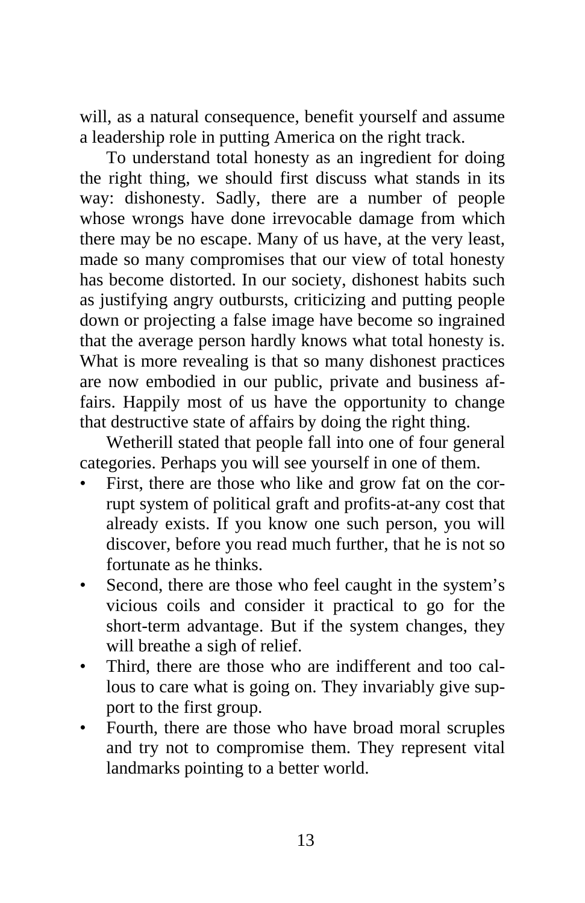will, as a natural consequence, benefit yourself and assume a leadership role in putting America on the right track.

To understand total honesty as an ingredient for doing the right thing, we should first discuss what stands in its way: dishonesty. Sadly, there are a number of people whose wrongs have done irrevocable damage from which there may be no escape. Many of us have, at the very least, made so many compromises that our view of total honesty has become distorted. In our society, dishonest habits such as justifying angry outbursts, criticizing and putting people down or projecting a false image have become so ingrained that the average person hardly knows what total honesty is. What is more revealing is that so many dishonest practices are now embodied in our public, private and business affairs. Happily most of us have the opportunity to change that destructive state of affairs by doing the right thing.

Wetherill stated that people fall into one of four general categories. Perhaps you will see yourself in one of them.

- First, there are those who like and grow fat on the corrupt system of political graft and profits-at-any cost that already exists. If you know one such person, you will discover, before you read much further, that he is not so fortunate as he thinks.
- Second, there are those who feel caught in the system's vicious coils and consider it practical to go for the short-term advantage. But if the system changes, they will breathe a sigh of relief.
- Third, there are those who are indifferent and too callous to care what is going on. They invariably give support to the first group.
- Fourth, there are those who have broad moral scruples and try not to compromise them. They represent vital landmarks pointing to a better world.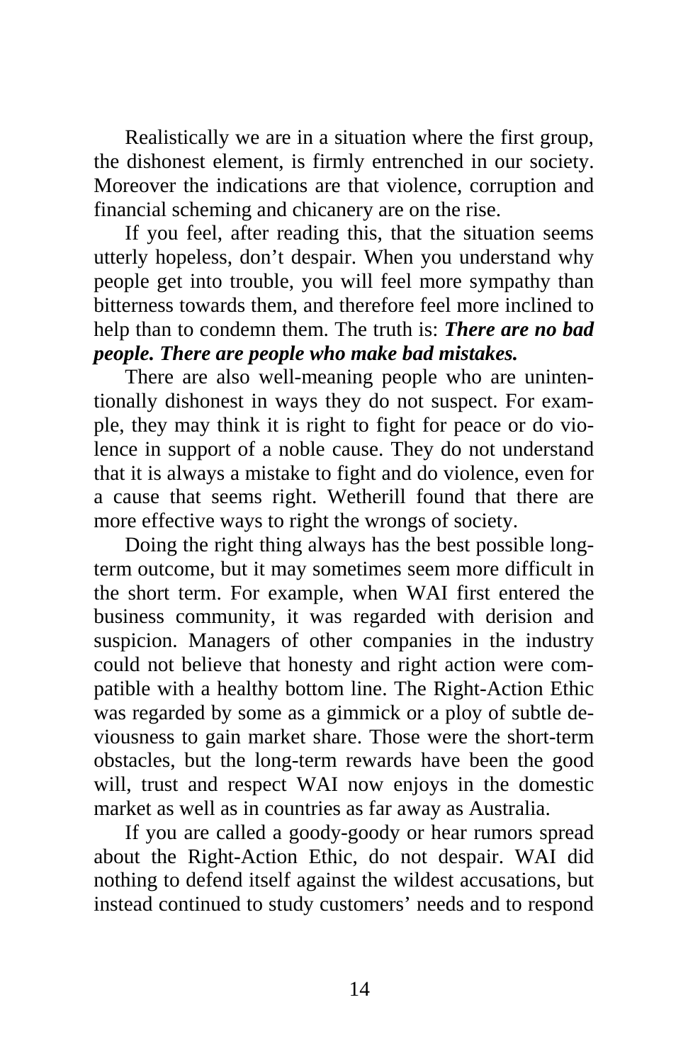Realistically we are in a situation where the first group, the dishonest element, is firmly entrenched in our society. Moreover the indications are that violence, corruption and financial scheming and chicanery are on the rise.

If you feel, after reading this, that the situation seems utterly hopeless, don't despair. When you understand why people get into trouble, you will feel more sympathy than bitterness towards them, and therefore feel more inclined to help than to condemn them. The truth is: ***There are no bad people. There are people who make bad mistakes.***

There are also well-meaning people who are unintentionally dishonest in ways they do not suspect. For example, they may think it is right to fight for peace or do violence in support of a noble cause. They do not understand that it is always a mistake to fight and do violence, even for a cause that seems right. Wetherill found that there are more effective ways to right the wrongs of society.

Doing the right thing always has the best possible long-term outcome, but it may sometimes seem more difficult in the short term. For example, when WAI first entered the business community, it was regarded with derision and suspicion. Managers of other companies in the industry could not believe that honesty and right action were compatible with a healthy bottom line. The Right-Action Ethic was regarded by some as a gimmick or a ploy of subtle deviousness to gain market share. Those were the short-term obstacles, but the long-term rewards have been the good will, trust and respect WAI now enjoys in the domestic market as well as in countries as far away as Australia.

If you are called a goody-goody or hear rumors spread about the Right-Action Ethic, do not despair. WAI did nothing to defend itself against the wildest accusations, but instead continued to study customers' needs and to respond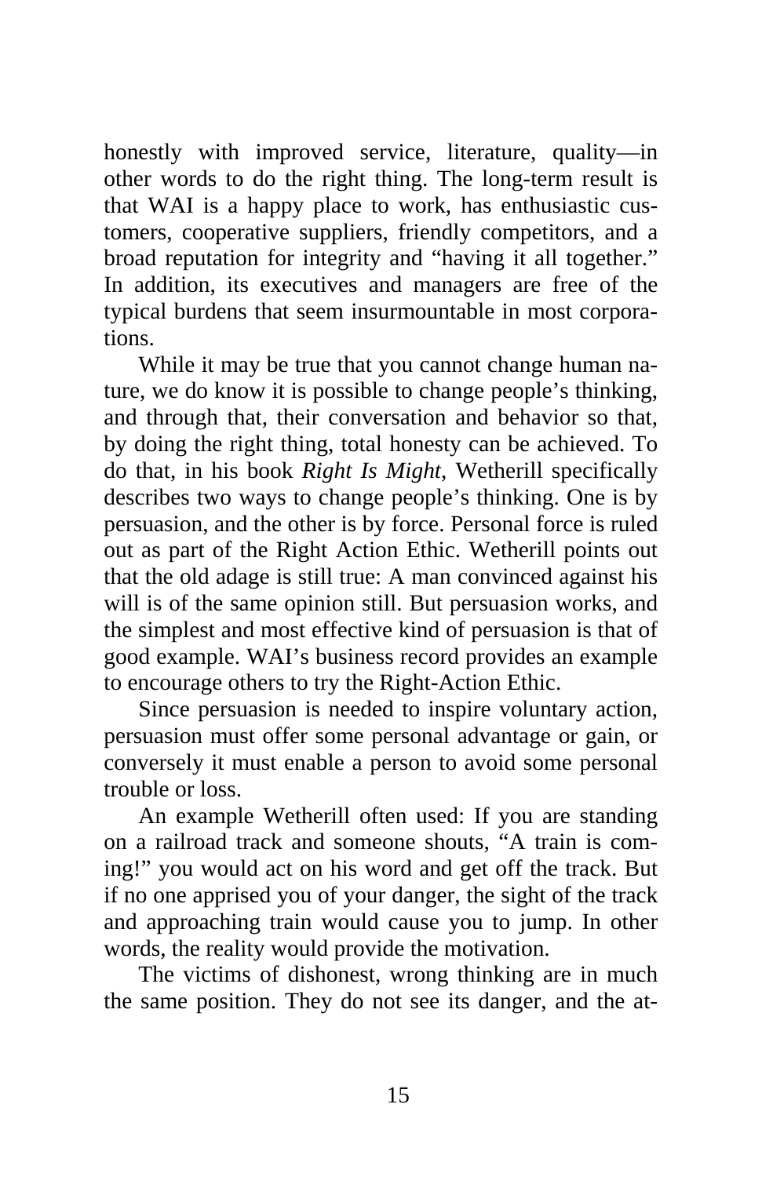honestly with improved service, literature, quality—in other words to do the right thing. The long-term result is that WAI is a happy place to work, has enthusiastic customers, cooperative suppliers, friendly competitors, and a broad reputation for integrity and "having it all together." In addition, its executives and managers are free of the typical burdens that seem insurmountable in most corporations.

While it may be true that you cannot change human nature, we do know it is possible to change people's thinking, and through that, their conversation and behavior so that, by doing the right thing, total honesty can be achieved. To do that, in his book *Right Is Might*, Wetherill specifically describes two ways to change people's thinking. One is by persuasion, and the other is by force. Personal force is ruled out as part of the Right Action Ethic. Wetherill points out that the old adage is still true: A man convinced against his will is of the same opinion still. But persuasion works, and the simplest and most effective kind of persuasion is that of good example. WAI's business record provides an example to encourage others to try the Right-Action Ethic.

Since persuasion is needed to inspire voluntary action, persuasion must offer some personal advantage or gain, or conversely it must enable a person to avoid some personal trouble or loss.

An example Wetherill often used: If you are standing on a railroad track and someone shouts, "A train is coming!" you would act on his word and get off the track. But if no one apprised you of your danger, the sight of the track and approaching train would cause you to jump. In other words, the reality would provide the motivation.

The victims of dishonest, wrong thinking are in much the same position. They do not see its danger, and the at-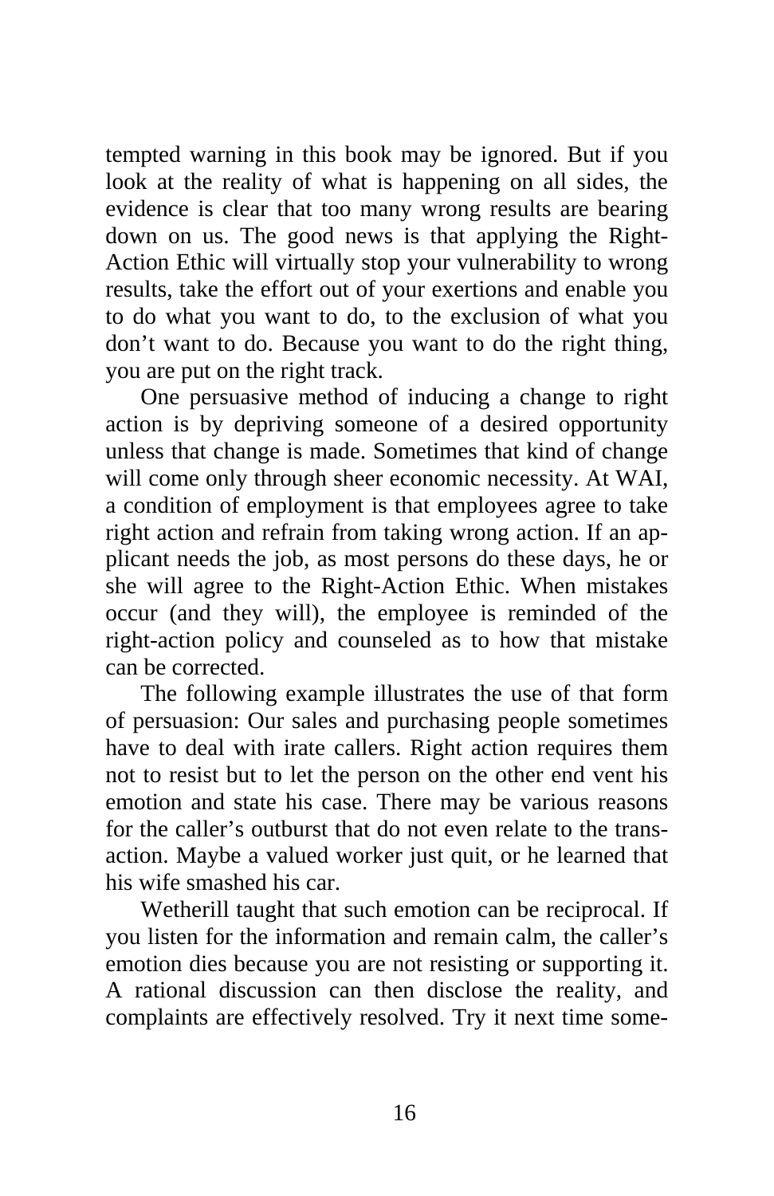tempted warning in this book may be ignored. But if you look at the reality of what is happening on all sides, the evidence is clear that too many wrong results are bearing down on us. The good news is that applying the Right-Action Ethic will virtually stop your vulnerability to wrong results, take the effort out of your exertions and enable you to do what you want to do, to the exclusion of what you don't want to do. Because you want to do the right thing, you are put on the right track.

One persuasive method of inducing a change to right action is by depriving someone of a desired opportunity unless that change is made. Sometimes that kind of change will come only through sheer economic necessity. At WAI, a condition of employment is that employees agree to take right action and refrain from taking wrong action. If an applicant needs the job, as most persons do these days, he or she will agree to the Right-Action Ethic. When mistakes occur (and they will), the employee is reminded of the right-action policy and counseled as to how that mistake can be corrected.

The following example illustrates the use of that form of persuasion: Our sales and purchasing people sometimes have to deal with irate callers. Right action requires them not to resist but to let the person on the other end vent his emotion and state his case. There may be various reasons for the caller's outburst that do not even relate to the transaction. Maybe a valued worker just quit, or he learned that his wife smashed his car.

Wetherill taught that such emotion can be reciprocal. If you listen for the information and remain calm, the caller's emotion dies because you are not resisting or supporting it. A rational discussion can then disclose the reality, and complaints are effectively resolved. Try it next time some-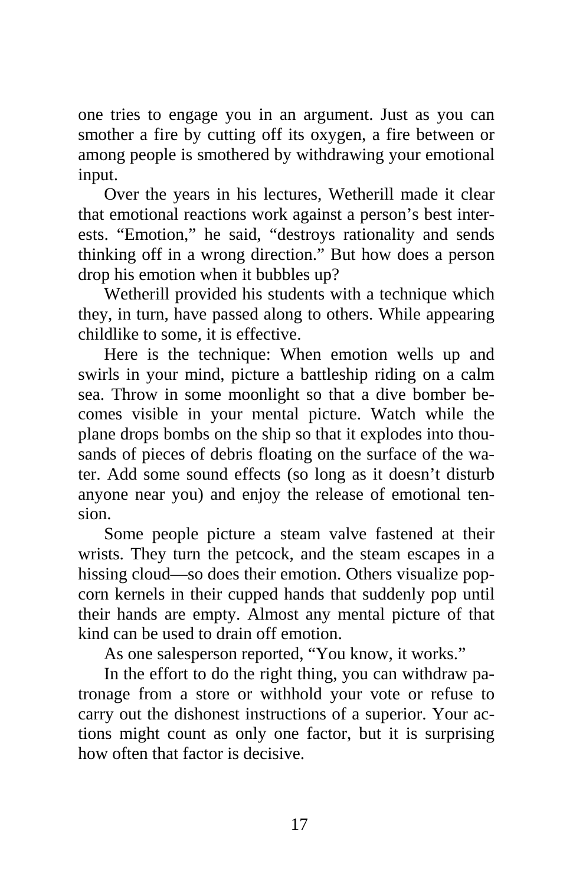one tries to engage you in an argument. Just as you can smother a fire by cutting off its oxygen, a fire between or among people is smothered by withdrawing your emotional input.

Over the years in his lectures, Wetherill made it clear that emotional reactions work against a person's best interests. "Emotion," he said, "destroys rationality and sends thinking off in a wrong direction." But how does a person drop his emotion when it bubbles up?

Wetherill provided his students with a technique which they, in turn, have passed along to others. While appearing childlike to some, it is effective.

Here is the technique: When emotion wells up and swirls in your mind, picture a battleship riding on a calm sea. Throw in some moonlight so that a dive bomber becomes visible in your mental picture. Watch while the plane drops bombs on the ship so that it explodes into thousands of pieces of debris floating on the surface of the water. Add some sound effects (so long as it doesn't disturb anyone near you) and enjoy the release of emotional tension.

Some people picture a steam valve fastened at their wrists. They turn the petcock, and the steam escapes in a hissing cloud—so does their emotion. Others visualize popcorn kernels in their cupped hands that suddenly pop until their hands are empty. Almost any mental picture of that kind can be used to drain off emotion.

As one salesperson reported, "You know, it works."

In the effort to do the right thing, you can withdraw patronage from a store or withhold your vote or refuse to carry out the dishonest instructions of a superior. Your actions might count as only one factor, but it is surprising how often that factor is decisive.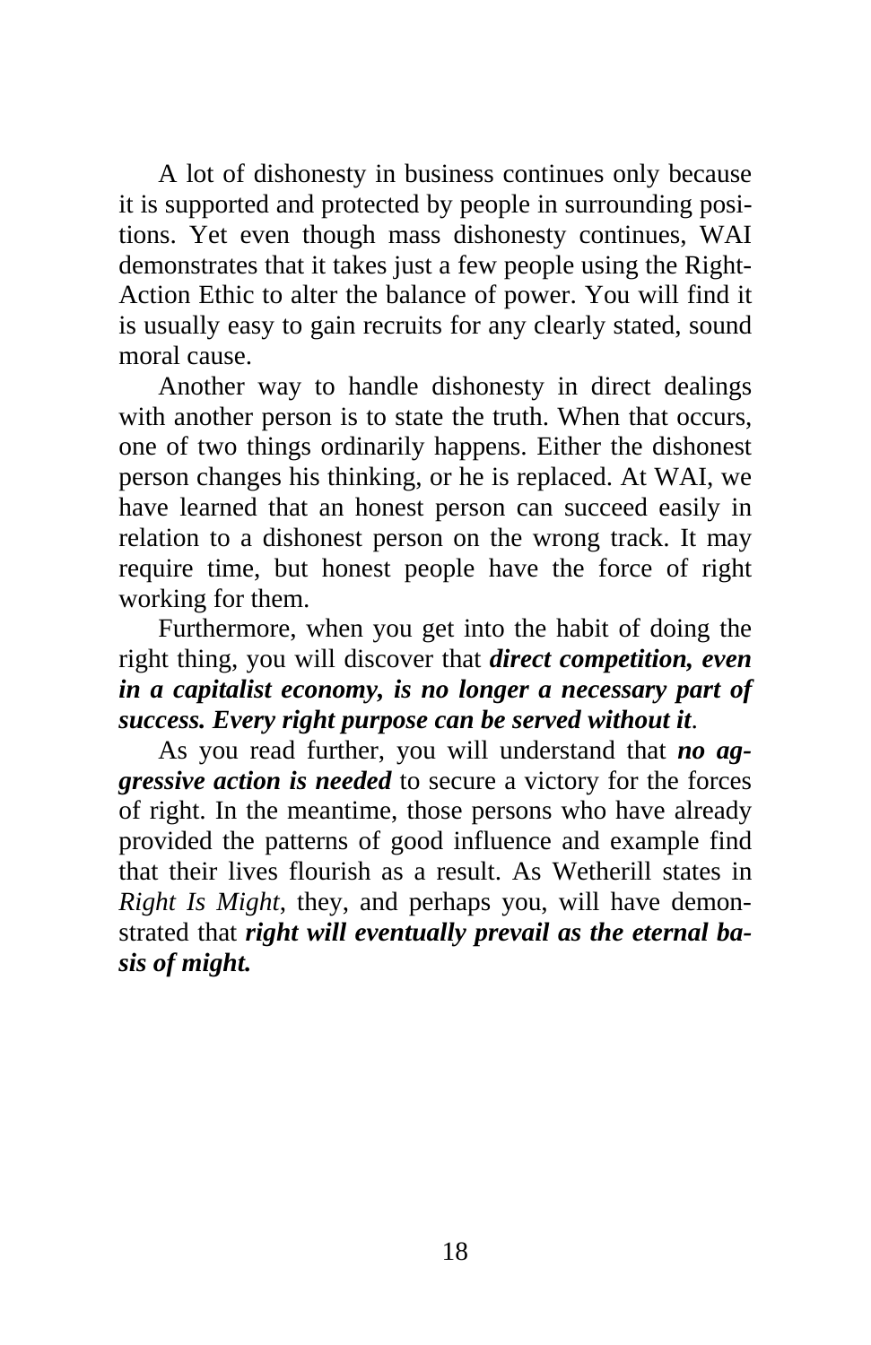A lot of dishonesty in business continues only because it is supported and protected by people in surrounding positions. Yet even though mass dishonesty continues, WAI demonstrates that it takes just a few people using the Right-Action Ethic to alter the balance of power. You will find it is usually easy to gain recruits for any clearly stated, sound moral cause.

Another way to handle dishonesty in direct dealings with another person is to state the truth. When that occurs, one of two things ordinarily happens. Either the dishonest person changes his thinking, or he is replaced. At WAI, we have learned that an honest person can succeed easily in relation to a dishonest person on the wrong track. It may require time, but honest people have the force of right working for them.

Furthermore, when you get into the habit of doing the right thing, you will discover that ***direct competition, even in a capitalist economy, is no longer a necessary part of success. Every right purpose can be served without it***.

As you read further, you will understand that ***no aggressive action is needed*** to secure a victory for the forces of right. In the meantime, those persons who have already provided the patterns of good influence and example find that their lives flourish as a result. As Wetherill states in *Right Is Might*, they, and perhaps you, will have demonstrated that ***right will eventually prevail as the eternal basis of might.***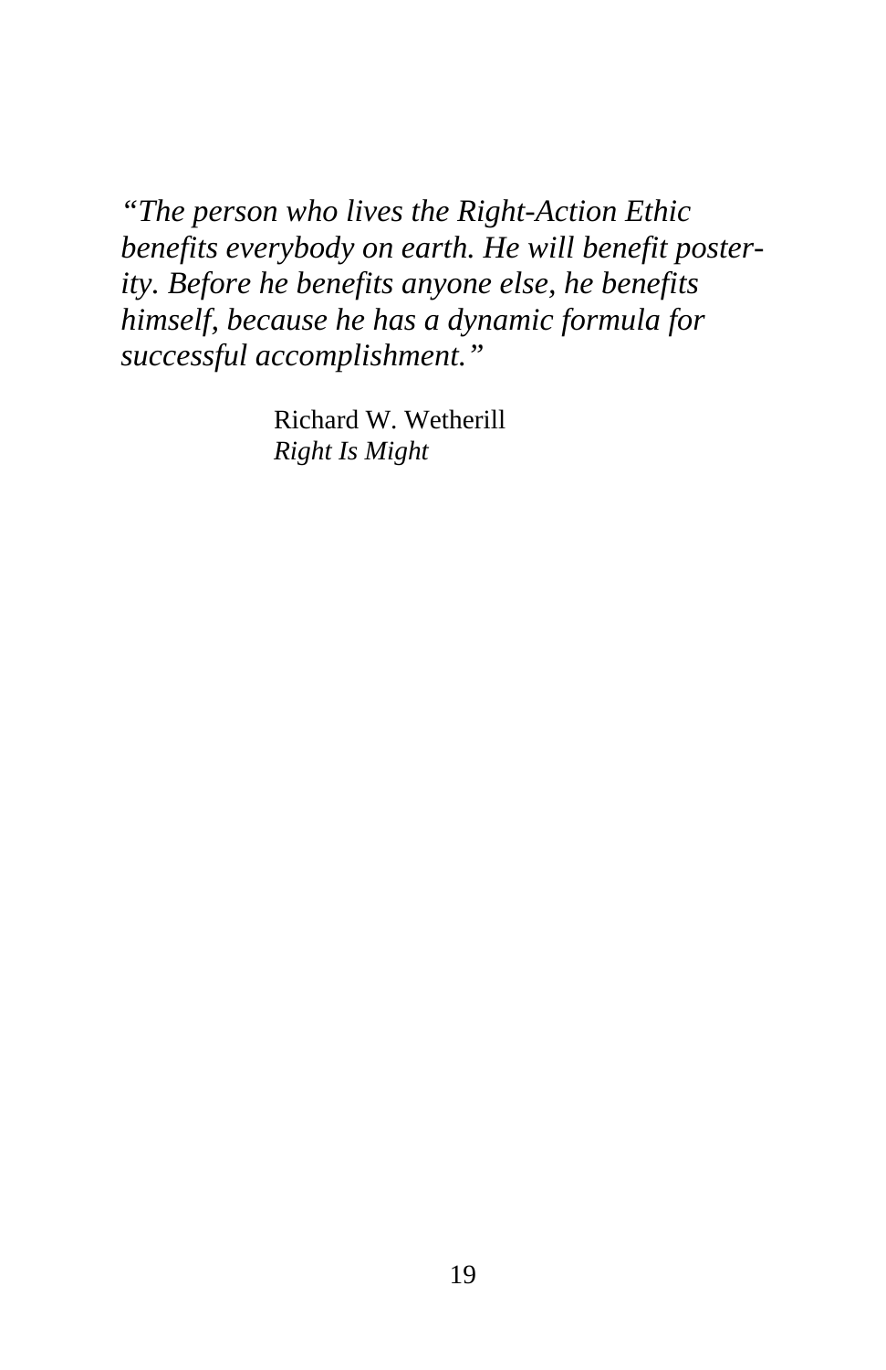*"The person who lives the Right-Action Ethic benefits everybody on earth. He will benefit posterity. Before he benefits anyone else, he benefits himself, because he has a dynamic formula for successful accomplishment."*

Richard W. Wetherill
*Right Is Might*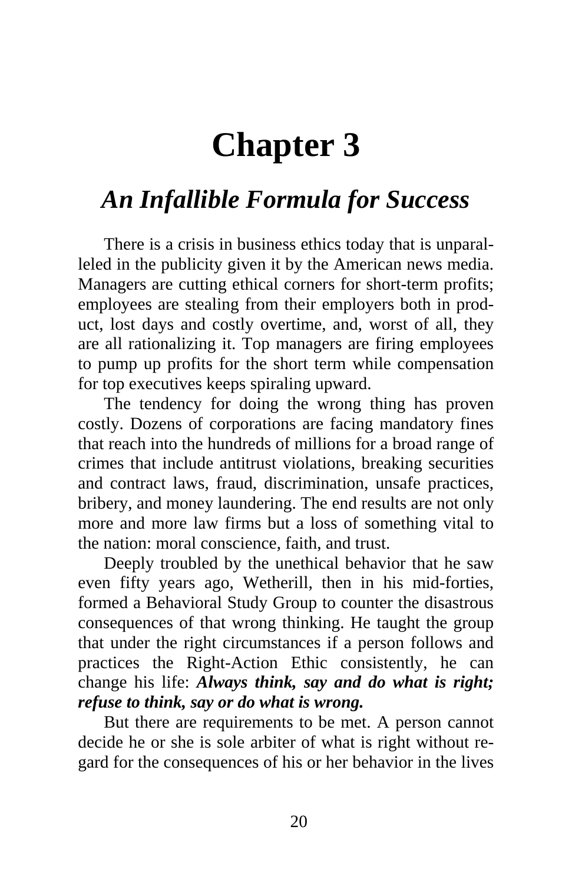# Chapter 3

## *An Infallible Formula for Success*

There is a crisis in business ethics today that is unparalleled in the publicity given it by the American news media. Managers are cutting ethical corners for short-term profits; employees are stealing from their employers both in product, lost days and costly overtime, and, worst of all, they are all rationalizing it. Top managers are firing employees to pump up profits for the short term while compensation for top executives keeps spiraling upward.

The tendency for doing the wrong thing has proven costly. Dozens of corporations are facing mandatory fines that reach into the hundreds of millions for a broad range of crimes that include antitrust violations, breaking securities and contract laws, fraud, discrimination, unsafe practices, bribery, and money laundering. The end results are not only more and more law firms but a loss of something vital to the nation: moral conscience, faith, and trust.

Deeply troubled by the unethical behavior that he saw even fifty years ago, Wetherill, then in his mid-forties, formed a Behavioral Study Group to counter the disastrous consequences of that wrong thinking. He taught the group that under the right circumstances if a person follows and practices the Right-Action Ethic consistently, he can change his life: ***Always think, say and do what is right; refuse to think, say or do what is wrong.***

But there are requirements to be met. A person cannot decide he or she is sole arbiter of what is right without regard for the consequences of his or her behavior in the lives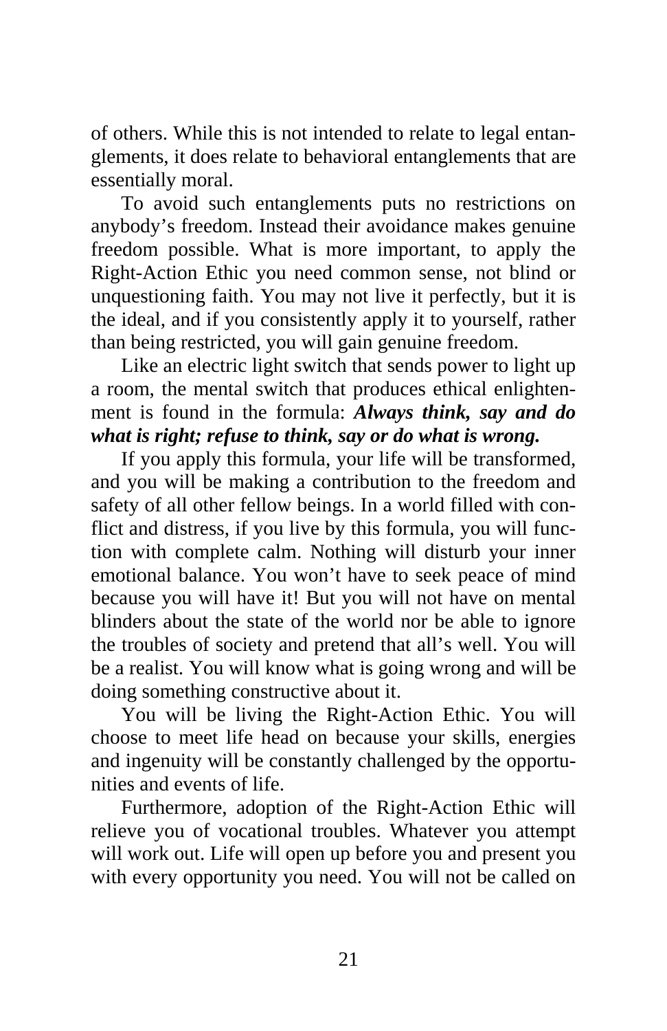of others. While this is not intended to relate to legal entanglements, it does relate to behavioral entanglements that are essentially moral.

To avoid such entanglements puts no restrictions on anybody's freedom. Instead their avoidance makes genuine freedom possible. What is more important, to apply the Right-Action Ethic you need common sense, not blind or unquestioning faith. You may not live it perfectly, but it is the ideal, and if you consistently apply it to yourself, rather than being restricted, you will gain genuine freedom.

Like an electric light switch that sends power to light up a room, the mental switch that produces ethical enlightenment is found in the formula: ***Always think, say and do what is right; refuse to think, say or do what is wrong.***

If you apply this formula, your life will be transformed, and you will be making a contribution to the freedom and safety of all other fellow beings. In a world filled with conflict and distress, if you live by this formula, you will function with complete calm. Nothing will disturb your inner emotional balance. You won't have to seek peace of mind because you will have it! But you will not have on mental blinders about the state of the world nor be able to ignore the troubles of society and pretend that all's well. You will be a realist. You will know what is going wrong and will be doing something constructive about it.

You will be living the Right-Action Ethic. You will choose to meet life head on because your skills, energies and ingenuity will be constantly challenged by the opportunities and events of life.

Furthermore, adoption of the Right-Action Ethic will relieve you of vocational troubles. Whatever you attempt will work out. Life will open up before you and present you with every opportunity you need. You will not be called on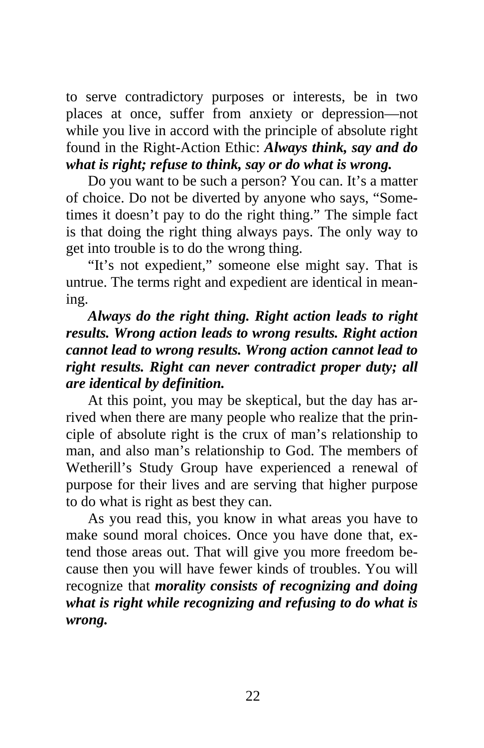to serve contradictory purposes or interests, be in two places at once, suffer from anxiety or depression—not while you live in accord with the principle of absolute right found in the Right-Action Ethic: ***Always think, say and do what is right; refuse to think, say or do what is wrong.***

Do you want to be such a person? You can. It's a matter of choice. Do not be diverted by anyone who says, "Sometimes it doesn't pay to do the right thing." The simple fact is that doing the right thing always pays. The only way to get into trouble is to do the wrong thing.

"It's not expedient," someone else might say. That is untrue. The terms right and expedient are identical in meaning.

***Always do the right thing. Right action leads to right results. Wrong action leads to wrong results. Right action cannot lead to wrong results. Wrong action cannot lead to right results. Right can never contradict proper duty; all are identical by definition.***

At this point, you may be skeptical, but the day has arrived when there are many people who realize that the principle of absolute right is the crux of man's relationship to man, and also man's relationship to God. The members of Wetherill's Study Group have experienced a renewal of purpose for their lives and are serving that higher purpose to do what is right as best they can.

As you read this, you know in what areas you have to make sound moral choices. Once you have done that, extend those areas out. That will give you more freedom because then you will have fewer kinds of troubles. You will recognize that ***morality consists of recognizing and doing what is right while recognizing and refusing to do what is wrong.***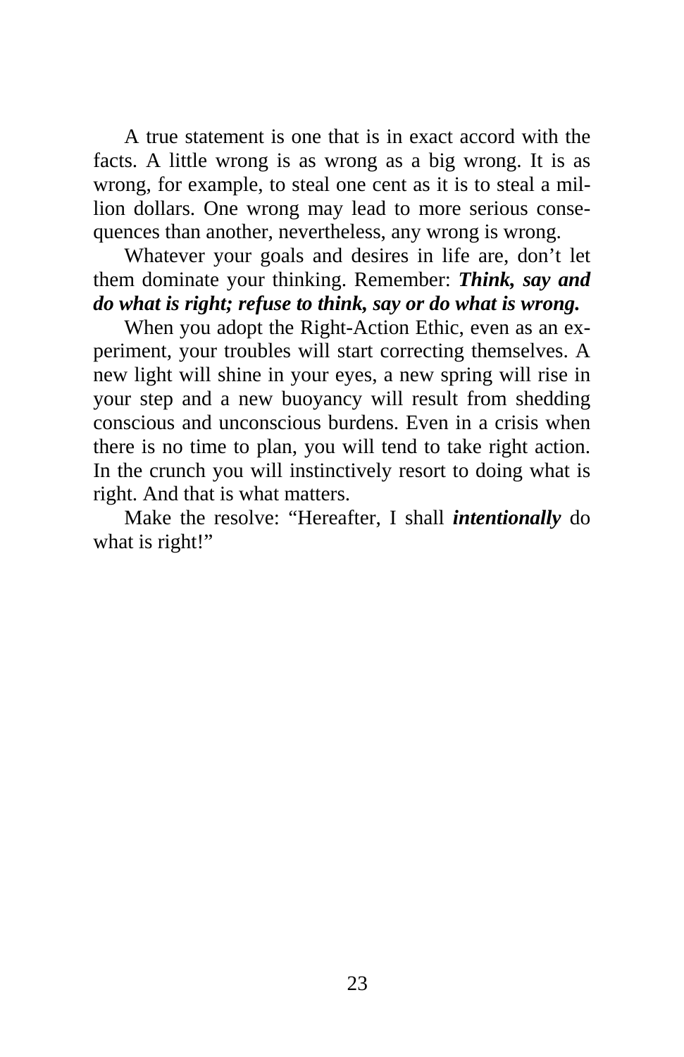A true statement is one that is in exact accord with the facts. A little wrong is as wrong as a big wrong. It is as wrong, for example, to steal one cent as it is to steal a million dollars. One wrong may lead to more serious consequences than another, nevertheless, any wrong is wrong.

Whatever your goals and desires in life are, don't let them dominate your thinking. Remember: ***Think, say and do what is right; refuse to think, say or do what is wrong.***

When you adopt the Right-Action Ethic, even as an experiment, your troubles will start correcting themselves. A new light will shine in your eyes, a new spring will rise in your step and a new buoyancy will result from shedding conscious and unconscious burdens. Even in a crisis when there is no time to plan, you will tend to take right action. In the crunch you will instinctively resort to doing what is right. And that is what matters.

Make the resolve: "Hereafter, I shall ***intentionally*** do what is right!"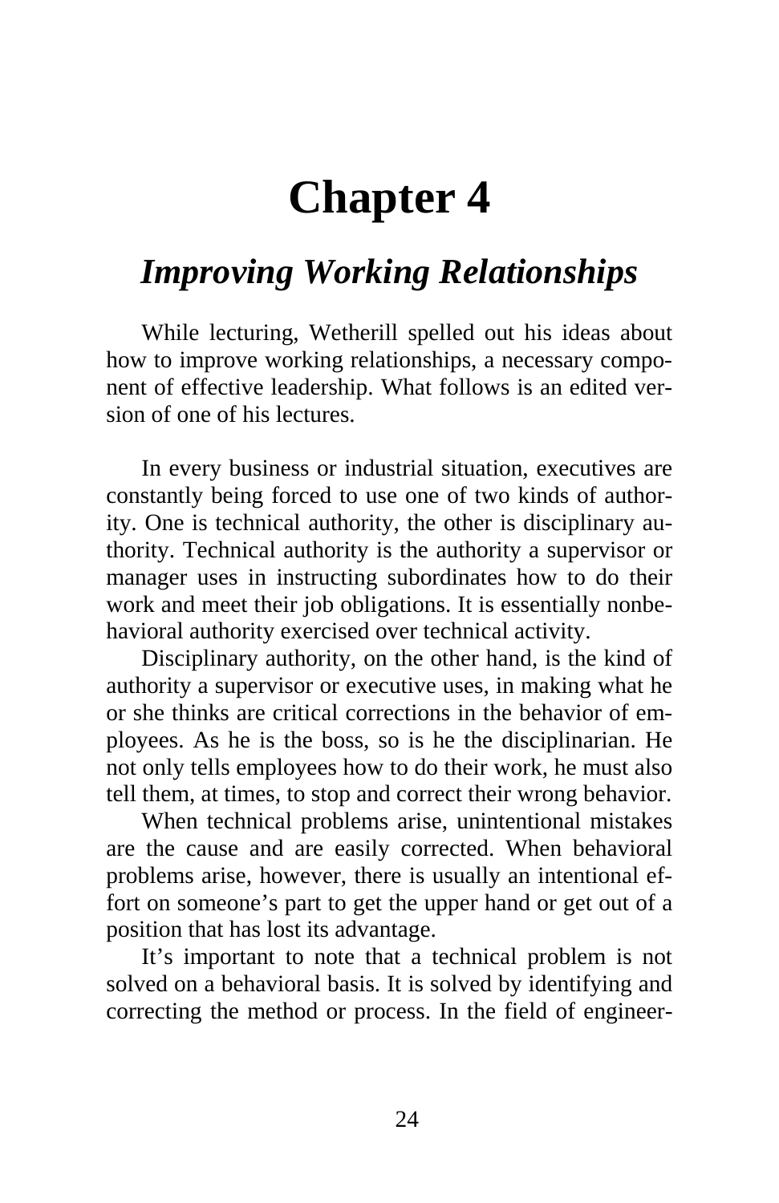# Chapter 4

## *Improving Working Relationships*

While lecturing, Wetherill spelled out his ideas about how to improve working relationships, a necessary component of effective leadership. What follows is an edited version of one of his lectures.

In every business or industrial situation, executives are constantly being forced to use one of two kinds of authority. One is technical authority, the other is disciplinary authority. Technical authority is the authority a supervisor or manager uses in instructing subordinates how to do their work and meet their job obligations. It is essentially nonbehavioral authority exercised over technical activity.

Disciplinary authority, on the other hand, is the kind of authority a supervisor or executive uses, in making what he or she thinks are critical corrections in the behavior of employees. As he is the boss, so is he the disciplinarian. He not only tells employees how to do their work, he must also tell them, at times, to stop and correct their wrong behavior.

When technical problems arise, unintentional mistakes are the cause and are easily corrected. When behavioral problems arise, however, there is usually an intentional effort on someone's part to get the upper hand or get out of a position that has lost its advantage.

It's important to note that a technical problem is not solved on a behavioral basis. It is solved by identifying and correcting the method or process. In the field of engineer-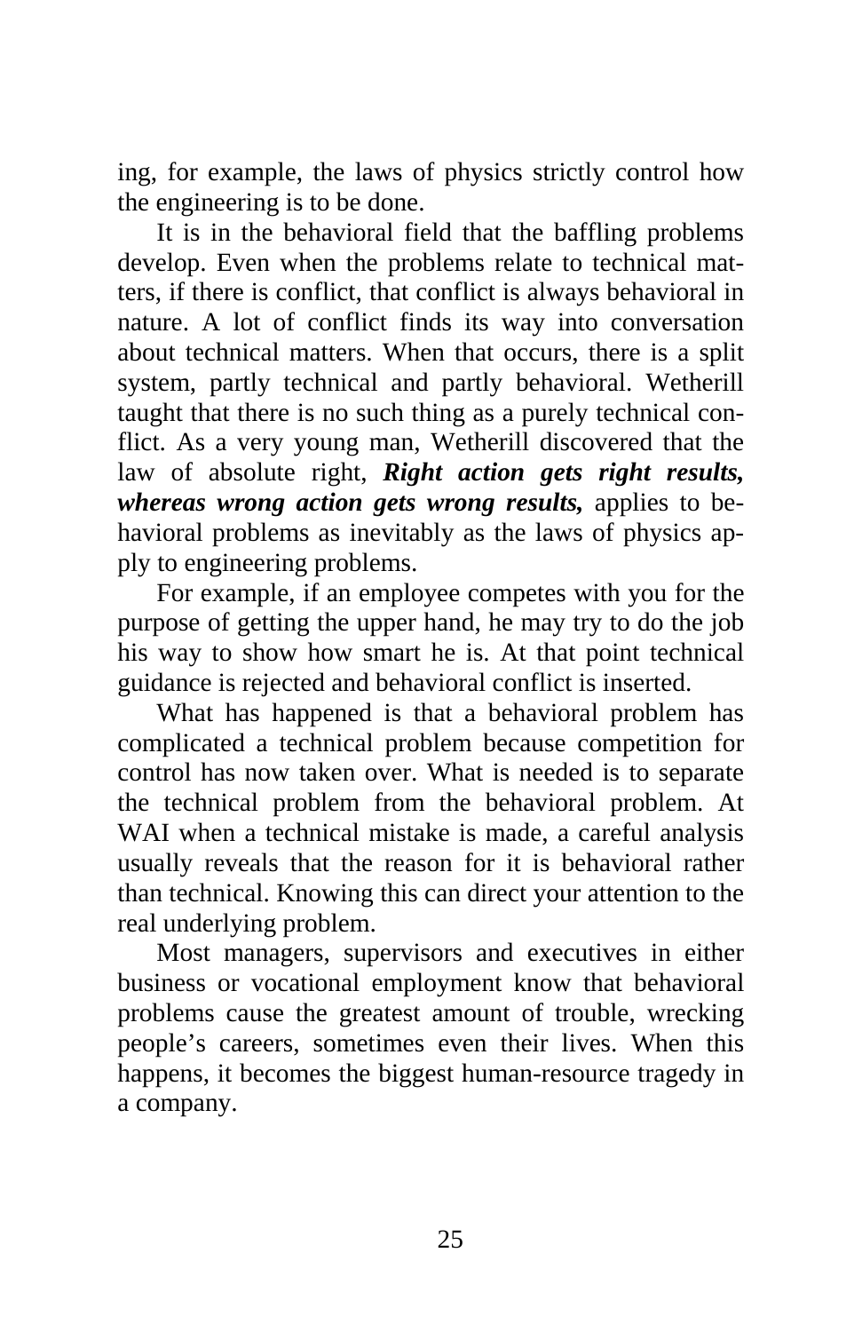ing, for example, the laws of physics strictly control how the engineering is to be done.

It is in the behavioral field that the baffling problems develop. Even when the problems relate to technical matters, if there is conflict, that conflict is always behavioral in nature. A lot of conflict finds its way into conversation about technical matters. When that occurs, there is a split system, partly technical and partly behavioral. Wetherill taught that there is no such thing as a purely technical conflict. As a very young man, Wetherill discovered that the law of absolute right, ***Right action gets right results, whereas wrong action gets wrong results,*** applies to behavioral problems as inevitably as the laws of physics apply to engineering problems.

For example, if an employee competes with you for the purpose of getting the upper hand, he may try to do the job his way to show how smart he is. At that point technical guidance is rejected and behavioral conflict is inserted.

What has happened is that a behavioral problem has complicated a technical problem because competition for control has now taken over. What is needed is to separate the technical problem from the behavioral problem. At WAI when a technical mistake is made, a careful analysis usually reveals that the reason for it is behavioral rather than technical. Knowing this can direct your attention to the real underlying problem.

Most managers, supervisors and executives in either business or vocational employment know that behavioral problems cause the greatest amount of trouble, wrecking people's careers, sometimes even their lives. When this happens, it becomes the biggest human-resource tragedy in a company.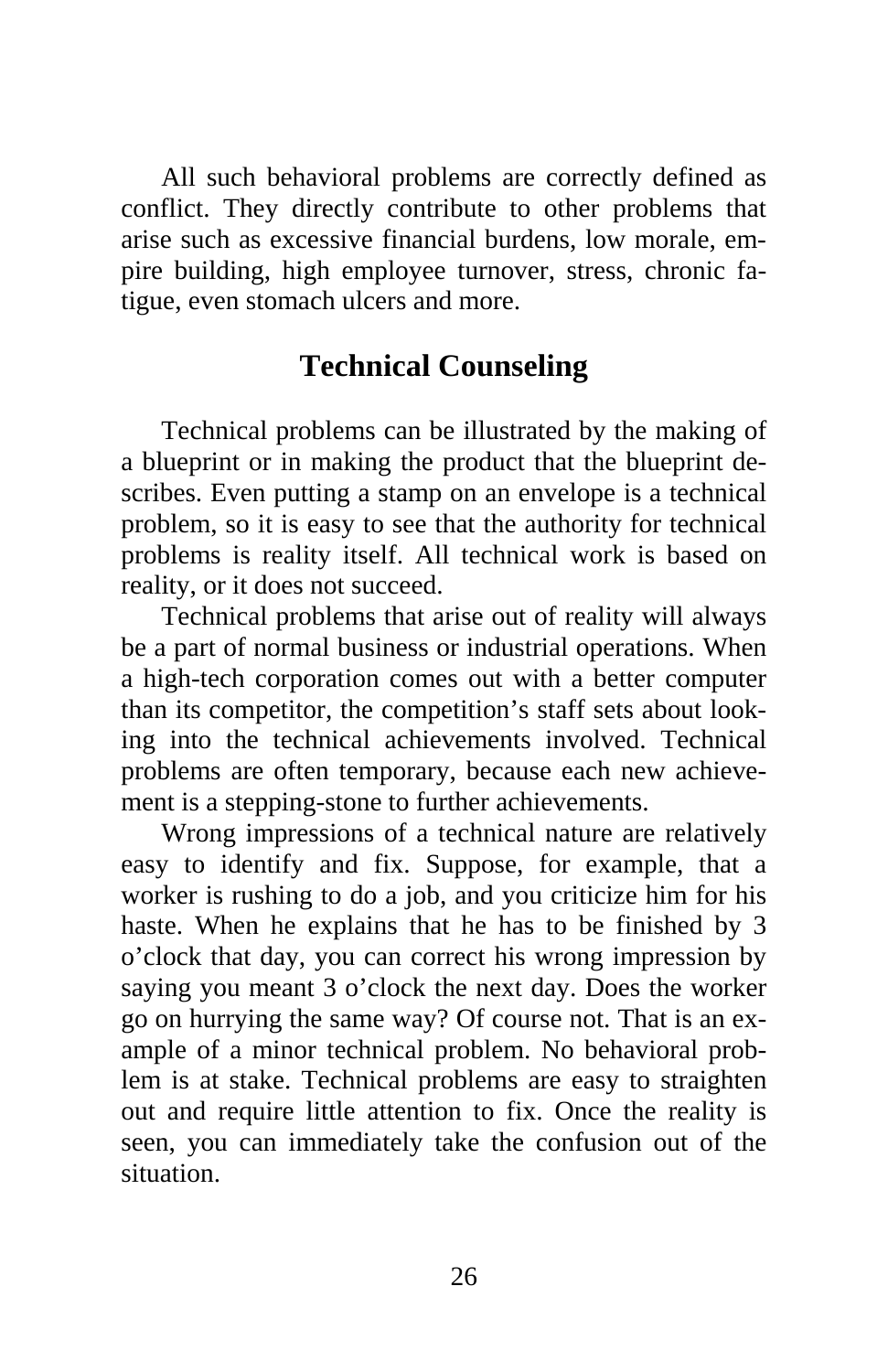All such behavioral problems are correctly defined as conflict. They directly contribute to other problems that arise such as excessive financial burdens, low morale, empire building, high employee turnover, stress, chronic fatigue, even stomach ulcers and more.

## Technical Counseling

Technical problems can be illustrated by the making of a blueprint or in making the product that the blueprint describes. Even putting a stamp on an envelope is a technical problem, so it is easy to see that the authority for technical problems is reality itself. All technical work is based on reality, or it does not succeed.

Technical problems that arise out of reality will always be a part of normal business or industrial operations. When a high-tech corporation comes out with a better computer than its competitor, the competition's staff sets about looking into the technical achievements involved. Technical problems are often temporary, because each new achievement is a stepping-stone to further achievements.

Wrong impressions of a technical nature are relatively easy to identify and fix. Suppose, for example, that a worker is rushing to do a job, and you criticize him for his haste. When he explains that he has to be finished by 3 o'clock that day, you can correct his wrong impression by saying you meant 3 o'clock the next day. Does the worker go on hurrying the same way? Of course not. That is an example of a minor technical problem. No behavioral problem is at stake. Technical problems are easy to straighten out and require little attention to fix. Once the reality is seen, you can immediately take the confusion out of the situation.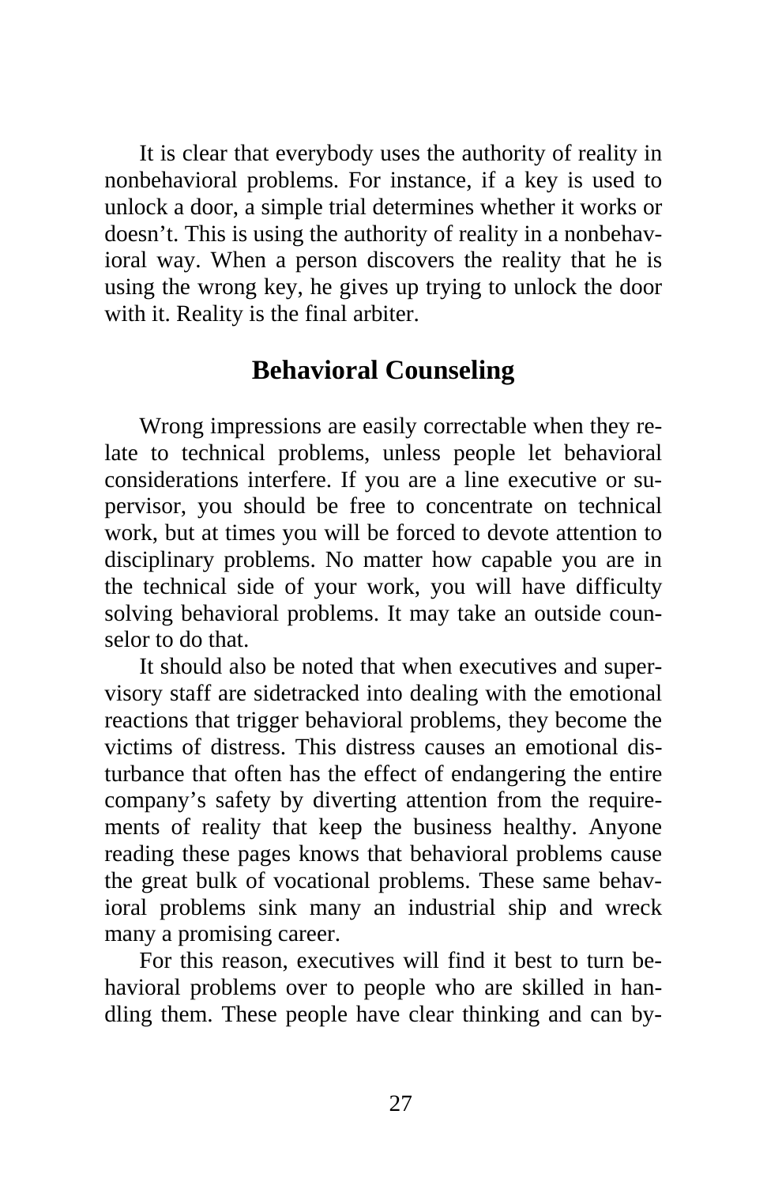It is clear that everybody uses the authority of reality in nonbehavioral problems. For instance, if a key is used to unlock a door, a simple trial determines whether it works or doesn't. This is using the authority of reality in a nonbehavioral way. When a person discovers the reality that he is using the wrong key, he gives up trying to unlock the door with it. Reality is the final arbiter.

## Behavioral Counseling

Wrong impressions are easily correctable when they relate to technical problems, unless people let behavioral considerations interfere. If you are a line executive or supervisor, you should be free to concentrate on technical work, but at times you will be forced to devote attention to disciplinary problems. No matter how capable you are in the technical side of your work, you will have difficulty solving behavioral problems. It may take an outside counselor to do that.

It should also be noted that when executives and supervisory staff are sidetracked into dealing with the emotional reactions that trigger behavioral problems, they become the victims of distress. This distress causes an emotional disturbance that often has the effect of endangering the entire company's safety by diverting attention from the requirements of reality that keep the business healthy. Anyone reading these pages knows that behavioral problems cause the great bulk of vocational problems. These same behavioral problems sink many an industrial ship and wreck many a promising career.

For this reason, executives will find it best to turn behavioral problems over to people who are skilled in handling them. These people have clear thinking and can by-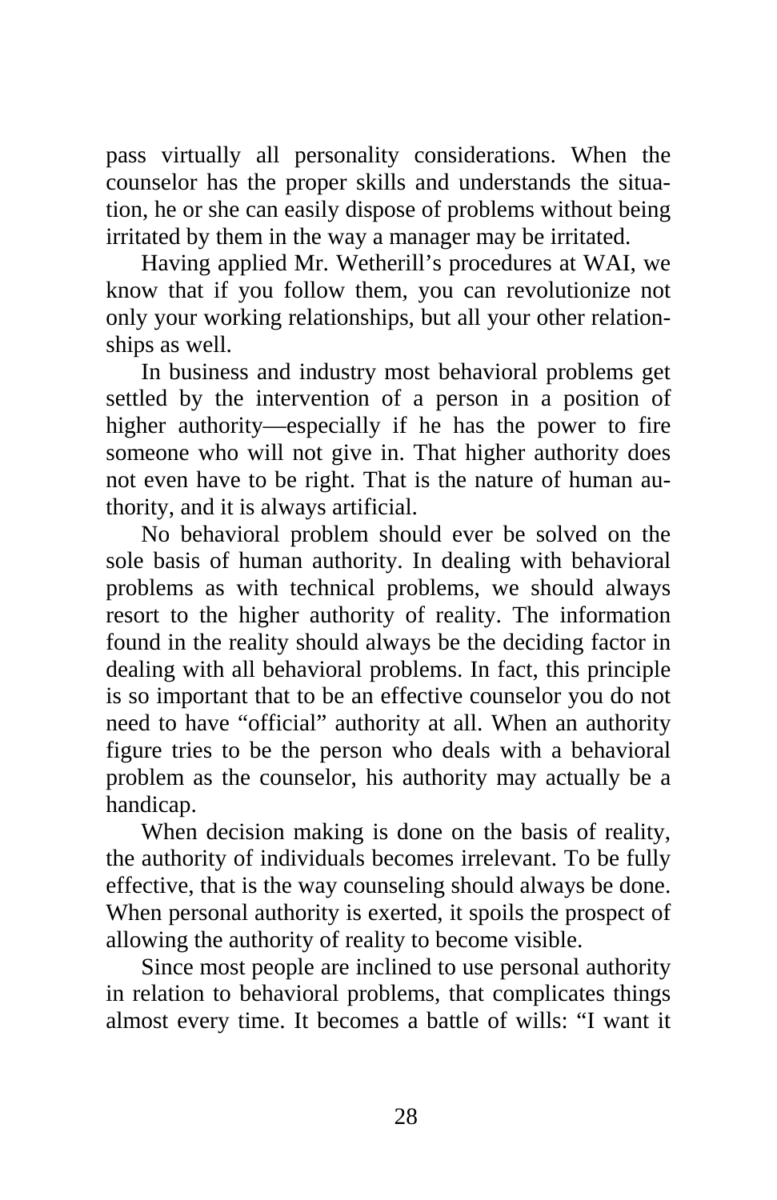pass virtually all personality considerations. When the counselor has the proper skills and understands the situation, he or she can easily dispose of problems without being irritated by them in the way a manager may be irritated.

Having applied Mr. Wetherill's procedures at WAI, we know that if you follow them, you can revolutionize not only your working relationships, but all your other relationships as well.

In business and industry most behavioral problems get settled by the intervention of a person in a position of higher authority—especially if he has the power to fire someone who will not give in. That higher authority does not even have to be right. That is the nature of human authority, and it is always artificial.

No behavioral problem should ever be solved on the sole basis of human authority. In dealing with behavioral problems as with technical problems, we should always resort to the higher authority of reality. The information found in the reality should always be the deciding factor in dealing with all behavioral problems. In fact, this principle is so important that to be an effective counselor you do not need to have "official" authority at all. When an authority figure tries to be the person who deals with a behavioral problem as the counselor, his authority may actually be a handicap.

When decision making is done on the basis of reality, the authority of individuals becomes irrelevant. To be fully effective, that is the way counseling should always be done. When personal authority is exerted, it spoils the prospect of allowing the authority of reality to become visible.

Since most people are inclined to use personal authority in relation to behavioral problems, that complicates things almost every time. It becomes a battle of wills: "I want it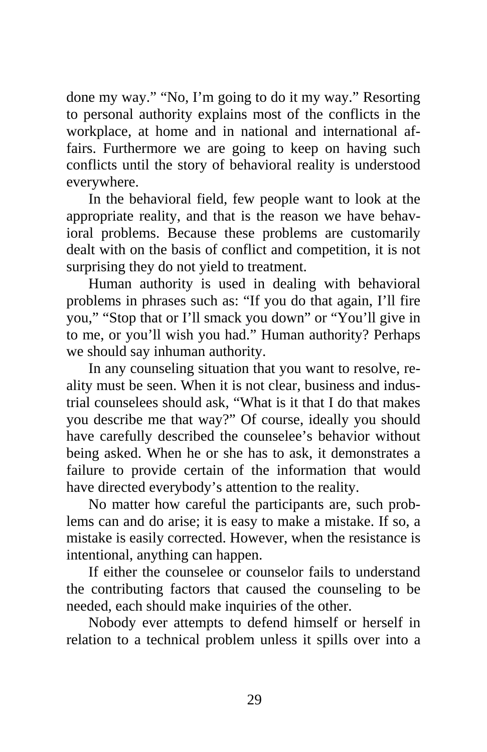done my way." "No, I'm going to do it my way." Resorting to personal authority explains most of the conflicts in the workplace, at home and in national and international affairs. Furthermore we are going to keep on having such conflicts until the story of behavioral reality is understood everywhere.

In the behavioral field, few people want to look at the appropriate reality, and that is the reason we have behavioral problems. Because these problems are customarily dealt with on the basis of conflict and competition, it is not surprising they do not yield to treatment.

Human authority is used in dealing with behavioral problems in phrases such as: "If you do that again, I'll fire you," "Stop that or I'll smack you down" or "You'll give in to me, or you'll wish you had." Human authority? Perhaps we should say inhuman authority.

In any counseling situation that you want to resolve, reality must be seen. When it is not clear, business and industrial counselees should ask, "What is it that I do that makes you describe me that way?" Of course, ideally you should have carefully described the counselee's behavior without being asked. When he or she has to ask, it demonstrates a failure to provide certain of the information that would have directed everybody's attention to the reality.

No matter how careful the participants are, such problems can and do arise; it is easy to make a mistake. If so, a mistake is easily corrected. However, when the resistance is intentional, anything can happen.

If either the counselee or counselor fails to understand the contributing factors that caused the counseling to be needed, each should make inquiries of the other.

Nobody ever attempts to defend himself or herself in relation to a technical problem unless it spills over into a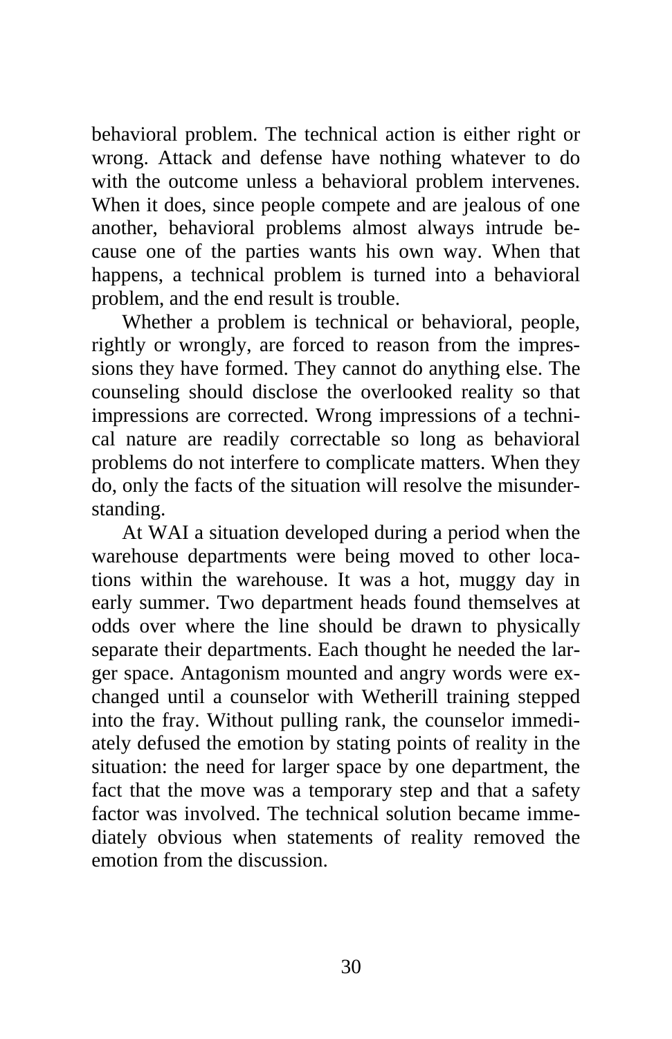behavioral problem. The technical action is either right or wrong. Attack and defense have nothing whatever to do with the outcome unless a behavioral problem intervenes. When it does, since people compete and are jealous of one another, behavioral problems almost always intrude because one of the parties wants his own way. When that happens, a technical problem is turned into a behavioral problem, and the end result is trouble.

Whether a problem is technical or behavioral, people, rightly or wrongly, are forced to reason from the impressions they have formed. They cannot do anything else. The counseling should disclose the overlooked reality so that impressions are corrected. Wrong impressions of a technical nature are readily correctable so long as behavioral problems do not interfere to complicate matters. When they do, only the facts of the situation will resolve the misunderstanding.

At WAI a situation developed during a period when the warehouse departments were being moved to other locations within the warehouse. It was a hot, muggy day in early summer. Two department heads found themselves at odds over where the line should be drawn to physically separate their departments. Each thought he needed the larger space. Antagonism mounted and angry words were exchanged until a counselor with Wetherill training stepped into the fray. Without pulling rank, the counselor immediately defused the emotion by stating points of reality in the situation: the need for larger space by one department, the fact that the move was a temporary step and that a safety factor was involved. The technical solution became immediately obvious when statements of reality removed the emotion from the discussion.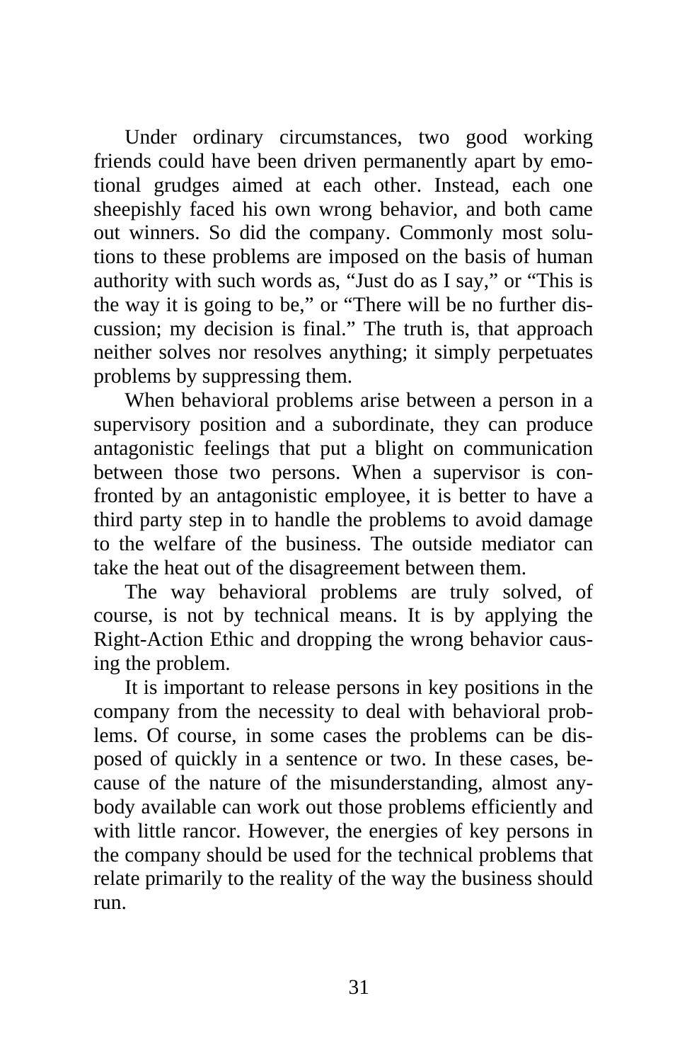Under ordinary circumstances, two good working friends could have been driven permanently apart by emotional grudges aimed at each other. Instead, each one sheepishly faced his own wrong behavior, and both came out winners. So did the company. Commonly most solutions to these problems are imposed on the basis of human authority with such words as, "Just do as I say," or "This is the way it is going to be," or "There will be no further discussion; my decision is final." The truth is, that approach neither solves nor resolves anything; it simply perpetuates problems by suppressing them.

When behavioral problems arise between a person in a supervisory position and a subordinate, they can produce antagonistic feelings that put a blight on communication between those two persons. When a supervisor is confronted by an antagonistic employee, it is better to have a third party step in to handle the problems to avoid damage to the welfare of the business. The outside mediator can take the heat out of the disagreement between them.

The way behavioral problems are truly solved, of course, is not by technical means. It is by applying the Right-Action Ethic and dropping the wrong behavior causing the problem.

It is important to release persons in key positions in the company from the necessity to deal with behavioral problems. Of course, in some cases the problems can be disposed of quickly in a sentence or two. In these cases, because of the nature of the misunderstanding, almost anybody available can work out those problems efficiently and with little rancor. However, the energies of key persons in the company should be used for the technical problems that relate primarily to the reality of the way the business should run.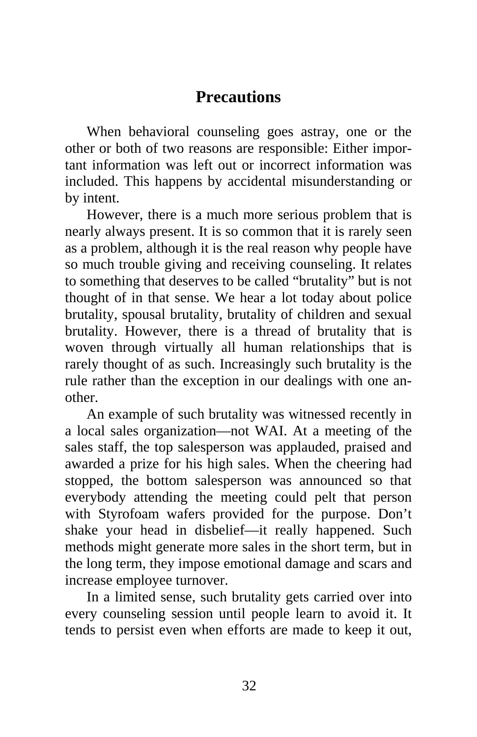## Precautions

When behavioral counseling goes astray, one or the other or both of two reasons are responsible: Either important information was left out or incorrect information was included. This happens by accidental misunderstanding or by intent.

However, there is a much more serious problem that is nearly always present. It is so common that it is rarely seen as a problem, although it is the real reason why people have so much trouble giving and receiving counseling. It relates to something that deserves to be called "brutality" but is not thought of in that sense. We hear a lot today about police brutality, spousal brutality, brutality of children and sexual brutality. However, there is a thread of brutality that is woven through virtually all human relationships that is rarely thought of as such. Increasingly such brutality is the rule rather than the exception in our dealings with one another.

An example of such brutality was witnessed recently in a local sales organization—not WAI. At a meeting of the sales staff, the top salesperson was applauded, praised and awarded a prize for his high sales. When the cheering had stopped, the bottom salesperson was announced so that everybody attending the meeting could pelt that person with Styrofoam wafers provided for the purpose. Don't shake your head in disbelief—it really happened. Such methods might generate more sales in the short term, but in the long term, they impose emotional damage and scars and increase employee turnover.

In a limited sense, such brutality gets carried over into every counseling session until people learn to avoid it. It tends to persist even when efforts are made to keep it out,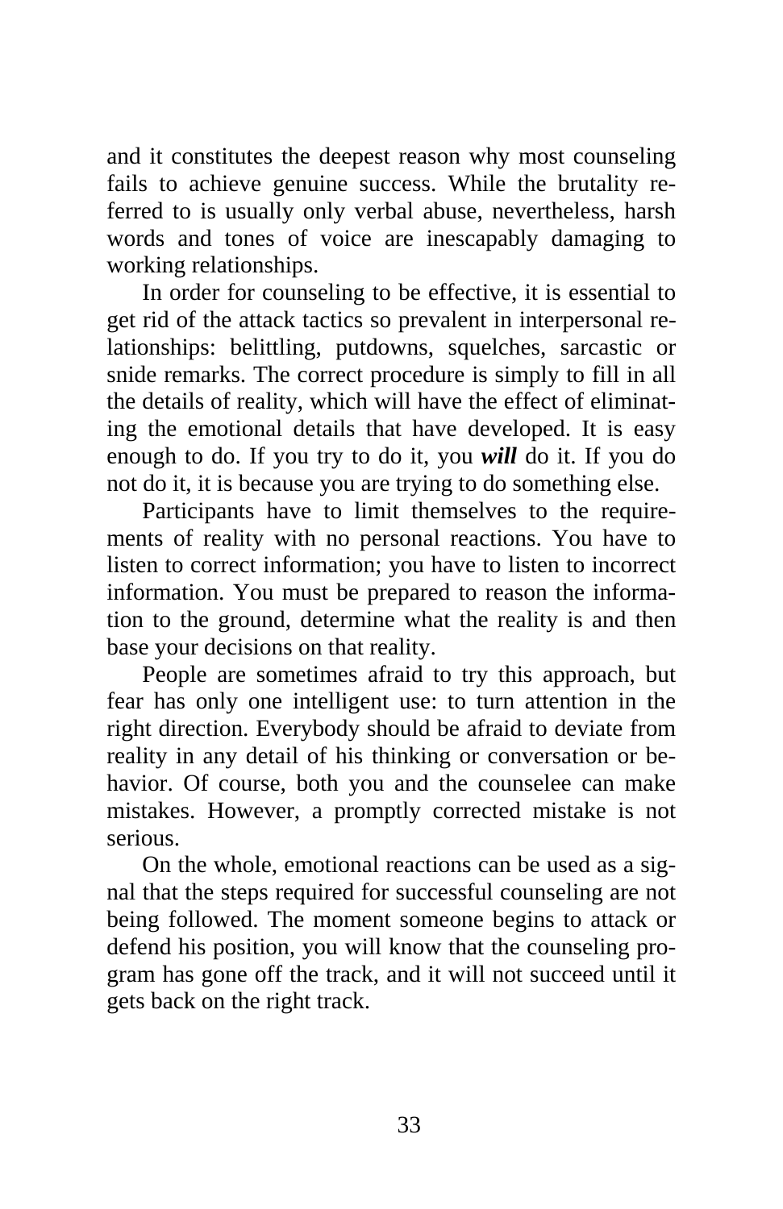and it constitutes the deepest reason why most counseling fails to achieve genuine success. While the brutality referred to is usually only verbal abuse, nevertheless, harsh words and tones of voice are inescapably damaging to working relationships.

In order for counseling to be effective, it is essential to get rid of the attack tactics so prevalent in interpersonal relationships: belittling, putdowns, squelches, sarcastic or snide remarks. The correct procedure is simply to fill in all the details of reality, which will have the effect of eliminating the emotional details that have developed. It is easy enough to do. If you try to do it, you ***will*** do it. If you do not do it, it is because you are trying to do something else.

Participants have to limit themselves to the requirements of reality with no personal reactions. You have to listen to correct information; you have to listen to incorrect information. You must be prepared to reason the information to the ground, determine what the reality is and then base your decisions on that reality.

People are sometimes afraid to try this approach, but fear has only one intelligent use: to turn attention in the right direction. Everybody should be afraid to deviate from reality in any detail of his thinking or conversation or behavior. Of course, both you and the counselee can make mistakes. However, a promptly corrected mistake is not serious.

On the whole, emotional reactions can be used as a signal that the steps required for successful counseling are not being followed. The moment someone begins to attack or defend his position, you will know that the counseling program has gone off the track, and it will not succeed until it gets back on the right track.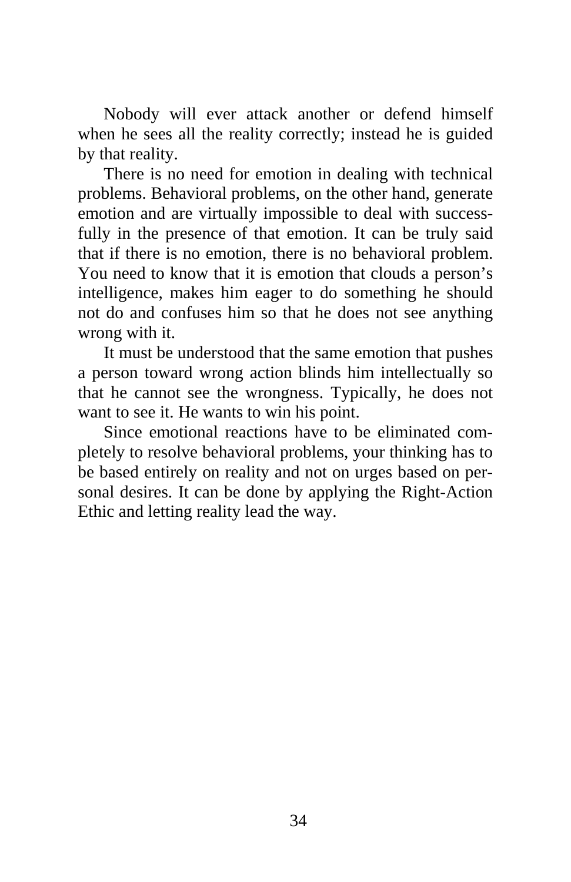Nobody will ever attack another or defend himself when he sees all the reality correctly; instead he is guided by that reality.

There is no need for emotion in dealing with technical problems. Behavioral problems, on the other hand, generate emotion and are virtually impossible to deal with successfully in the presence of that emotion. It can be truly said that if there is no emotion, there is no behavioral problem. You need to know that it is emotion that clouds a person's intelligence, makes him eager to do something he should not do and confuses him so that he does not see anything wrong with it.

It must be understood that the same emotion that pushes a person toward wrong action blinds him intellectually so that he cannot see the wrongness. Typically, he does not want to see it. He wants to win his point.

Since emotional reactions have to be eliminated completely to resolve behavioral problems, your thinking has to be based entirely on reality and not on urges based on personal desires. It can be done by applying the Right-Action Ethic and letting reality lead the way.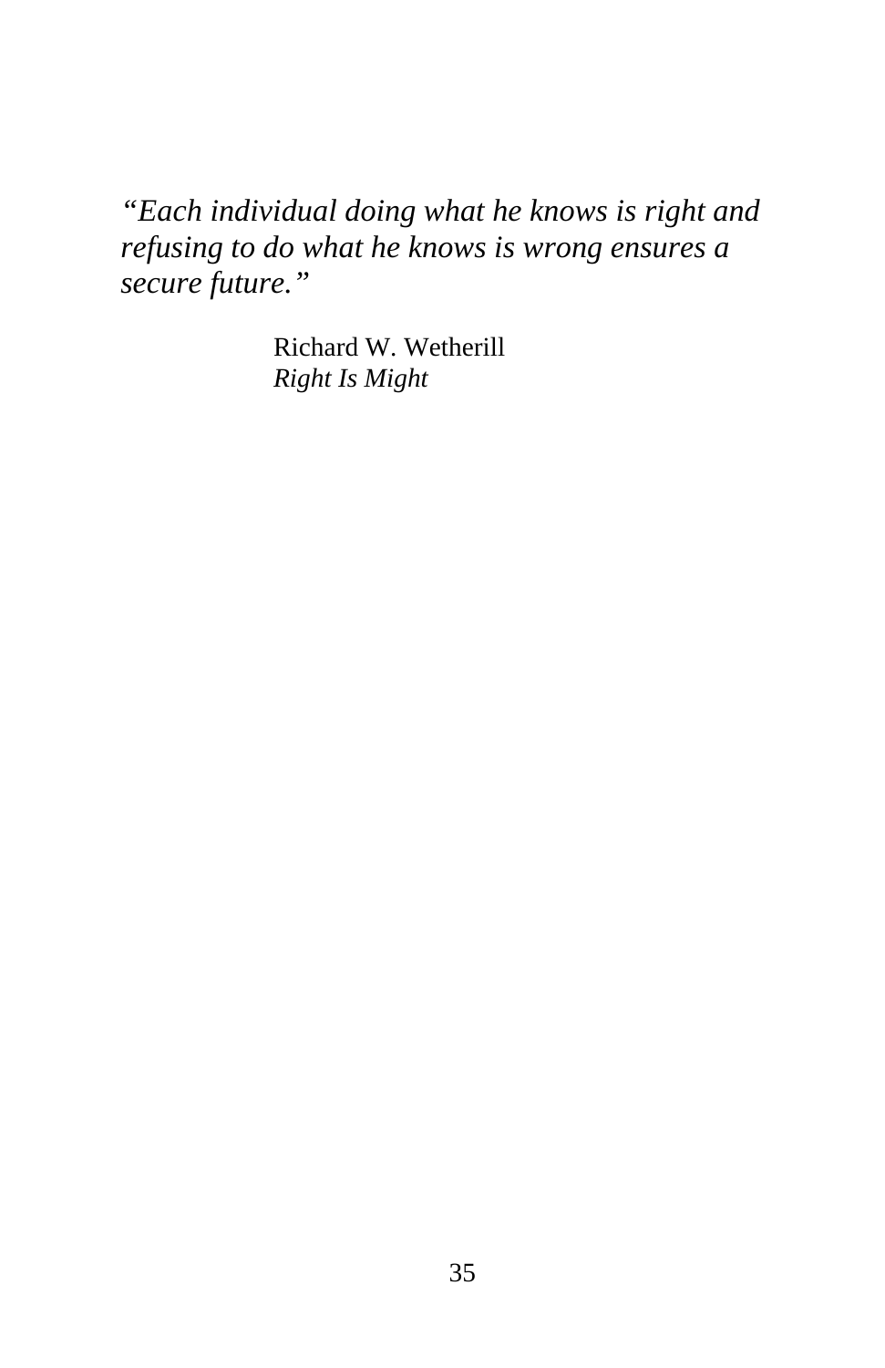*"Each individual doing what he knows is right and refusing to do what he knows is wrong ensures a secure future."*

Richard W. Wetherill
*Right Is Might*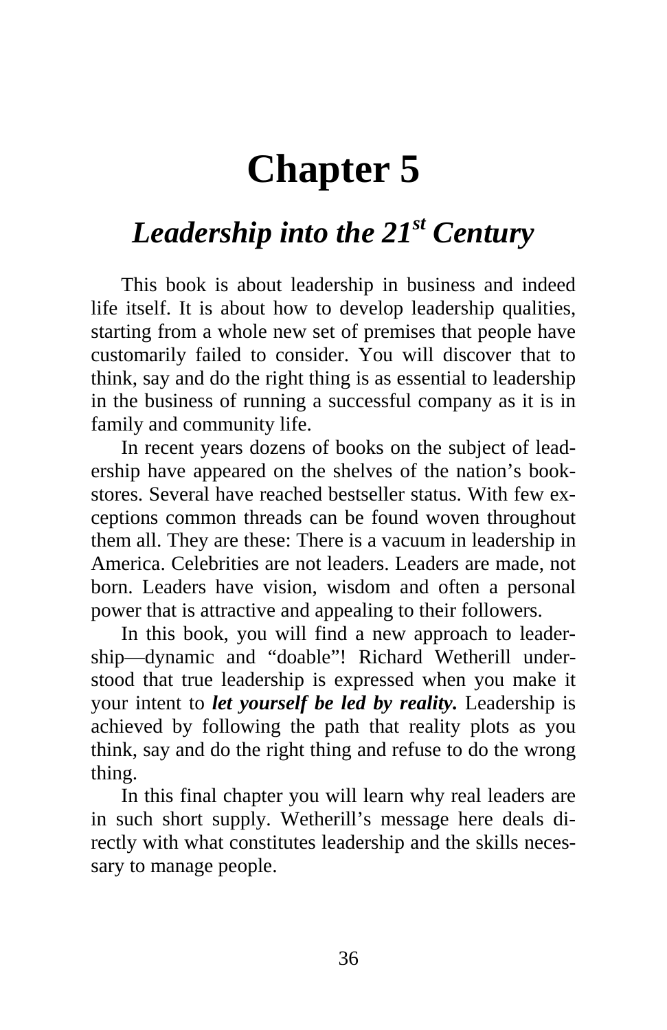# Chapter 5

## *Leadership into the 21st Century*

This book is about leadership in business and indeed life itself. It is about how to develop leadership qualities, starting from a whole new set of premises that people have customarily failed to consider. You will discover that to think, say and do the right thing is as essential to leadership in the business of running a successful company as it is in family and community life.

In recent years dozens of books on the subject of leadership have appeared on the shelves of the nation's bookstores. Several have reached bestseller status. With few exceptions common threads can be found woven throughout them all. They are these: There is a vacuum in leadership in America. Celebrities are not leaders. Leaders are made, not born. Leaders have vision, wisdom and often a personal power that is attractive and appealing to their followers.

In this book, you will find a new approach to leadership—dynamic and "doable"! Richard Wetherill understood that true leadership is expressed when you make it your intent to ***let yourself be led by reality.*** Leadership is achieved by following the path that reality plots as you think, say and do the right thing and refuse to do the wrong thing.

In this final chapter you will learn why real leaders are in such short supply. Wetherill's message here deals directly with what constitutes leadership and the skills necessary to manage people.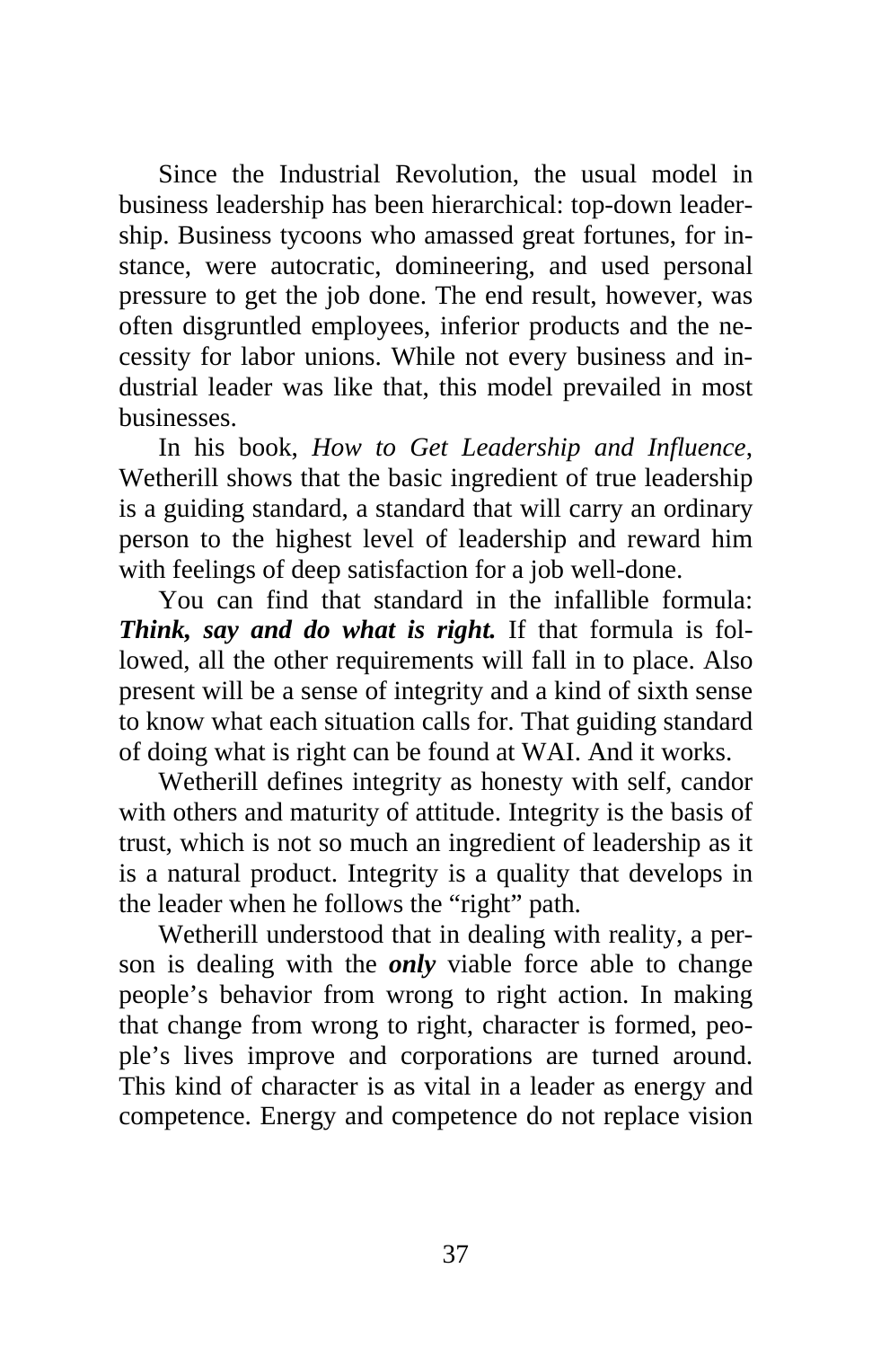Since the Industrial Revolution, the usual model in business leadership has been hierarchical: top-down leadership. Business tycoons who amassed great fortunes, for instance, were autocratic, domineering, and used personal pressure to get the job done. The end result, however, was often disgruntled employees, inferior products and the necessity for labor unions. While not every business and industrial leader was like that, this model prevailed in most businesses.

In his book, *How to Get Leadership and Influence*, Wetherill shows that the basic ingredient of true leadership is a guiding standard, a standard that will carry an ordinary person to the highest level of leadership and reward him with feelings of deep satisfaction for a job well-done.

You can find that standard in the infallible formula: ***Think, say and do what is right.*** If that formula is followed, all the other requirements will fall in to place. Also present will be a sense of integrity and a kind of sixth sense to know what each situation calls for. That guiding standard of doing what is right can be found at WAI. And it works.

Wetherill defines integrity as honesty with self, candor with others and maturity of attitude. Integrity is the basis of trust, which is not so much an ingredient of leadership as it is a natural product. Integrity is a quality that develops in the leader when he follows the "right" path.

Wetherill understood that in dealing with reality, a person is dealing with the ***only*** viable force able to change people's behavior from wrong to right action. In making that change from wrong to right, character is formed, people's lives improve and corporations are turned around. This kind of character is as vital in a leader as energy and competence. Energy and competence do not replace vision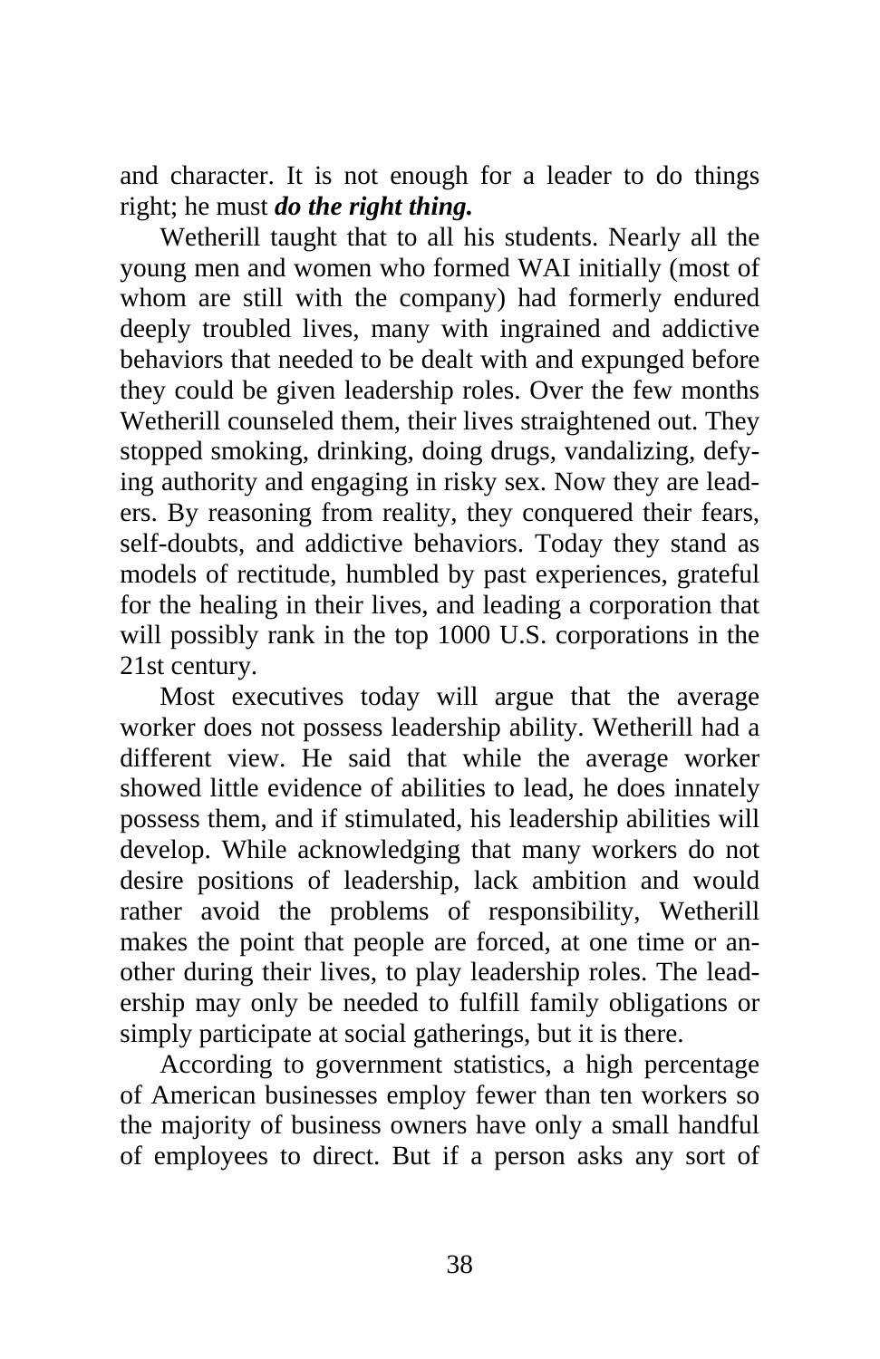and character. It is not enough for a leader to do things right; he must ***do the right thing.***

Wetherill taught that to all his students. Nearly all the young men and women who formed WAI initially (most of whom are still with the company) had formerly endured deeply troubled lives, many with ingrained and addictive behaviors that needed to be dealt with and expunged before they could be given leadership roles. Over the few months Wetherill counseled them, their lives straightened out. They stopped smoking, drinking, doing drugs, vandalizing, defying authority and engaging in risky sex. Now they are leaders. By reasoning from reality, they conquered their fears, self-doubts, and addictive behaviors. Today they stand as models of rectitude, humbled by past experiences, grateful for the healing in their lives, and leading a corporation that will possibly rank in the top 1000 U.S. corporations in the 21st century.

Most executives today will argue that the average worker does not possess leadership ability. Wetherill had a different view. He said that while the average worker showed little evidence of abilities to lead, he does innately possess them, and if stimulated, his leadership abilities will develop. While acknowledging that many workers do not desire positions of leadership, lack ambition and would rather avoid the problems of responsibility, Wetherill makes the point that people are forced, at one time or another during their lives, to play leadership roles. The leadership may only be needed to fulfill family obligations or simply participate at social gatherings, but it is there.

According to government statistics, a high percentage of American businesses employ fewer than ten workers so the majority of business owners have only a small handful of employees to direct. But if a person asks any sort of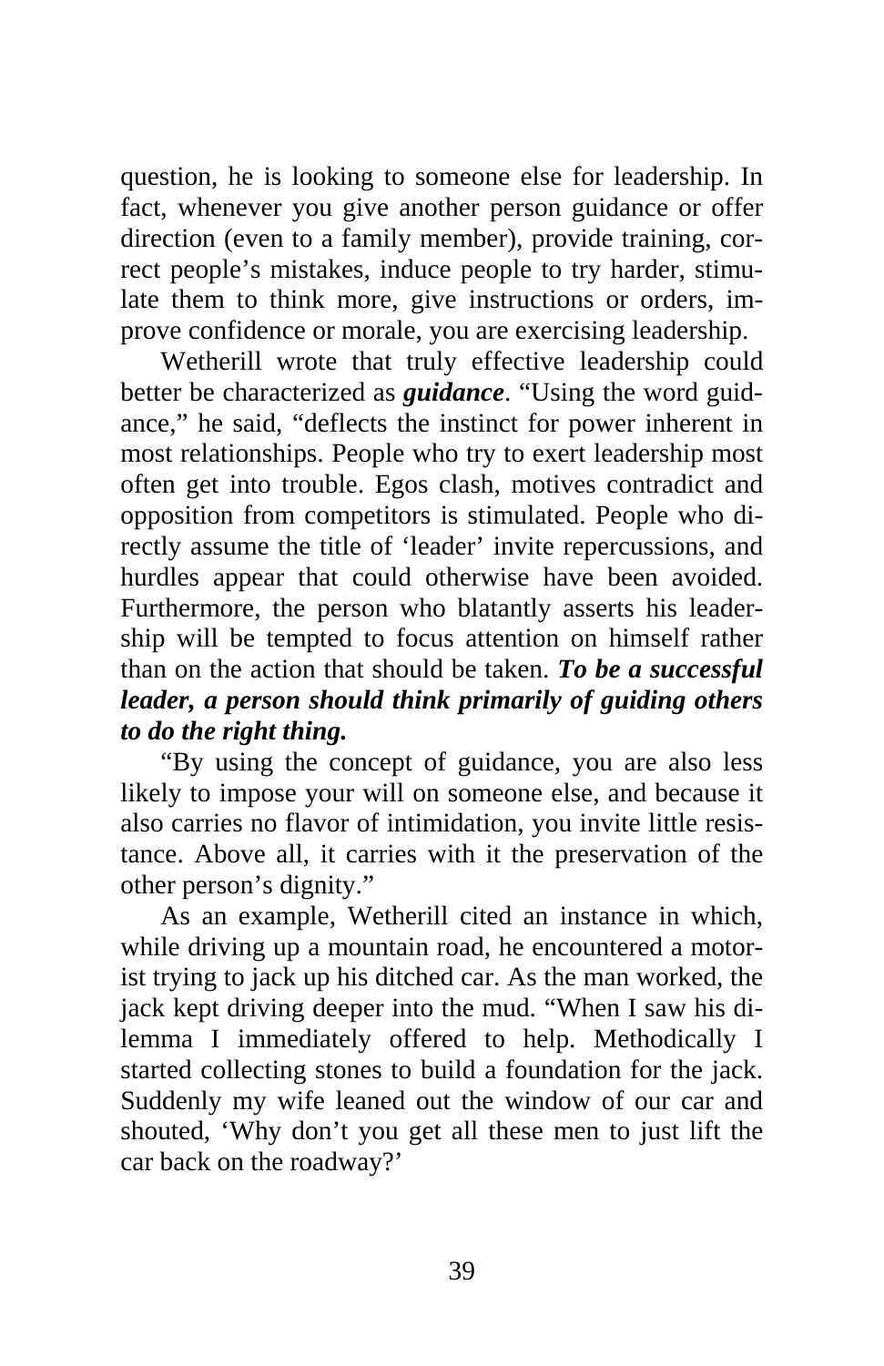question, he is looking to someone else for leadership. In fact, whenever you give another person guidance or offer direction (even to a family member), provide training, correct people's mistakes, induce people to try harder, stimulate them to think more, give instructions or orders, improve confidence or morale, you are exercising leadership.

Wetherill wrote that truly effective leadership could better be characterized as ***guidance***. "Using the word guidance," he said, "deflects the instinct for power inherent in most relationships. People who try to exert leadership most often get into trouble. Egos clash, motives contradict and opposition from competitors is stimulated. People who directly assume the title of 'leader' invite repercussions, and hurdles appear that could otherwise have been avoided. Furthermore, the person who blatantly asserts his leadership will be tempted to focus attention on himself rather than on the action that should be taken. ***To be a successful leader, a person should think primarily of guiding others to do the right thing.***

"By using the concept of guidance, you are also less likely to impose your will on someone else, and because it also carries no flavor of intimidation, you invite little resistance. Above all, it carries with it the preservation of the other person's dignity."

As an example, Wetherill cited an instance in which, while driving up a mountain road, he encountered a motorist trying to jack up his ditched car. As the man worked, the jack kept driving deeper into the mud. "When I saw his dilemma I immediately offered to help. Methodically I started collecting stones to build a foundation for the jack. Suddenly my wife leaned out the window of our car and shouted, 'Why don't you get all these men to just lift the car back on the roadway?'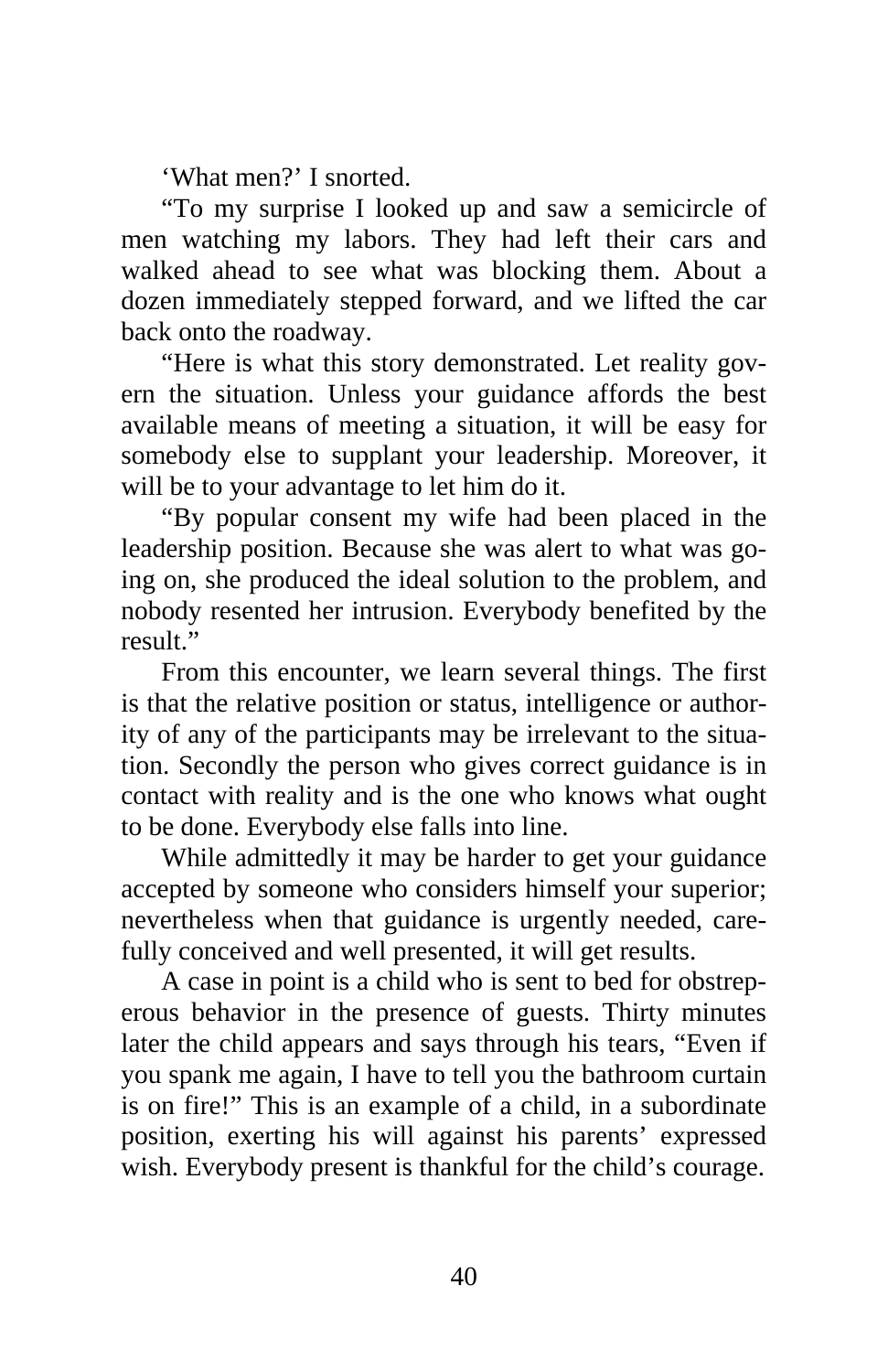'What men?' I snorted.

"To my surprise I looked up and saw a semicircle of men watching my labors. They had left their cars and walked ahead to see what was blocking them. About a dozen immediately stepped forward, and we lifted the car back onto the roadway.

"Here is what this story demonstrated. Let reality govern the situation. Unless your guidance affords the best available means of meeting a situation, it will be easy for somebody else to supplant your leadership. Moreover, it will be to your advantage to let him do it.

"By popular consent my wife had been placed in the leadership position. Because she was alert to what was going on, she produced the ideal solution to the problem, and nobody resented her intrusion. Everybody benefited by the result."

From this encounter, we learn several things. The first is that the relative position or status, intelligence or authority of any of the participants may be irrelevant to the situation. Secondly the person who gives correct guidance is in contact with reality and is the one who knows what ought to be done. Everybody else falls into line.

While admittedly it may be harder to get your guidance accepted by someone who considers himself your superior; nevertheless when that guidance is urgently needed, carefully conceived and well presented, it will get results.

A case in point is a child who is sent to bed for obstreperous behavior in the presence of guests. Thirty minutes later the child appears and says through his tears, "Even if you spank me again, I have to tell you the bathroom curtain is on fire!" This is an example of a child, in a subordinate position, exerting his will against his parents' expressed wish. Everybody present is thankful for the child's courage.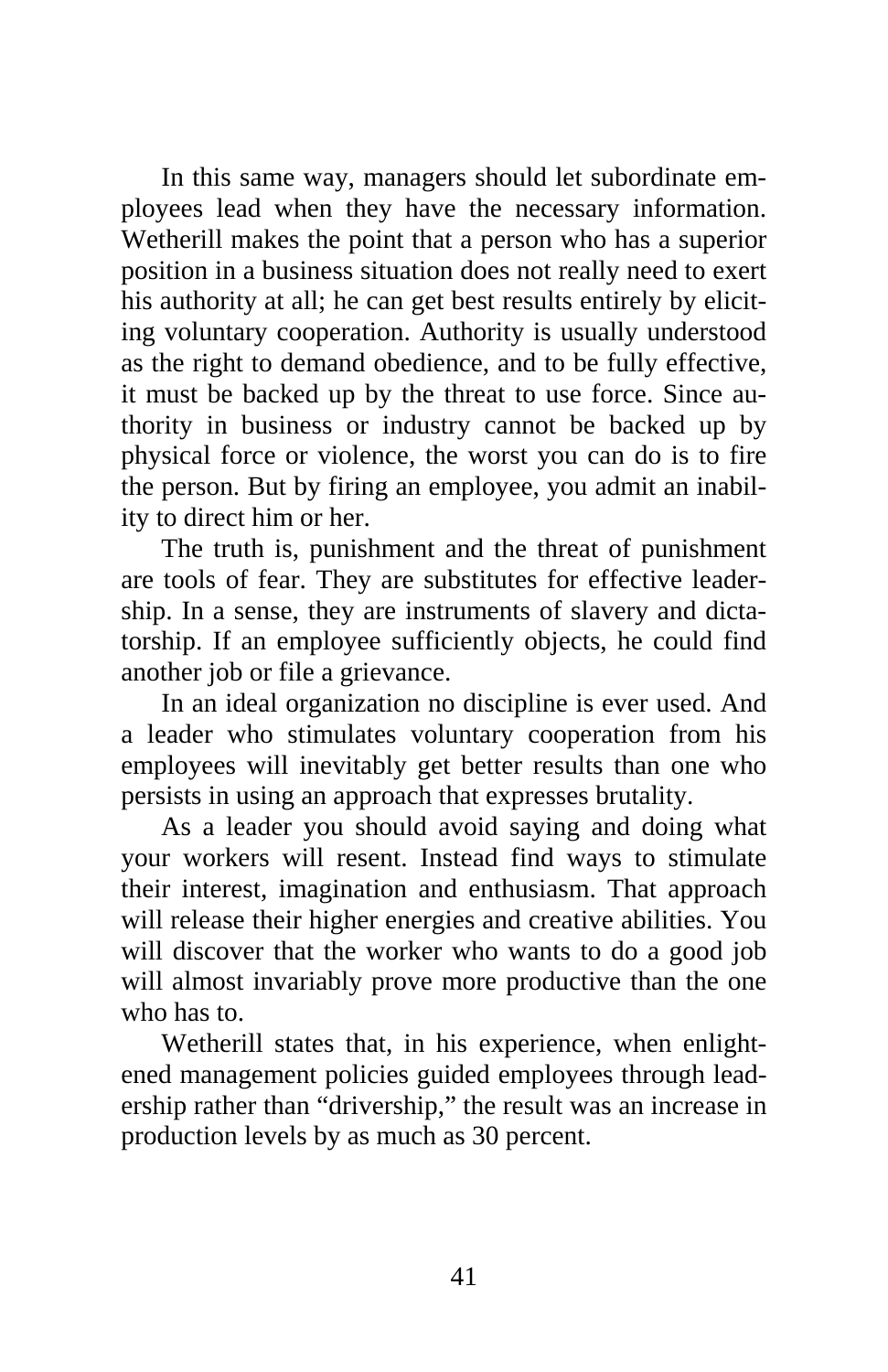In this same way, managers should let subordinate employees lead when they have the necessary information. Wetherill makes the point that a person who has a superior position in a business situation does not really need to exert his authority at all; he can get best results entirely by eliciting voluntary cooperation. Authority is usually understood as the right to demand obedience, and to be fully effective, it must be backed up by the threat to use force. Since authority in business or industry cannot be backed up by physical force or violence, the worst you can do is to fire the person. But by firing an employee, you admit an inability to direct him or her.

The truth is, punishment and the threat of punishment are tools of fear. They are substitutes for effective leadership. In a sense, they are instruments of slavery and dictatorship. If an employee sufficiently objects, he could find another job or file a grievance.

In an ideal organization no discipline is ever used. And a leader who stimulates voluntary cooperation from his employees will inevitably get better results than one who persists in using an approach that expresses brutality.

As a leader you should avoid saying and doing what your workers will resent. Instead find ways to stimulate their interest, imagination and enthusiasm. That approach will release their higher energies and creative abilities. You will discover that the worker who wants to do a good job will almost invariably prove more productive than the one who has to.

Wetherill states that, in his experience, when enlightened management policies guided employees through leadership rather than "drivership," the result was an increase in production levels by as much as 30 percent.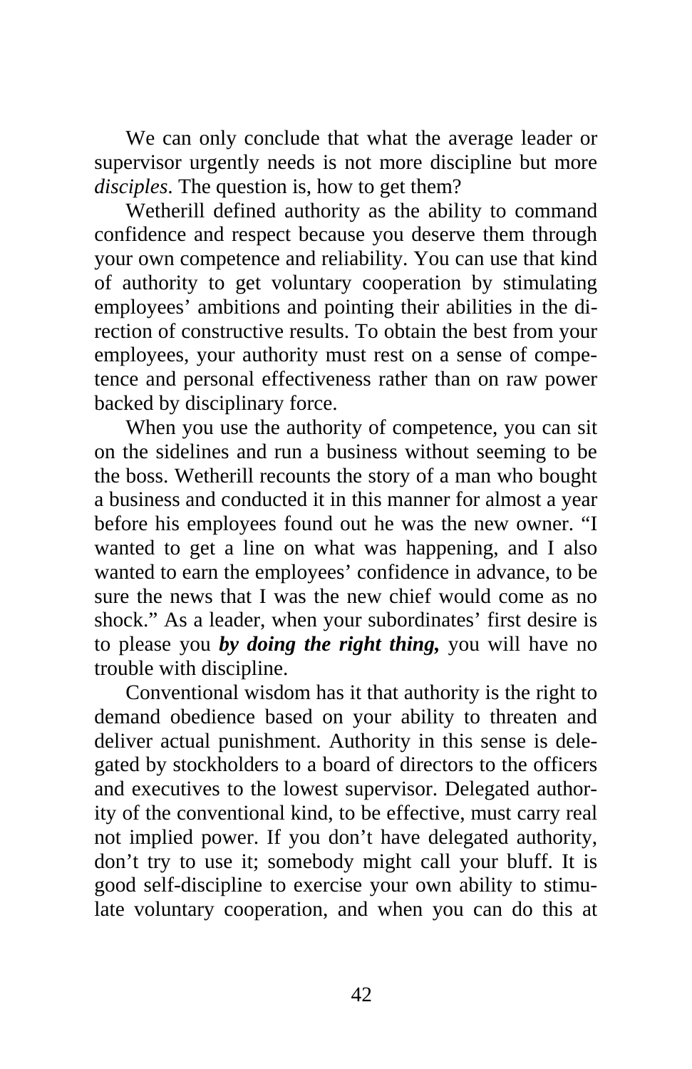We can only conclude that what the average leader or supervisor urgently needs is not more discipline but more *disciples*. The question is, how to get them?

Wetherill defined authority as the ability to command confidence and respect because you deserve them through your own competence and reliability. You can use that kind of authority to get voluntary cooperation by stimulating employees' ambitions and pointing their abilities in the direction of constructive results. To obtain the best from your employees, your authority must rest on a sense of competence and personal effectiveness rather than on raw power backed by disciplinary force.

When you use the authority of competence, you can sit on the sidelines and run a business without seeming to be the boss. Wetherill recounts the story of a man who bought a business and conducted it in this manner for almost a year before his employees found out he was the new owner. "I wanted to get a line on what was happening, and I also wanted to earn the employees' confidence in advance, to be sure the news that I was the new chief would come as no shock." As a leader, when your subordinates' first desire is to please you ***by doing the right thing,*** you will have no trouble with discipline.

Conventional wisdom has it that authority is the right to demand obedience based on your ability to threaten and deliver actual punishment. Authority in this sense is delegated by stockholders to a board of directors to the officers and executives to the lowest supervisor. Delegated authority of the conventional kind, to be effective, must carry real not implied power. If you don't have delegated authority, don't try to use it; somebody might call your bluff. It is good self-discipline to exercise your own ability to stimulate voluntary cooperation, and when you can do this at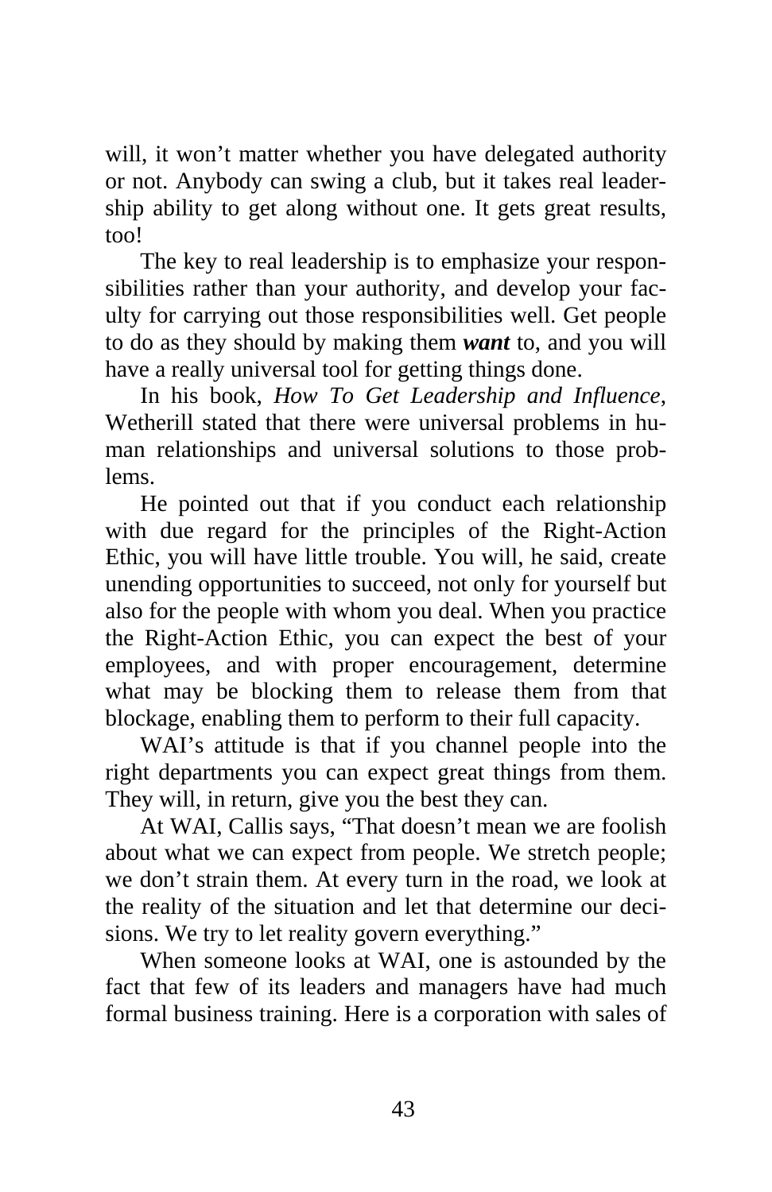will, it won't matter whether you have delegated authority or not. Anybody can swing a club, but it takes real leadership ability to get along without one. It gets great results, too!

The key to real leadership is to emphasize your responsibilities rather than your authority, and develop your faculty for carrying out those responsibilities well. Get people to do as they should by making them ***want*** to, and you will have a really universal tool for getting things done.

In his book, *How To Get Leadership and Influence*, Wetherill stated that there were universal problems in human relationships and universal solutions to those problems.

He pointed out that if you conduct each relationship with due regard for the principles of the Right-Action Ethic, you will have little trouble. You will, he said, create unending opportunities to succeed, not only for yourself but also for the people with whom you deal. When you practice the Right-Action Ethic, you can expect the best of your employees, and with proper encouragement, determine what may be blocking them to release them from that blockage, enabling them to perform to their full capacity.

WAI's attitude is that if you channel people into the right departments you can expect great things from them. They will, in return, give you the best they can.

At WAI, Callis says, "That doesn't mean we are foolish about what we can expect from people. We stretch people; we don't strain them. At every turn in the road, we look at the reality of the situation and let that determine our decisions. We try to let reality govern everything."

When someone looks at WAI, one is astounded by the fact that few of its leaders and managers have had much formal business training. Here is a corporation with sales of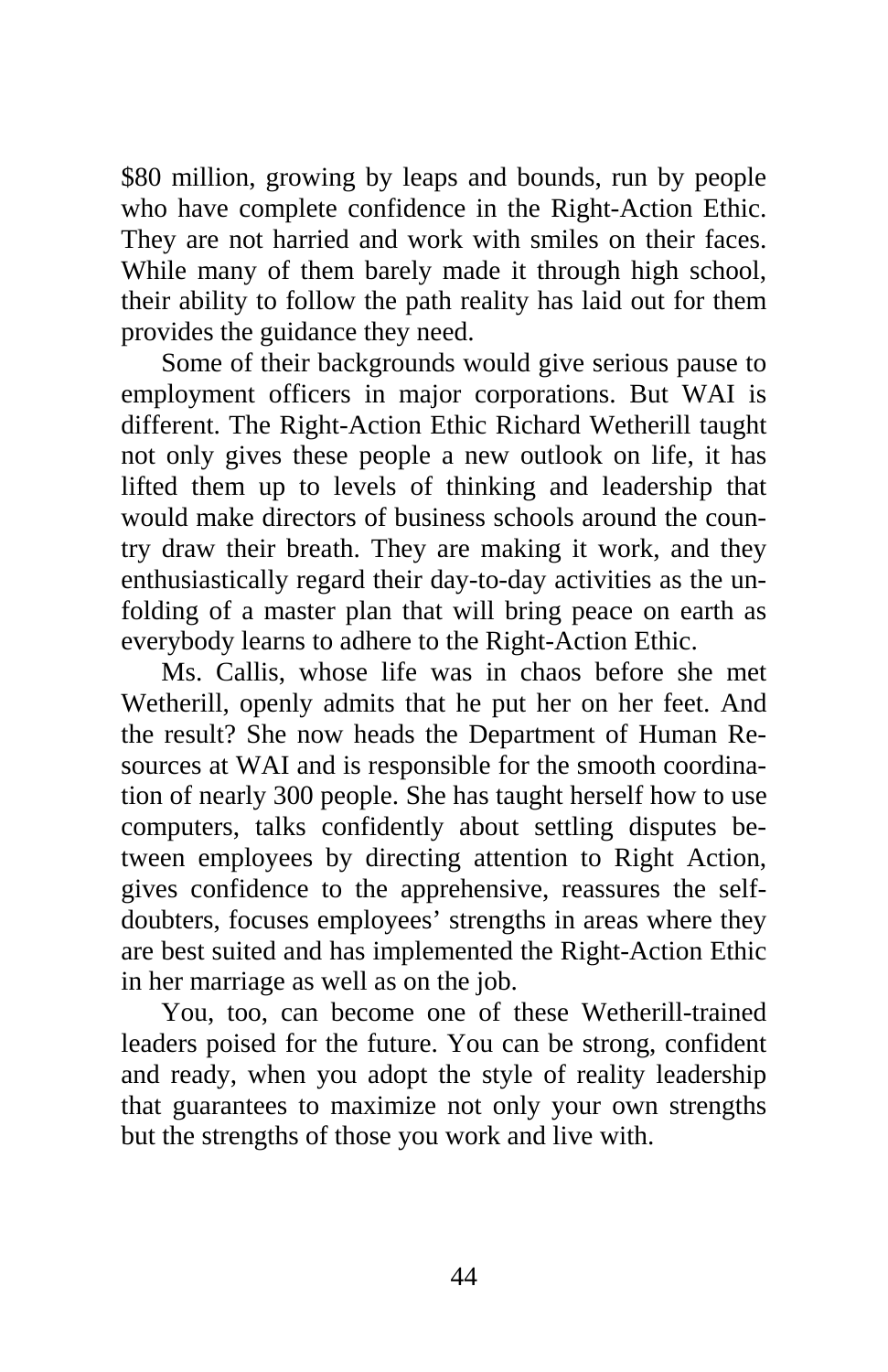$80 million, growing by leaps and bounds, run by people who have complete confidence in the Right-Action Ethic. They are not harried and work with smiles on their faces. While many of them barely made it through high school, their ability to follow the path reality has laid out for them provides the guidance they need.

Some of their backgrounds would give serious pause to employment officers in major corporations. But WAI is different. The Right-Action Ethic Richard Wetherill taught not only gives these people a new outlook on life, it has lifted them up to levels of thinking and leadership that would make directors of business schools around the country draw their breath. They are making it work, and they enthusiastically regard their day-to-day activities as the unfolding of a master plan that will bring peace on earth as everybody learns to adhere to the Right-Action Ethic.

Ms. Callis, whose life was in chaos before she met Wetherill, openly admits that he put her on her feet. And the result? She now heads the Department of Human Resources at WAI and is responsible for the smooth coordination of nearly 300 people. She has taught herself how to use computers, talks confidently about settling disputes between employees by directing attention to Right Action, gives confidence to the apprehensive, reassures the self-doubters, focuses employees' strengths in areas where they are best suited and has implemented the Right-Action Ethic in her marriage as well as on the job.

You, too, can become one of these Wetherill-trained leaders poised for the future. You can be strong, confident and ready, when you adopt the style of reality leadership that guarantees to maximize not only your own strengths but the strengths of those you work and live with.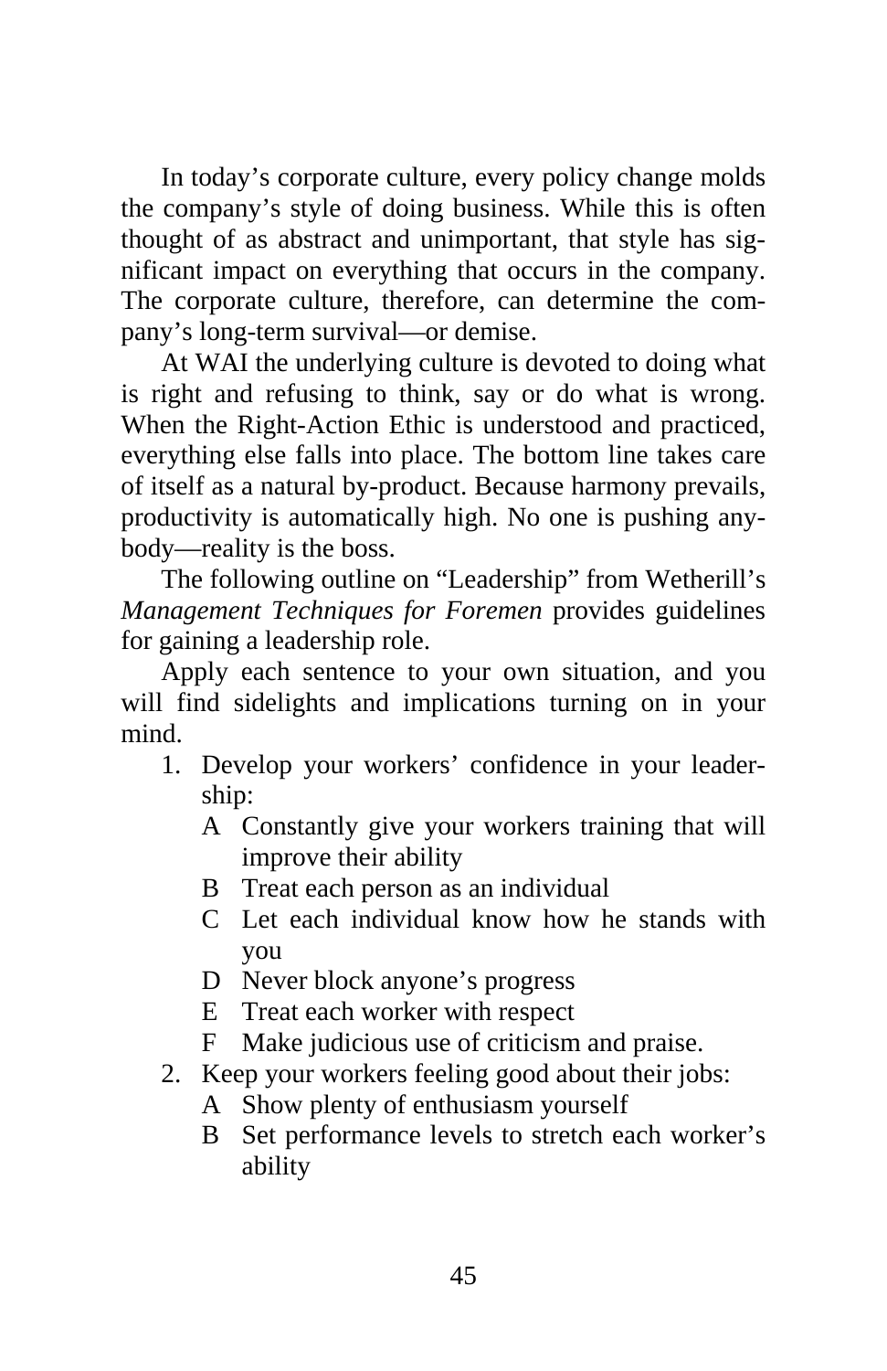In today's corporate culture, every policy change molds the company's style of doing business. While this is often thought of as abstract and unimportant, that style has significant impact on everything that occurs in the company. The corporate culture, therefore, can determine the company's long-term survival—or demise.

At WAI the underlying culture is devoted to doing what is right and refusing to think, say or do what is wrong. When the Right-Action Ethic is understood and practiced, everything else falls into place. The bottom line takes care of itself as a natural by-product. Because harmony prevails, productivity is automatically high. No one is pushing anybody—reality is the boss.

The following outline on "Leadership" from Wetherill's *Management Techniques for Foremen* provides guidelines for gaining a leadership role.

Apply each sentence to your own situation, and you will find sidelights and implications turning on in your mind.

1. Develop your workers' confidence in your leadership:
   - A Constantly give your workers training that will improve their ability
   - B Treat each person as an individual
   - C Let each individual know how he stands with you
   - D Never block anyone's progress
   - E Treat each worker with respect
   - F Make judicious use of criticism and praise.
2. Keep your workers feeling good about their jobs:
   - A Show plenty of enthusiasm yourself
   - B Set performance levels to stretch each worker's ability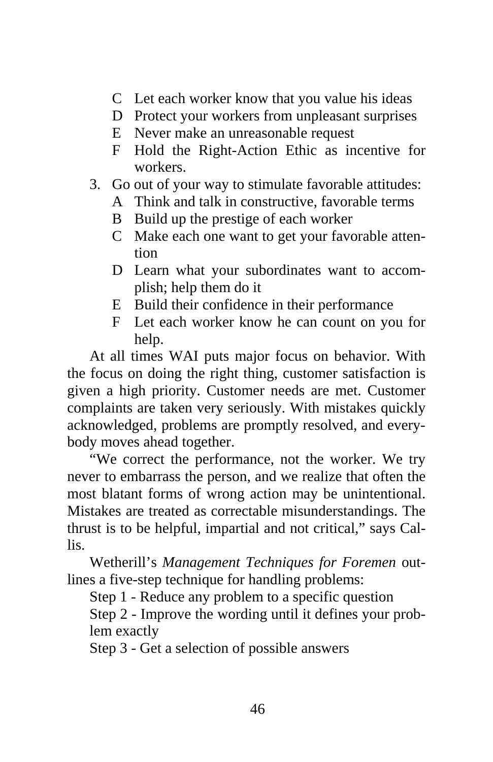- C Let each worker know that you value his ideas
   - D Protect your workers from unpleasant surprises
   - E Never make an unreasonable request
   - F Hold the Right-Action Ethic as incentive for workers.
3. Go out of your way to stimulate favorable attitudes:
   - A Think and talk in constructive, favorable terms
   - B Build up the prestige of each worker
   - C Make each one want to get your favorable attention
   - D Learn what your subordinates want to accomplish; help them do it
   - E Build their confidence in their performance
   - F Let each worker know he can count on you for help.

At all times WAI puts major focus on behavior. With the focus on doing the right thing, customer satisfaction is given a high priority. Customer needs are met. Customer complaints are taken very seriously. With mistakes quickly acknowledged, problems are promptly resolved, and everybody moves ahead together.

"We correct the performance, not the worker. We try never to embarrass the person, and we realize that often the most blatant forms of wrong action may be unintentional. Mistakes are treated as correctable misunderstandings. The thrust is to be helpful, impartial and not critical," says Callis.

Wetherill's *Management Techniques for Foremen* outlines a five-step technique for handling problems:

Step 1 - Reduce any problem to a specific question

Step 2 - Improve the wording until it defines your problem exactly

Step 3 - Get a selection of possible answers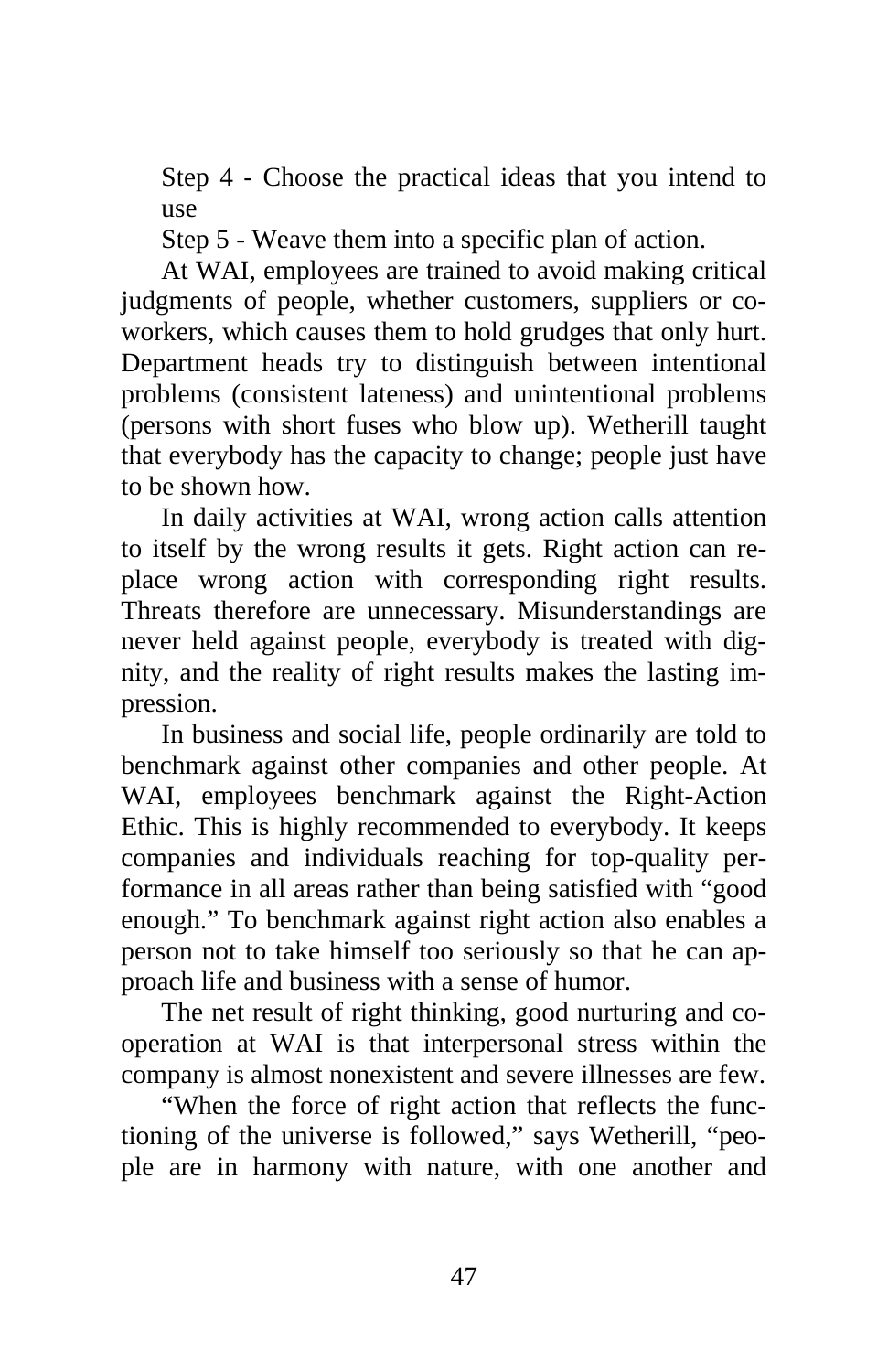Step 4 - Choose the practical ideas that you intend to use

Step 5 - Weave them into a specific plan of action.

At WAI, employees are trained to avoid making critical judgments of people, whether customers, suppliers or co-workers, which causes them to hold grudges that only hurt. Department heads try to distinguish between intentional problems (consistent lateness) and unintentional problems (persons with short fuses who blow up). Wetherill taught that everybody has the capacity to change; people just have to be shown how.

In daily activities at WAI, wrong action calls attention to itself by the wrong results it gets. Right action can replace wrong action with corresponding right results. Threats therefore are unnecessary. Misunderstandings are never held against people, everybody is treated with dignity, and the reality of right results makes the lasting impression.

In business and social life, people ordinarily are told to benchmark against other companies and other people. At WAI, employees benchmark against the Right-Action Ethic. This is highly recommended to everybody. It keeps companies and individuals reaching for top-quality performance in all areas rather than being satisfied with "good enough." To benchmark against right action also enables a person not to take himself too seriously so that he can approach life and business with a sense of humor.

The net result of right thinking, good nurturing and cooperation at WAI is that interpersonal stress within the company is almost nonexistent and severe illnesses are few.

"When the force of right action that reflects the functioning of the universe is followed," says Wetherill, "people are in harmony with nature, with one another and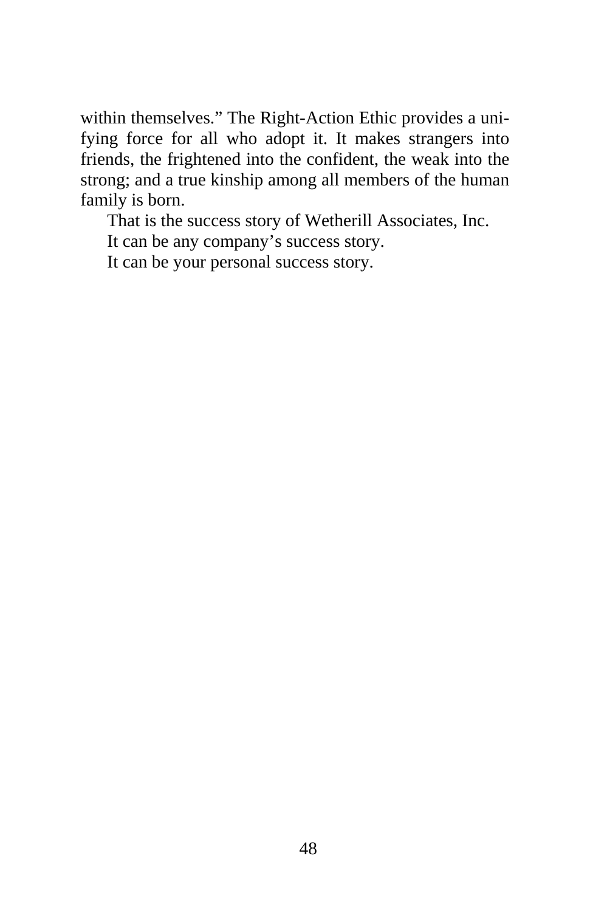within themselves." The Right-Action Ethic provides a unifying force for all who adopt it. It makes strangers into friends, the frightened into the confident, the weak into the strong; and a true kinship among all members of the human family is born.

That is the success story of Wetherill Associates, Inc.

It can be any company's success story.

It can be your personal success story.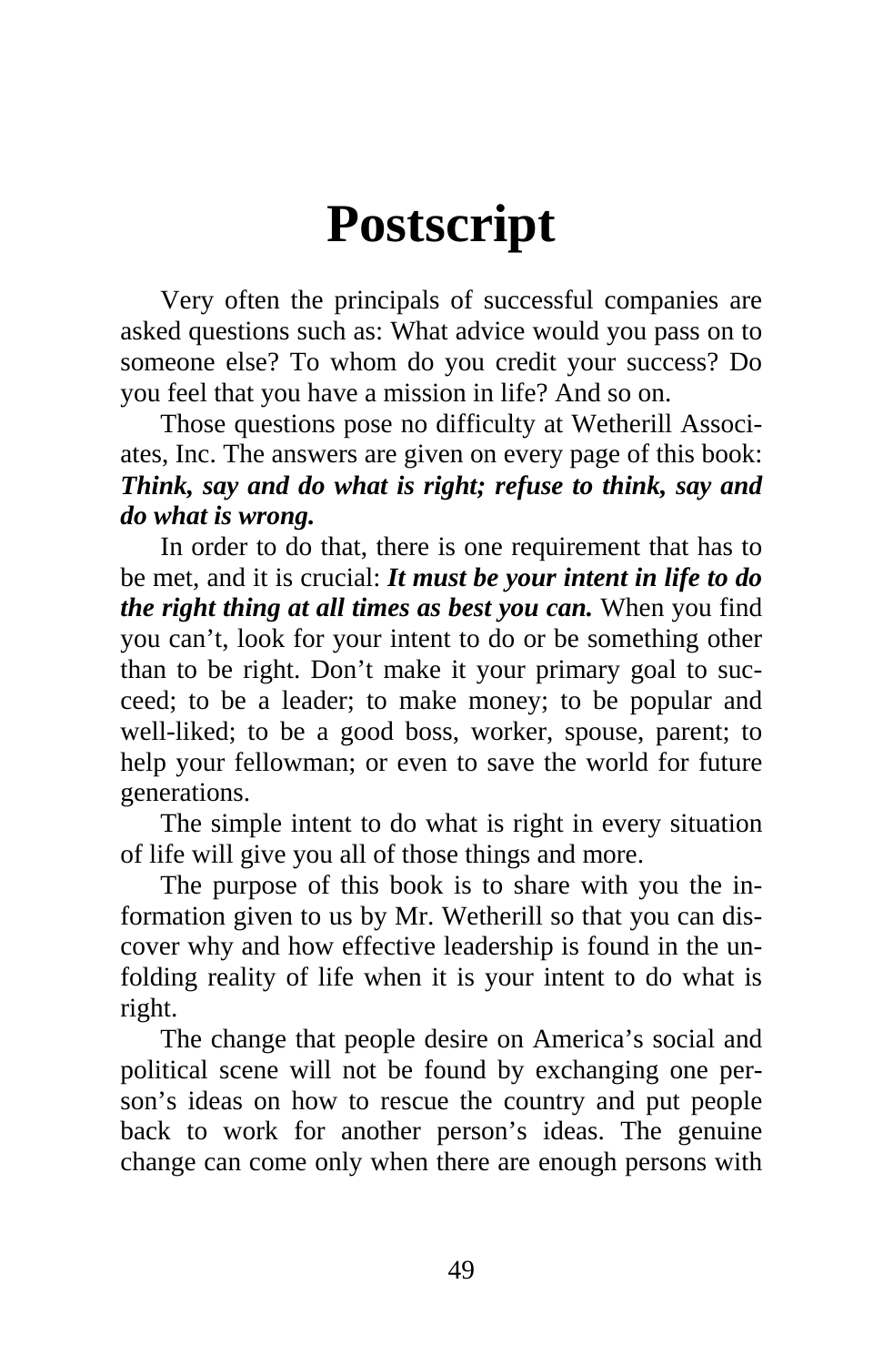# Postscript

Very often the principals of successful companies are asked questions such as: What advice would you pass on to someone else? To whom do you credit your success? Do you feel that you have a mission in life? And so on.

Those questions pose no difficulty at Wetherill Associates, Inc. The answers are given on every page of this book: ***Think, say and do what is right; refuse to think, say and do what is wrong.***

In order to do that, there is one requirement that has to be met, and it is crucial: ***It must be your intent in life to do the right thing at all times as best you can.*** When you find you can't, look for your intent to do or be something other than to be right. Don't make it your primary goal to succeed; to be a leader; to make money; to be popular and well-liked; to be a good boss, worker, spouse, parent; to help your fellowman; or even to save the world for future generations.

The simple intent to do what is right in every situation of life will give you all of those things and more.

The purpose of this book is to share with you the information given to us by Mr. Wetherill so that you can discover why and how effective leadership is found in the unfolding reality of life when it is your intent to do what is right.

The change that people desire on America's social and political scene will not be found by exchanging one person's ideas on how to rescue the country and put people back to work for another person's ideas. The genuine change can come only when there are enough persons with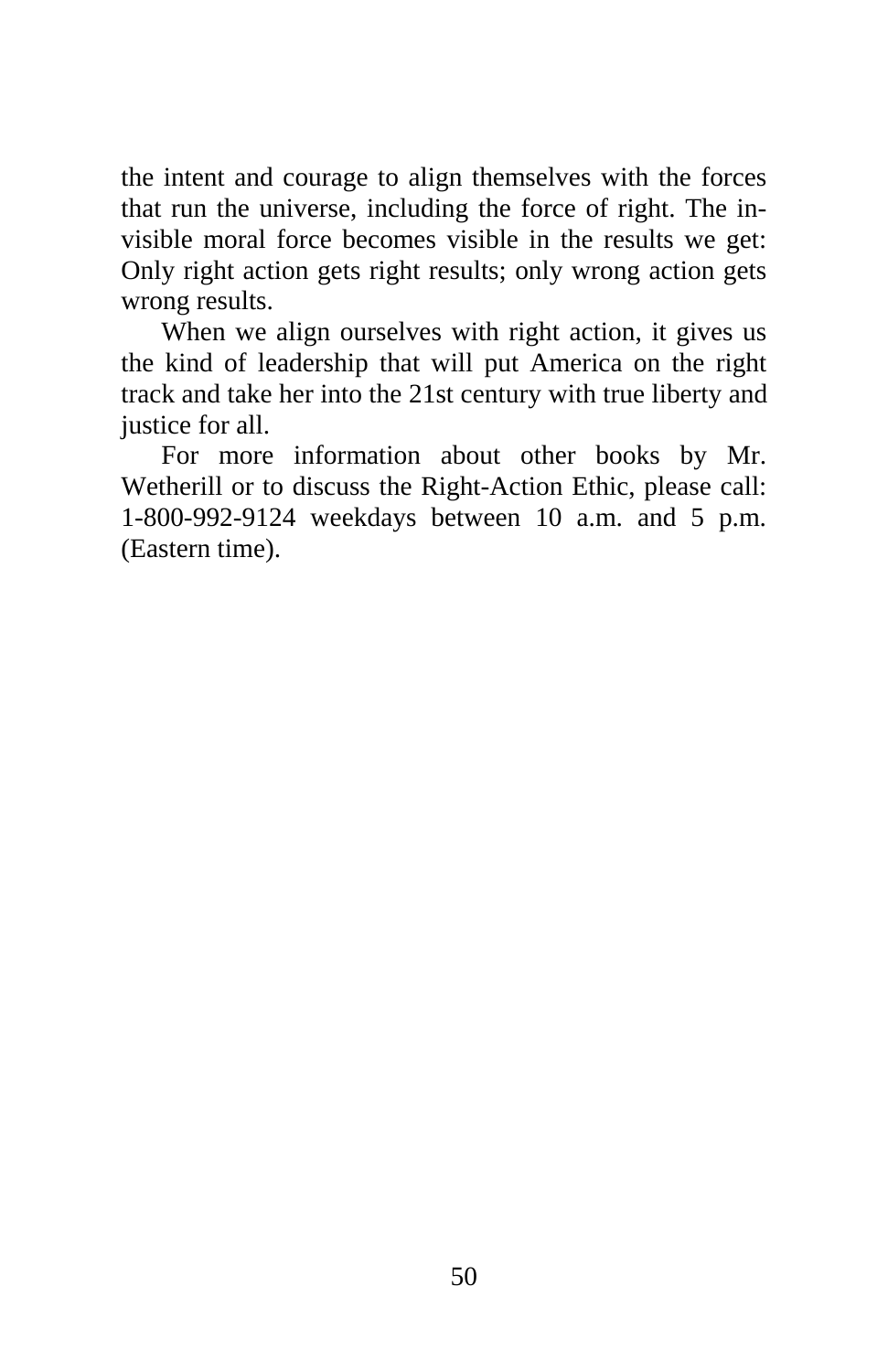the intent and courage to align themselves with the forces that run the universe, including the force of right. The invisible moral force becomes visible in the results we get: Only right action gets right results; only wrong action gets wrong results.

When we align ourselves with right action, it gives us the kind of leadership that will put America on the right track and take her into the 21st century with true liberty and justice for all.

For more information about other books by Mr. Wetherill or to discuss the Right-Action Ethic, please call: 1-800-992-9124 weekdays between 10 a.m. and 5 p.m. (Eastern time).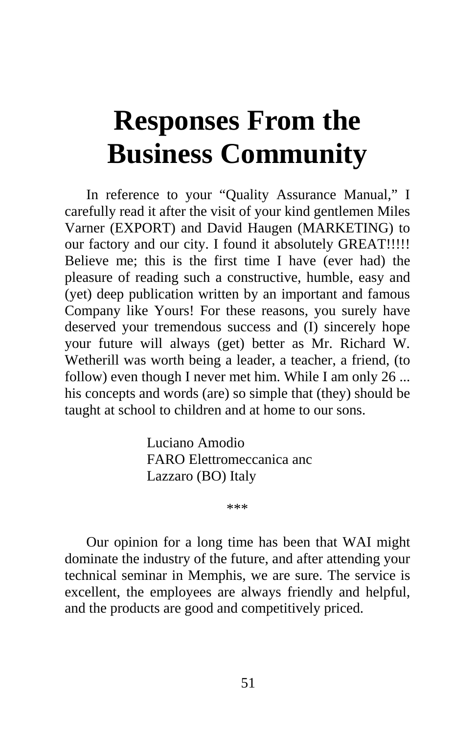# Responses From the Business Community

In reference to your "Quality Assurance Manual," I carefully read it after the visit of your kind gentlemen Miles Varner (EXPORT) and David Haugen (MARKETING) to our factory and our city. I found it absolutely GREAT!!!!! Believe me; this is the first time I have (ever had) the pleasure of reading such a constructive, humble, easy and (yet) deep publication written by an important and famous Company like Yours! For these reasons, you surely have deserved your tremendous success and (I) sincerely hope your future will always (get) better as Mr. Richard W. Wetherill was worth being a leader, a teacher, a friend, (to follow) even though I never met him. While I am only 26 ... his concepts and words (are) so simple that (they) should be taught at school to children and at home to our sons.

Luciano Amodio
FARO Elettromeccanica anc
Lazzaro (BO) Italy

***

Our opinion for a long time has been that WAI might dominate the industry of the future, and after attending your technical seminar in Memphis, we are sure. The service is excellent, the employees are always friendly and helpful, and the products are good and competitively priced.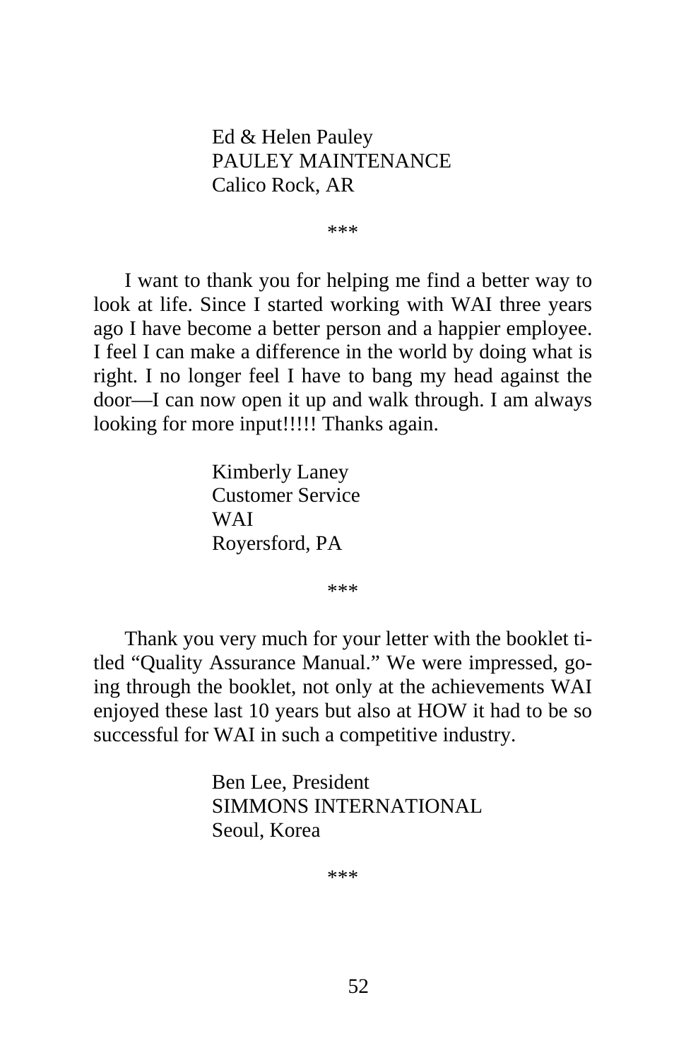Ed & Helen Pauley
PAULEY MAINTENANCE
Calico Rock, AR

\*\*\*

I want to thank you for helping me find a better way to look at life. Since I started working with WAI three years ago I have become a better person and a happier employee. I feel I can make a difference in the world by doing what is right. I no longer feel I have to bang my head against the door—I can now open it up and walk through. I am always looking for more input!!!!! Thanks again.

Kimberly Laney
Customer Service
WAI
Royersford, PA

\*\*\*

Thank you very much for your letter with the booklet titled "Quality Assurance Manual." We were impressed, going through the booklet, not only at the achievements WAI enjoyed these last 10 years but also at HOW it had to be so successful for WAI in such a competitive industry.

Ben Lee, President
SIMMONS INTERNATIONAL
Seoul, Korea

\*\*\*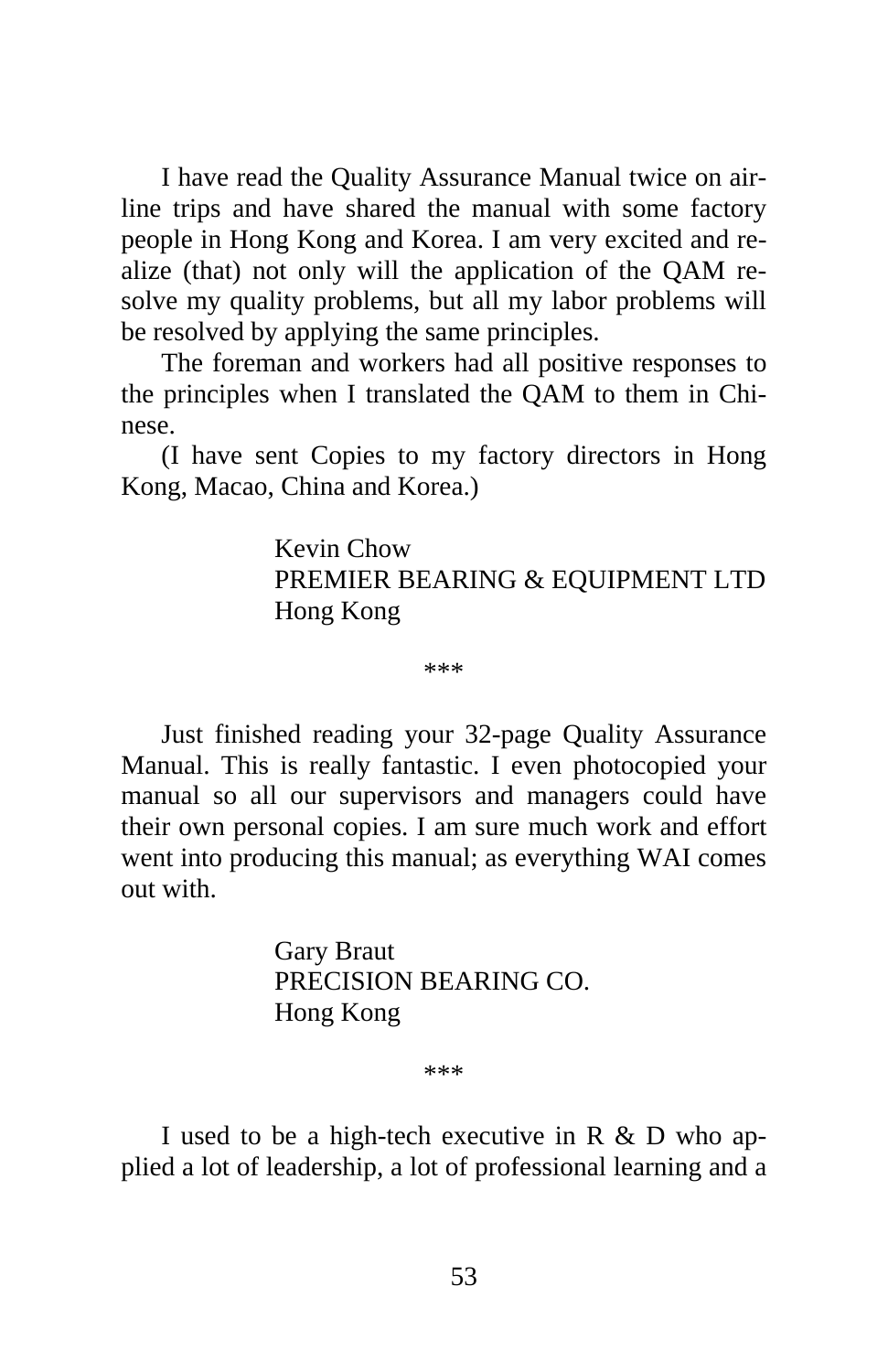I have read the Quality Assurance Manual twice on airline trips and have shared the manual with some factory people in Hong Kong and Korea. I am very excited and realize (that) not only will the application of the QAM resolve my quality problems, but all my labor problems will be resolved by applying the same principles.

The foreman and workers had all positive responses to the principles when I translated the QAM to them in Chinese.

(I have sent Copies to my factory directors in Hong Kong, Macao, China and Korea.)

> Kevin Chow
> PREMIER BEARING & EQUIPMENT LTD
> Hong Kong

\*\*\*

Just finished reading your 32-page Quality Assurance Manual. This is really fantastic. I even photocopied your manual so all our supervisors and managers could have their own personal copies. I am sure much work and effort went into producing this manual; as everything WAI comes out with.

> Gary Braut
> PRECISION BEARING CO.
> Hong Kong

\*\*\*

I used to be a high-tech executive in R & D who applied a lot of leadership, a lot of professional learning and a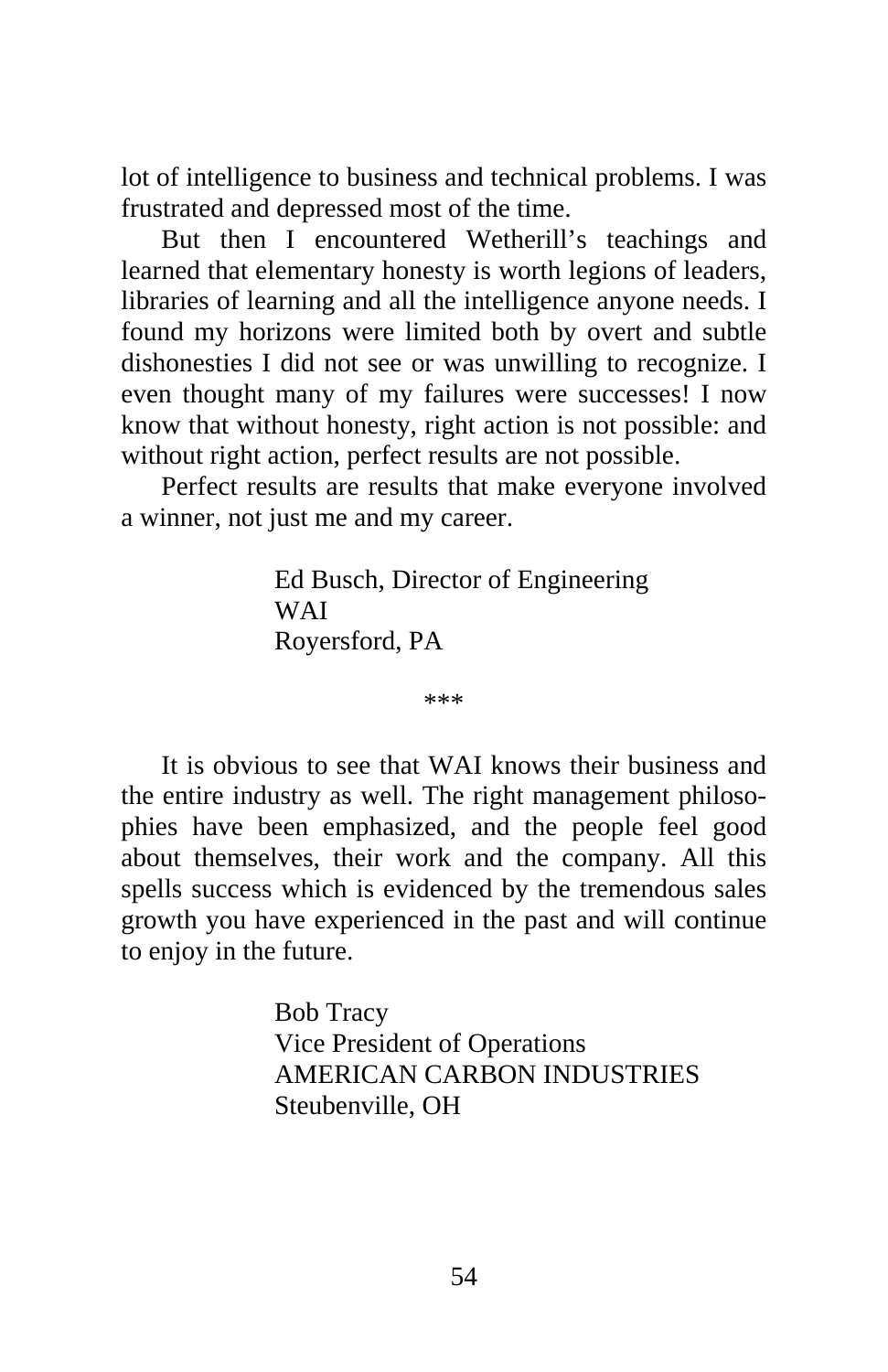lot of intelligence to business and technical problems. I was frustrated and depressed most of the time.

But then I encountered Wetherill's teachings and learned that elementary honesty is worth legions of leaders, libraries of learning and all the intelligence anyone needs. I found my horizons were limited both by overt and subtle dishonesties I did not see or was unwilling to recognize. I even thought many of my failures were successes! I now know that without honesty, right action is not possible: and without right action, perfect results are not possible.

Perfect results are results that make everyone involved a winner, not just me and my career.

Ed Busch, Director of Engineering
WAI
Royersford, PA

***

It is obvious to see that WAI knows their business and the entire industry as well. The right management philosophies have been emphasized, and the people feel good about themselves, their work and the company. All this spells success which is evidenced by the tremendous sales growth you have experienced in the past and will continue to enjoy in the future.

Bob Tracy
Vice President of Operations
AMERICAN CARBON INDUSTRIES
Steubenville, OH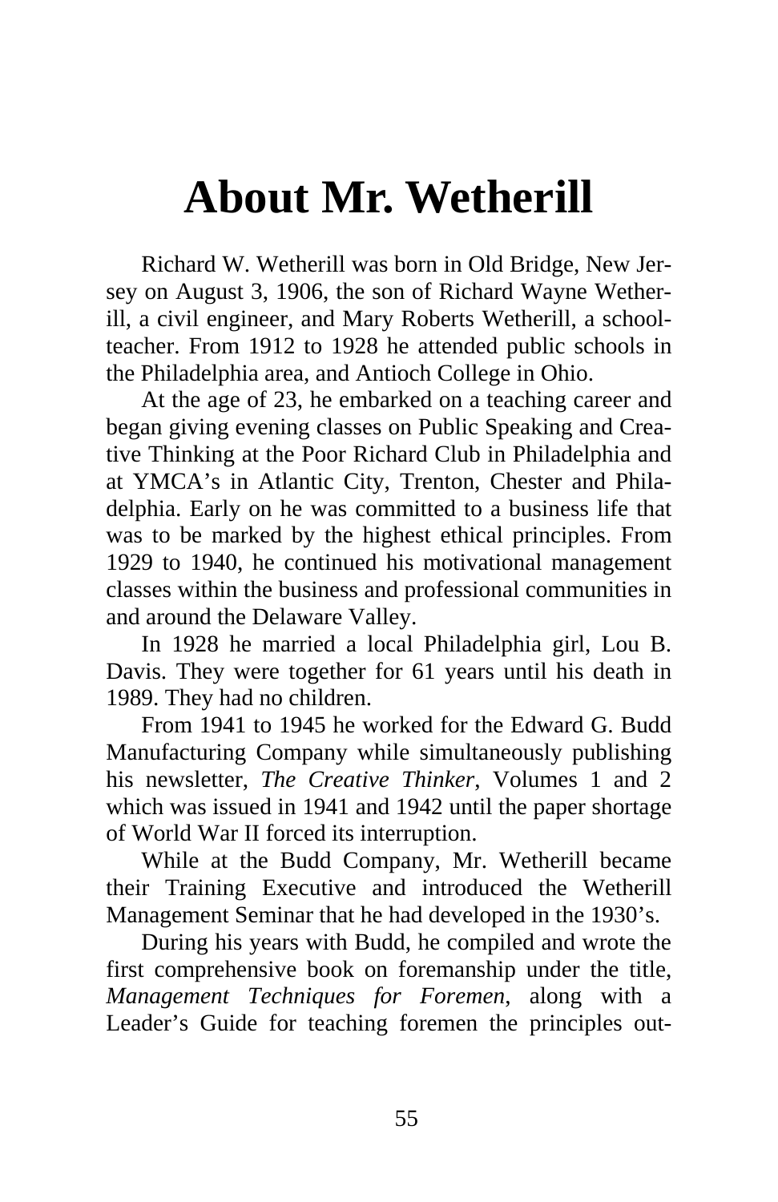# About Mr. Wetherill

Richard W. Wetherill was born in Old Bridge, New Jersey on August 3, 1906, the son of Richard Wayne Wetherill, a civil engineer, and Mary Roberts Wetherill, a schoolteacher. From 1912 to 1928 he attended public schools in the Philadelphia area, and Antioch College in Ohio.

At the age of 23, he embarked on a teaching career and began giving evening classes on Public Speaking and Creative Thinking at the Poor Richard Club in Philadelphia and at YMCA's in Atlantic City, Trenton, Chester and Philadelphia. Early on he was committed to a business life that was to be marked by the highest ethical principles. From 1929 to 1940, he continued his motivational management classes within the business and professional communities in and around the Delaware Valley.

In 1928 he married a local Philadelphia girl, Lou B. Davis. They were together for 61 years until his death in 1989. They had no children.

From 1941 to 1945 he worked for the Edward G. Budd Manufacturing Company while simultaneously publishing his newsletter, *The Creative Thinker*, Volumes 1 and 2 which was issued in 1941 and 1942 until the paper shortage of World War II forced its interruption.

While at the Budd Company, Mr. Wetherill became their Training Executive and introduced the Wetherill Management Seminar that he had developed in the 1930's.

During his years with Budd, he compiled and wrote the first comprehensive book on foremanship under the title, *Management Techniques for Foremen*, along with a Leader's Guide for teaching foremen the principles out-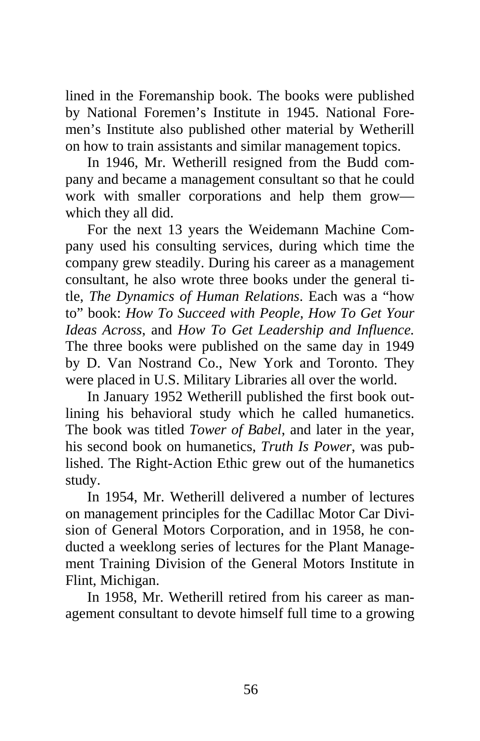lined in the Foremanship book. The books were published by National Foremen's Institute in 1945. National Foremen's Institute also published other material by Wetherill on how to train assistants and similar management topics.

In 1946, Mr. Wetherill resigned from the Budd company and became a management consultant so that he could work with smaller corporations and help them grow—which they all did.

For the next 13 years the Weidemann Machine Company used his consulting services, during which time the company grew steadily. During his career as a management consultant, he also wrote three books under the general title, *The Dynamics of Human Relations*. Each was a "how to" book: *How To Succeed with People*, *How To Get Your Ideas Across*, and *How To Get Leadership and Influence.* The three books were published on the same day in 1949 by D. Van Nostrand Co., New York and Toronto. They were placed in U.S. Military Libraries all over the world.

In January 1952 Wetherill published the first book outlining his behavioral study which he called humanetics. The book was titled *Tower of Babel*, and later in the year, his second book on humanetics, *Truth Is Power*, was published. The Right-Action Ethic grew out of the humanetics study.

In 1954, Mr. Wetherill delivered a number of lectures on management principles for the Cadillac Motor Car Division of General Motors Corporation, and in 1958, he conducted a weeklong series of lectures for the Plant Management Training Division of the General Motors Institute in Flint, Michigan.

In 1958, Mr. Wetherill retired from his career as management consultant to devote himself full time to a growing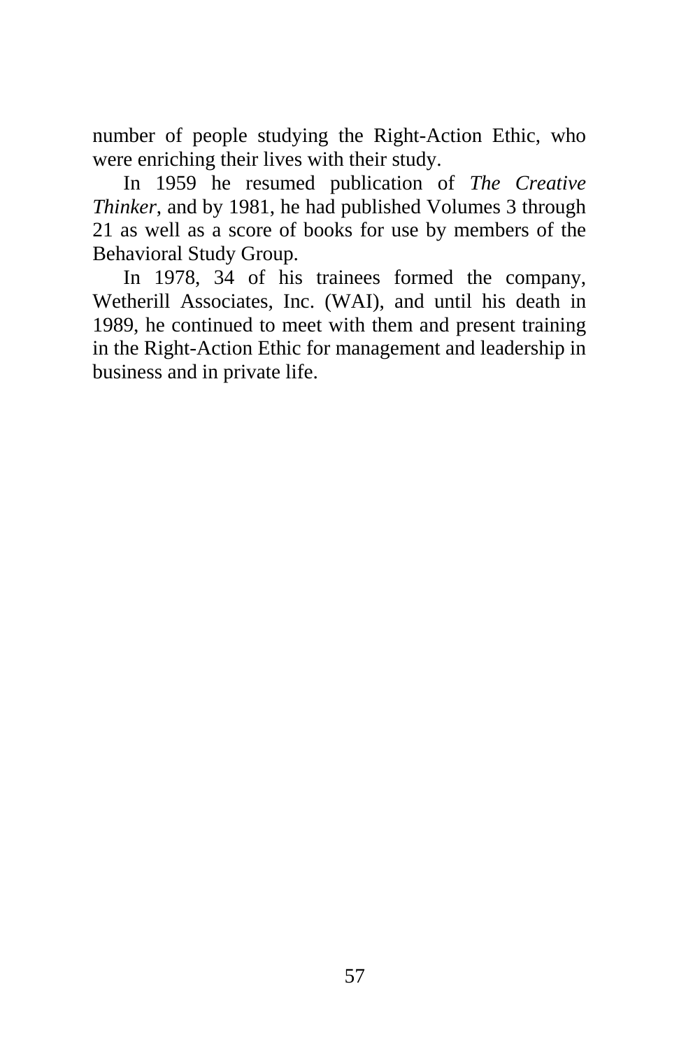number of people studying the Right-Action Ethic, who were enriching their lives with their study.

In 1959 he resumed publication of *The Creative Thinker*, and by 1981, he had published Volumes 3 through 21 as well as a score of books for use by members of the Behavioral Study Group.

In 1978, 34 of his trainees formed the company, Wetherill Associates, Inc. (WAI), and until his death in 1989, he continued to meet with them and present training in the Right-Action Ethic for management and leadership in business and in private life.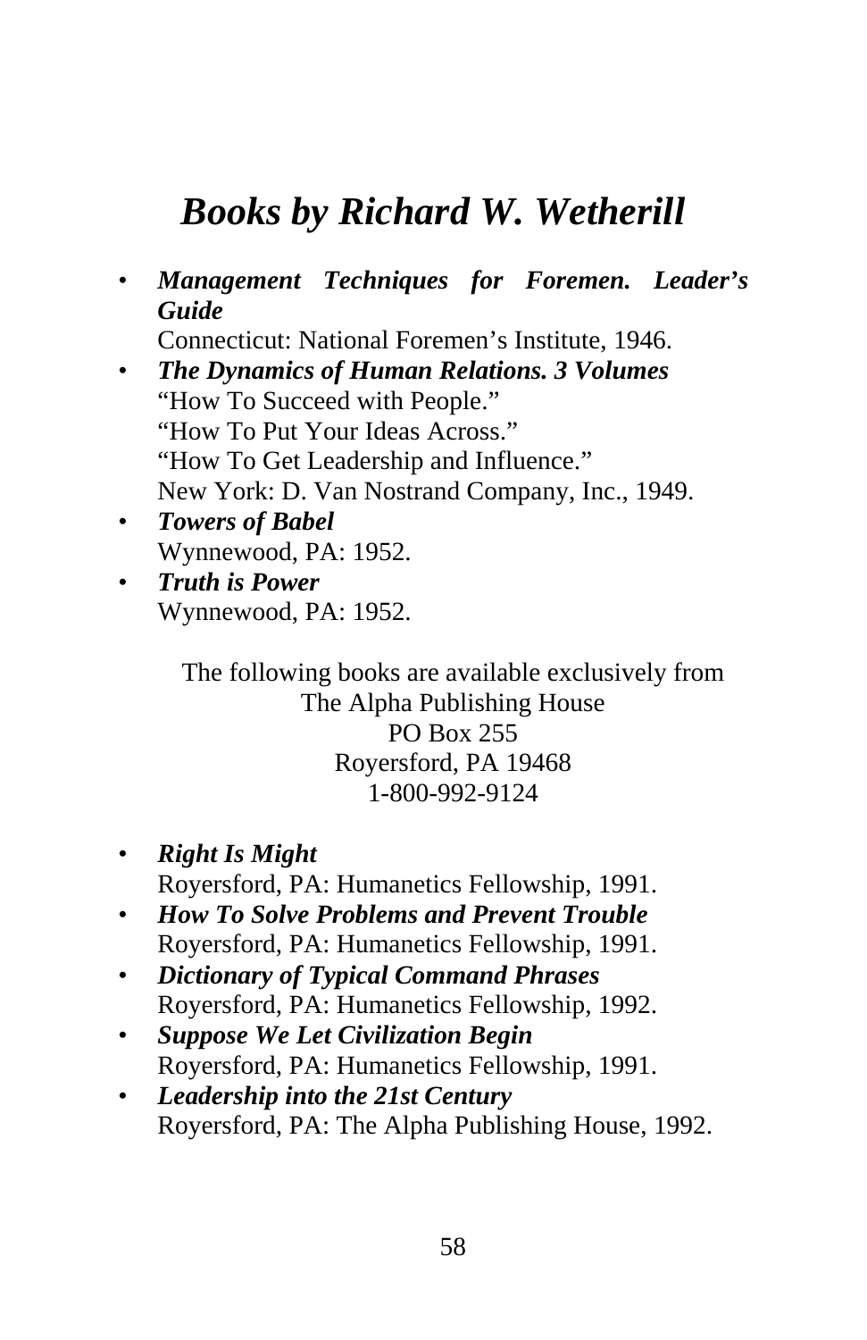# *Books by Richard W. Wetherill*

- ***Management Techniques for Foremen. Leader's Guide***
  Connecticut: National Foremen's Institute, 1946.
- ***The Dynamics of Human Relations. 3 Volumes***
  "How To Succeed with People."
  "How To Put Your Ideas Across."
  "How To Get Leadership and Influence."
  New York: D. Van Nostrand Company, Inc., 1949.
- ***Towers of Babel***
  Wynnewood, PA: 1952.
- ***Truth is Power***
  Wynnewood, PA: 1952.

The following books are available exclusively from
The Alpha Publishing House
PO Box 255
Royersford, PA 19468
1-800-992-9124

- ***Right Is Might***
  Royersford, PA: Humanetics Fellowship, 1991.
- ***How To Solve Problems and Prevent Trouble***
  Royersford, PA: Humanetics Fellowship, 1991.
- ***Dictionary of Typical Command Phrases***
  Royersford, PA: Humanetics Fellowship, 1992.
- ***Suppose We Let Civilization Begin***
  Royersford, PA: Humanetics Fellowship, 1991.
- ***Leadership into the 21st Century***
  Royersford, PA: The Alpha Publishing House, 1992.